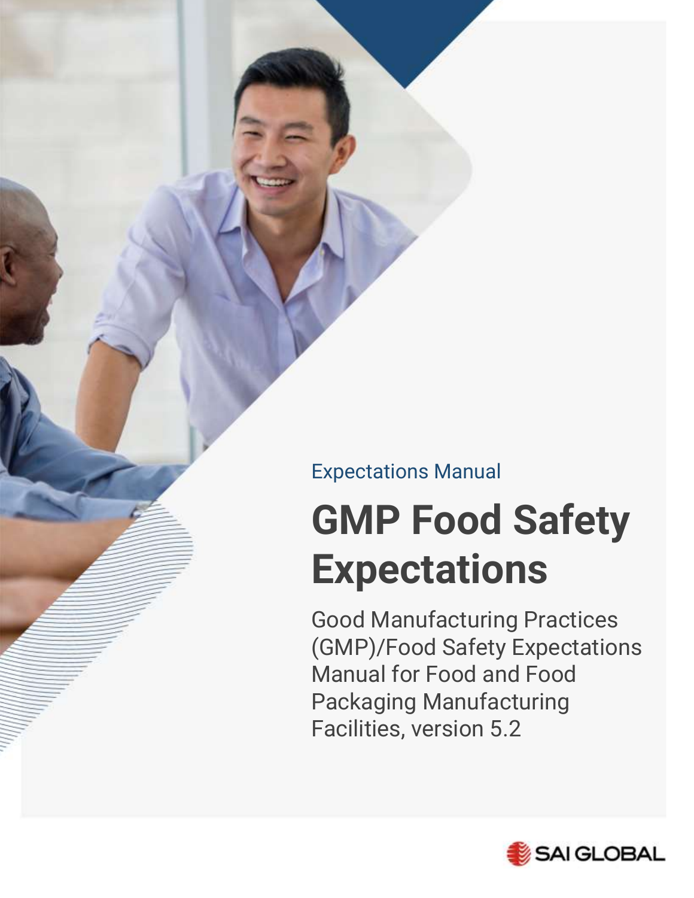Expectations Manual

# GMP Food Safety Expectations

Good Manufacturing Practices (GMP)/Food Safety Expectations Manual for Food and Food Packaging Manufacturing Facilities, version 5.2

SAI GLOBAL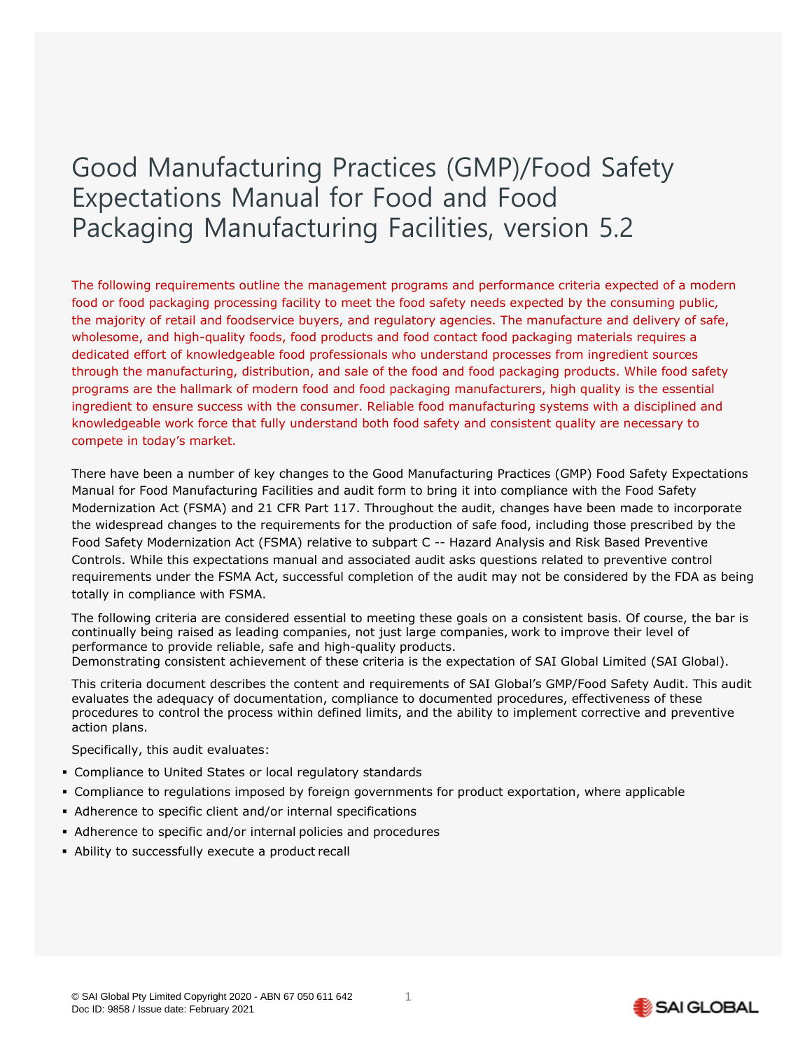# Good Manufacturing Practices (GMP)/Food Safety Expectations Manual for Food and Food Packaging Manufacturing Facilities, version 5.2

The following requirements outline the management programs and performance criteria expected of a modern food or food packaging processing facility to meet the food safety needs expected by the consuming public, the majority of retail and foodservice buyers, and regulatory agencies. The manufacture and delivery of safe, wholesome, and high-quality foods, food products and food contact food packaging materials requires a dedicated effort of knowledgeable food professionals who understand processes from ingredient sources through the manufacturing, distribution, and sale of the food and food packaging products. While food safety programs are the hallmark of modern food and food packaging manufacturers, high quality is the essential ingredient to ensure success with the consumer. Reliable food manufacturing systems with a disciplined and knowledgeable work force that fully understand both food safety and consistent quality are necessary to compete in today's market.

There have been a number of key changes to the Good Manufacturing Practices (GMP) Food Safety Expectations Manual for Food Manufacturing Facilities and audit form to bring it into compliance with the Food Safety Modernization Act (FSMA) and 21 CFR Part 117. Throughout the audit, changes have been made to incorporate the widespread changes to the requirements for the production of safe food, including those prescribed by the Food Safety Modernization Act (FSMA) relative to subpart C -- Hazard Analysis and Risk Based Preventive Controls. While this expectations manual and associated audit asks questions related to preventive control requirements under the FSMA Act, successful completion of the audit may not be considered by the FDA as being totally in compliance with FSMA.

The following criteria are considered essential to meeting these goals on a consistent basis. Of course, the bar is continually being raised as leading companies, not just large companies, work to improve their level of performance to provide reliable, safe and high-quality products.
Demonstrating consistent achievement of these criteria is the expectation of SAI Global Limited (SAI Global).

This criteria document describes the content and requirements of SAI Global's GMP/Food Safety Audit. This audit evaluates the adequacy of documentation, compliance to documented procedures, effectiveness of these procedures to control the process within defined limits, and the ability to implement corrective and preventive action plans.

Specifically, this audit evaluates:

- Compliance to United States or local regulatory standards
- Compliance to regulations imposed by foreign governments for product exportation, where applicable
- Adherence to specific client and/or internal specifications
- Adherence to specific and/or internal policies and procedures
- Ability to successfully execute a product recall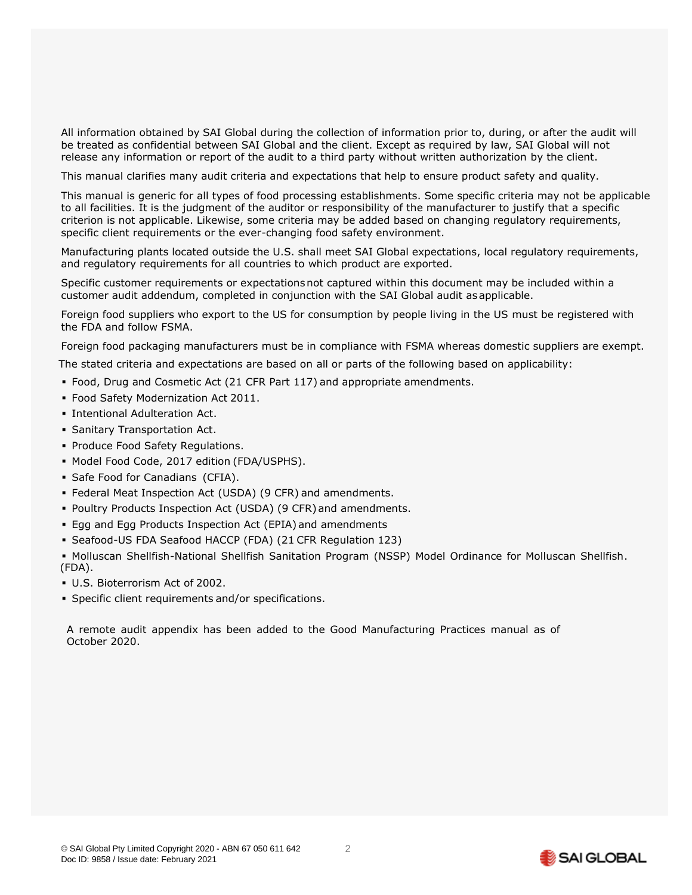All information obtained by SAI Global during the collection of information prior to, during, or after the audit will be treated as confidential between SAI Global and the client. Except as required by law, SAI Global will not release any information or report of the audit to a third party without written authorization by the client.

This manual clarifies many audit criteria and expectations that help to ensure product safety and quality.

This manual is generic for all types of food processing establishments. Some specific criteria may not be applicable to all facilities. It is the judgment of the auditor or responsibility of the manufacturer to justify that a specific criterion is not applicable. Likewise, some criteria may be added based on changing regulatory requirements, specific client requirements or the ever-changing food safety environment.

Manufacturing plants located outside the U.S. shall meet SAI Global expectations, local regulatory requirements, and regulatory requirements for all countries to which product are exported.

Specific customer requirements or expectations not captured within this document may be included within a customer audit addendum, completed in conjunction with the SAI Global audit as applicable.

Foreign food suppliers who export to the US for consumption by people living in the US must be registered with the FDA and follow FSMA.

Foreign food packaging manufacturers must be in compliance with FSMA whereas domestic suppliers are exempt.

The stated criteria and expectations are based on all or parts of the following based on applicability:

- Food, Drug and Cosmetic Act (21 CFR Part 117) and appropriate amendments.
- Food Safety Modernization Act 2011.
- Intentional Adulteration Act.
- Sanitary Transportation Act.
- Produce Food Safety Regulations.
- Model Food Code, 2017 edition (FDA/USPHS).
- Safe Food for Canadians (CFIA).
- Federal Meat Inspection Act (USDA) (9 CFR) and amendments.
- Poultry Products Inspection Act (USDA) (9 CFR) and amendments.
- Egg and Egg Products Inspection Act (EPIA) and amendments
- Seafood-US FDA Seafood HACCP (FDA) (21 CFR Regulation 123)
- Molluscan Shellfish-National Shellfish Sanitation Program (NSSP) Model Ordinance for Molluscan Shellfish. (FDA).
- U.S. Bioterrorism Act of 2002.
- Specific client requirements and/or specifications.

A remote audit appendix has been added to the Good Manufacturing Practices manual as of October 2020.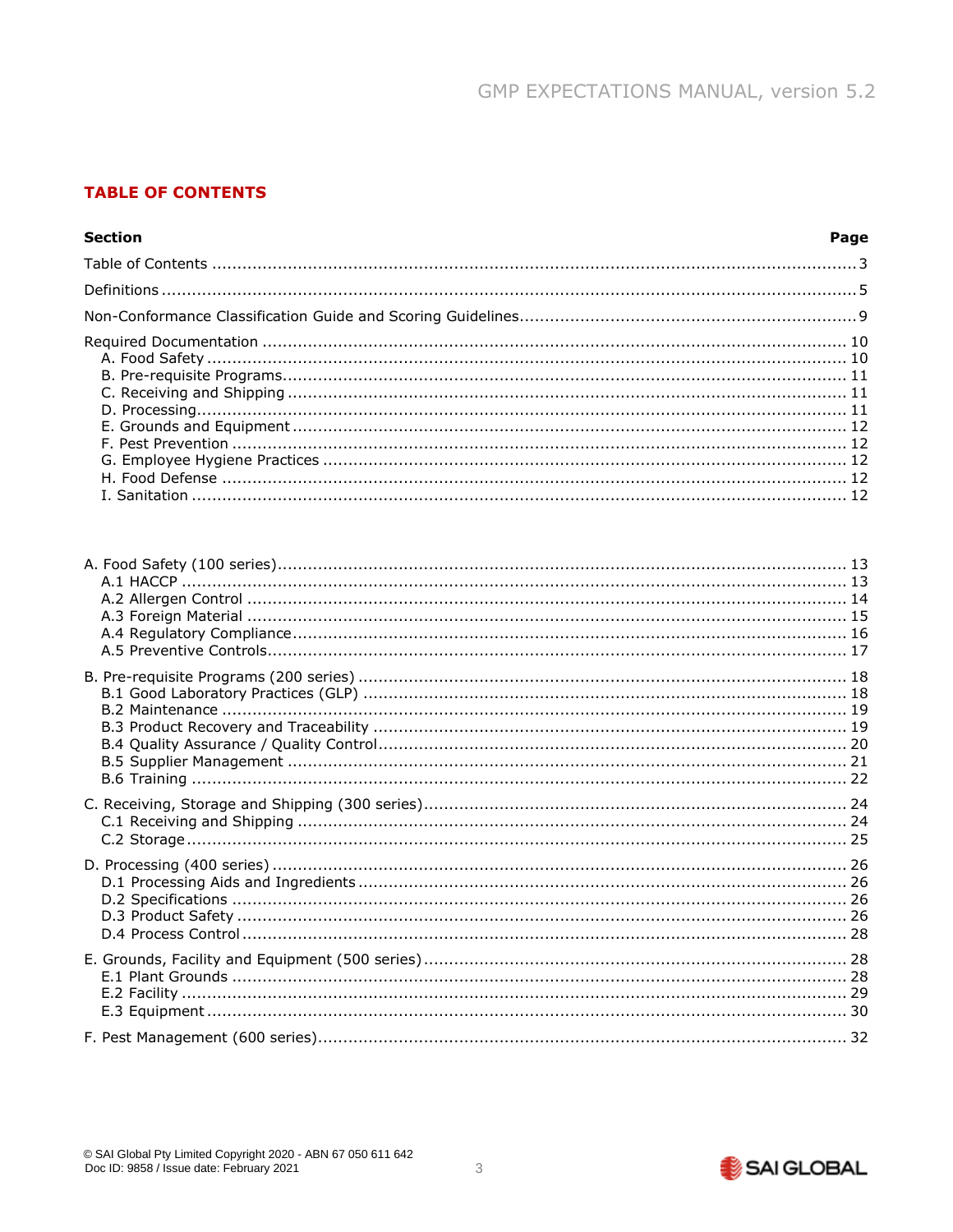## TABLE OF CONTENTS

| Section | Page |
|---|---|
| Table of Contents | 3 |
| Definitions | 5 |
| Non-Conformance Classification Guide and Scoring Guidelines | 9 |
| Required Documentation | 10 |
| A. Food Safety | 10 |
| B. Pre-requisite Programs | 11 |
| C. Receiving and Shipping | 11 |
| D. Processing | 11 |
| E. Grounds and Equipment | 12 |
| F. Pest Prevention | 12 |
| G. Employee Hygiene Practices | 12 |
| H. Food Defense | 12 |
| I. Sanitation | 12 |
| A. Food Safety (100 series) | 13 |
| A.1 HACCP | 13 |
| A.2 Allergen Control | 14 |
| A.3 Foreign Material | 15 |
| A.4 Regulatory Compliance | 16 |
| A.5 Preventive Controls | 17 |
| B. Pre-requisite Programs (200 series) | 18 |
| B.1 Good Laboratory Practices (GLP) | 18 |
| B.2 Maintenance | 19 |
| B.3 Product Recovery and Traceability | 19 |
| B.4 Quality Assurance / Quality Control | 20 |
| B.5 Supplier Management | 21 |
| B.6 Training | 22 |
| C. Receiving, Storage and Shipping (300 series) | 24 |
| C.1 Receiving and Shipping | 24 |
| C.2 Storage | 25 |
| D. Processing (400 series) | 26 |
| D.1 Processing Aids and Ingredients | 26 |
| D.2 Specifications | 26 |
| D.3 Product Safety | 26 |
| D.4 Process Control | 28 |
| E. Grounds, Facility and Equipment (500 series) | 28 |
| E.1 Plant Grounds | 28 |
| E.2 Facility | 29 |
| E.3 Equipment | 30 |
| F. Pest Management (600 series) | 32 |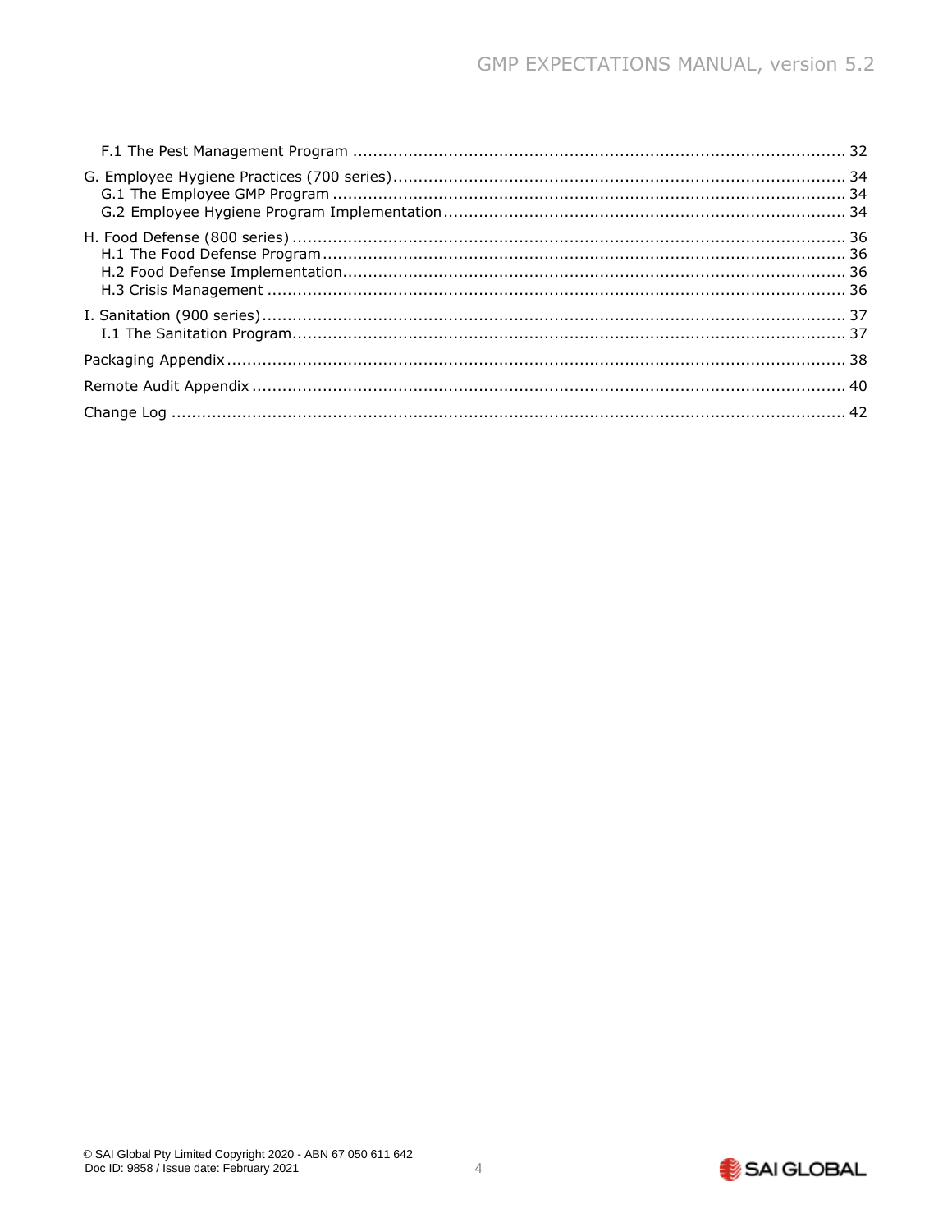F.1 The Pest Management Program ................................................................................................. 32

G. Employee Hygiene Practices (700 series).......................................................................................... 34
G.1 The Employee GMP Program ..................................................................................................... 34
G.2 Employee Hygiene Program Implementation............................................................................... 34

H. Food Defense (800 series) ............................................................................................................. 36
H.1 The Food Defense Program........................................................................................................ 36
H.2 Food Defense Implementation.................................................................................................... 36
H.3 Crisis Management .................................................................................................................. 36

I. Sanitation (900 series)................................................................................................................... 37
I.1 The Sanitation Program............................................................................................................. 37

Packaging Appendix .......................................................................................................................... 38

Remote Audit Appendix ..................................................................................................................... 40

Change Log ...................................................................................................................................... 42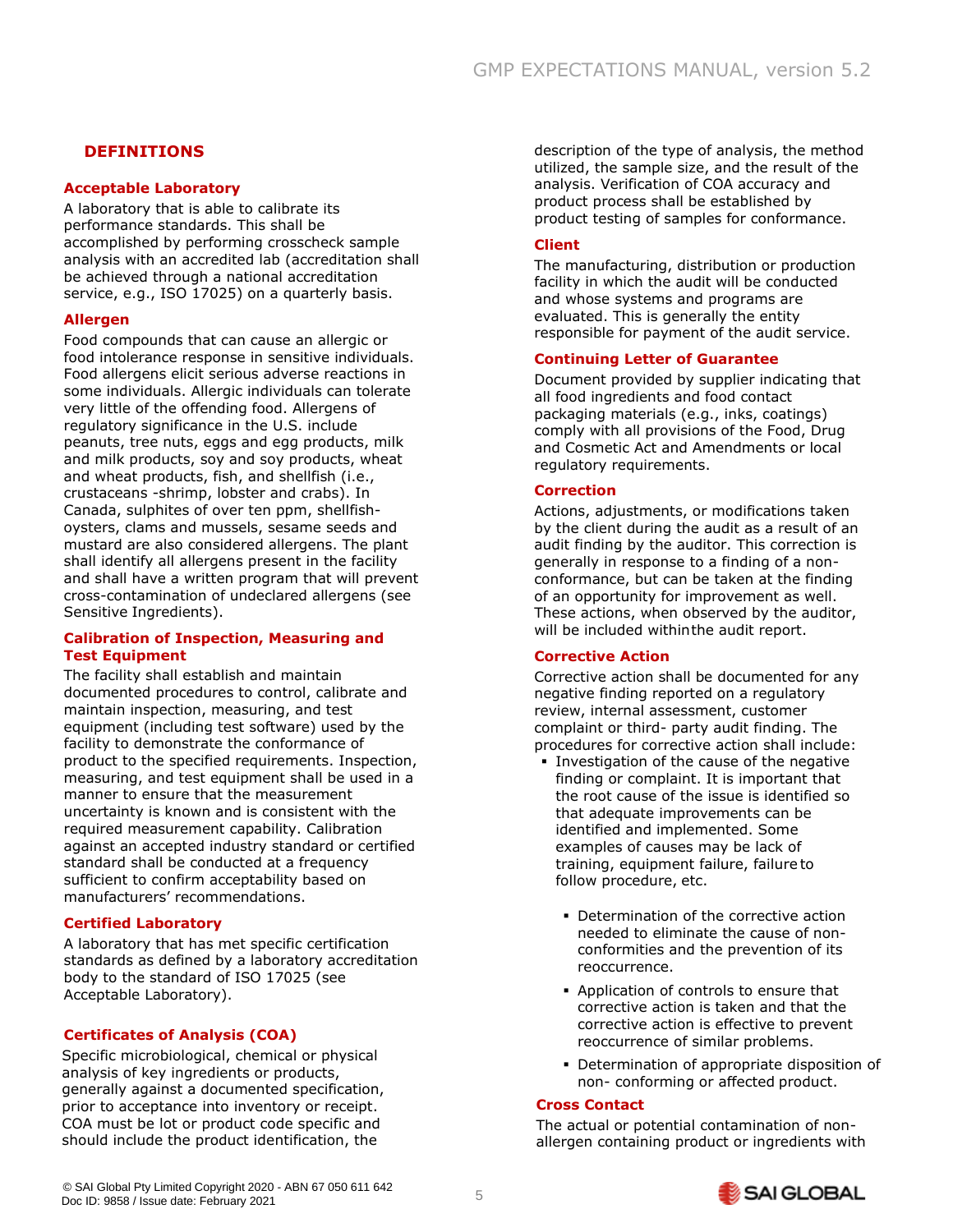## DEFINITIONS

### Acceptable Laboratory

A laboratory that is able to calibrate its performance standards. This shall be accomplished by performing crosscheck sample analysis with an accredited lab (accreditation shall be achieved through a national accreditation service, e.g., ISO 17025) on a quarterly basis.

### Allergen

Food compounds that can cause an allergic or food intolerance response in sensitive individuals. Food allergens elicit serious adverse reactions in some individuals. Allergic individuals can tolerate very little of the offending food. Allergens of regulatory significance in the U.S. include peanuts, tree nuts, eggs and egg products, milk and milk products, soy and soy products, wheat and wheat products, fish, and shellfish (i.e., crustaceans -shrimp, lobster and crabs). In Canada, sulphites of over ten ppm, shellfish-oysters, clams and mussels, sesame seeds and mustard are also considered allergens. The plant shall identify all allergens present in the facility and shall have a written program that will prevent cross-contamination of undeclared allergens (see Sensitive Ingredients).

### Calibration of Inspection, Measuring and Test Equipment

The facility shall establish and maintain documented procedures to control, calibrate and maintain inspection, measuring, and test equipment (including test software) used by the facility to demonstrate the conformance of product to the specified requirements. Inspection, measuring, and test equipment shall be used in a manner to ensure that the measurement uncertainty is known and is consistent with the required measurement capability. Calibration against an accepted industry standard or certified standard shall be conducted at a frequency sufficient to confirm acceptability based on manufacturers' recommendations.

### Certified Laboratory

A laboratory that has met specific certification standards as defined by a laboratory accreditation body to the standard of ISO 17025 (see Acceptable Laboratory).

### Certificates of Analysis (COA)

Specific microbiological, chemical or physical analysis of key ingredients or products, generally against a documented specification, prior to acceptance into inventory or receipt. COA must be lot or product code specific and should include the product identification, the description of the type of analysis, the method utilized, the sample size, and the result of the analysis. Verification of COA accuracy and product process shall be established by product testing of samples for conformance.

### Client

The manufacturing, distribution or production facility in which the audit will be conducted and whose systems and programs are evaluated. This is generally the entity responsible for payment of the audit service.

### Continuing Letter of Guarantee

Document provided by supplier indicating that all food ingredients and food contact packaging materials (e.g., inks, coatings) comply with all provisions of the Food, Drug and Cosmetic Act and Amendments or local regulatory requirements.

### Correction

Actions, adjustments, or modifications taken by the client during the audit as a result of an audit finding by the auditor. This correction is generally in response to a finding of a non-conformance, but can be taken at the finding of an opportunity for improvement as well. These actions, when observed by the auditor, will be included within the audit report.

### Corrective Action

Corrective action shall be documented for any negative finding reported on a regulatory review, internal assessment, customer complaint or third- party audit finding. The procedures for corrective action shall include:

- Investigation of the cause of the negative finding or complaint. It is important that the root cause of the issue is identified so that adequate improvements can be identified and implemented. Some examples of causes may be lack of training, equipment failure, failure to follow procedure, etc.
  - Determination of the corrective action needed to eliminate the cause of non-conformities and the prevention of its reoccurrence.
  - Application of controls to ensure that corrective action is taken and that the corrective action is effective to prevent reoccurrence of similar problems.
  - Determination of appropriate disposition of non- conforming or affected product.

### Cross Contact

The actual or potential contamination of non-allergen containing product or ingredients with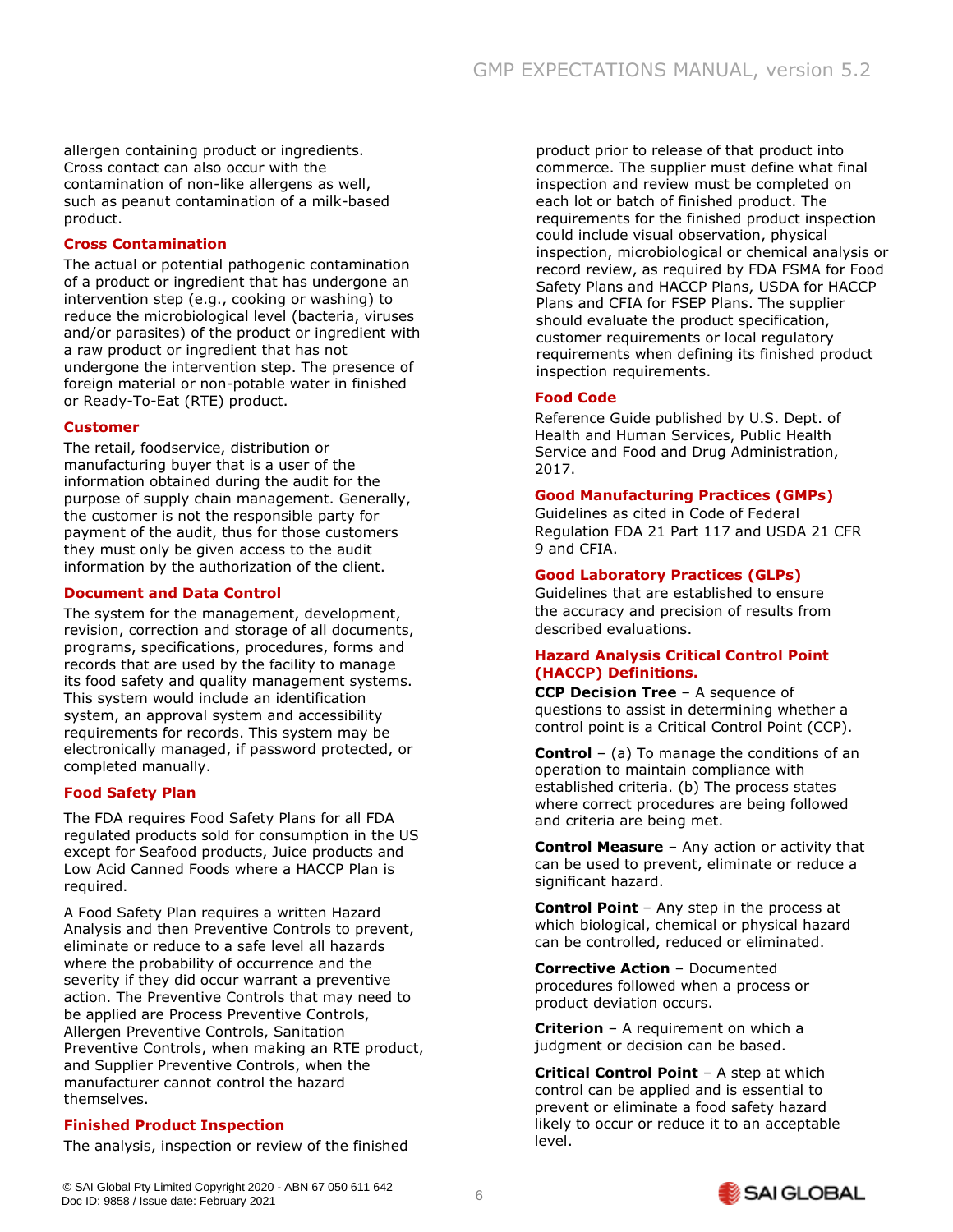allergen containing product or ingredients. Cross contact can also occur with the contamination of non-like allergens as well, such as peanut contamination of a milk-based product.

### Cross Contamination

The actual or potential pathogenic contamination of a product or ingredient that has undergone an intervention step (e.g., cooking or washing) to reduce the microbiological level (bacteria, viruses and/or parasites) of the product or ingredient with a raw product or ingredient that has not undergone the intervention step. The presence of foreign material or non-potable water in finished or Ready-To-Eat (RTE) product.

### Customer

The retail, foodservice, distribution or manufacturing buyer that is a user of the information obtained during the audit for the purpose of supply chain management. Generally, the customer is not the responsible party for payment of the audit, thus for those customers they must only be given access to the audit information by the authorization of the client.

### Document and Data Control

The system for the management, development, revision, correction and storage of all documents, programs, specifications, procedures, forms and records that are used by the facility to manage its food safety and quality management systems. This system would include an identification system, an approval system and accessibility requirements for records. This system may be electronically managed, if password protected, or completed manually.

### Food Safety Plan

The FDA requires Food Safety Plans for all FDA regulated products sold for consumption in the US except for Seafood products, Juice products and Low Acid Canned Foods where a HACCP Plan is required.

A Food Safety Plan requires a written Hazard Analysis and then Preventive Controls to prevent, eliminate or reduce to a safe level all hazards where the probability of occurrence and the severity if they did occur warrant a preventive action. The Preventive Controls that may need to be applied are Process Preventive Controls, Allergen Preventive Controls, Sanitation Preventive Controls, when making an RTE product, and Supplier Preventive Controls, when the manufacturer cannot control the hazard themselves.

### Finished Product Inspection

The analysis, inspection or review of the finished product prior to release of that product into commerce. The supplier must define what final inspection and review must be completed on each lot or batch of finished product. The requirements for the finished product inspection could include visual observation, physical inspection, microbiological or chemical analysis or record review, as required by FDA FSMA for Food Safety Plans and HACCP Plans, USDA for HACCP Plans and CFIA for FSEP Plans. The supplier should evaluate the product specification, customer requirements or local regulatory requirements when defining its finished product inspection requirements.

### Food Code

Reference Guide published by U.S. Dept. of Health and Human Services, Public Health Service and Food and Drug Administration, 2017.

### Good Manufacturing Practices (GMPs)

Guidelines as cited in Code of Federal Regulation FDA 21 Part 117 and USDA 21 CFR 9 and CFIA.

### Good Laboratory Practices (GLPs)

Guidelines that are established to ensure the accuracy and precision of results from described evaluations.

### Hazard Analysis Critical Control Point (HACCP) Definitions.

**CCP Decision Tree** – A sequence of questions to assist in determining whether a control point is a Critical Control Point (CCP).

**Control** – (a) To manage the conditions of an operation to maintain compliance with established criteria. (b) The process states where correct procedures are being followed and criteria are being met.

**Control Measure** – Any action or activity that can be used to prevent, eliminate or reduce a significant hazard.

**Control Point** – Any step in the process at which biological, chemical or physical hazard can be controlled, reduced or eliminated.

**Corrective Action** – Documented procedures followed when a process or product deviation occurs.

**Criterion** – A requirement on which a judgment or decision can be based.

**Critical Control Point** – A step at which control can be applied and is essential to prevent or eliminate a food safety hazard likely to occur or reduce it to an acceptable level.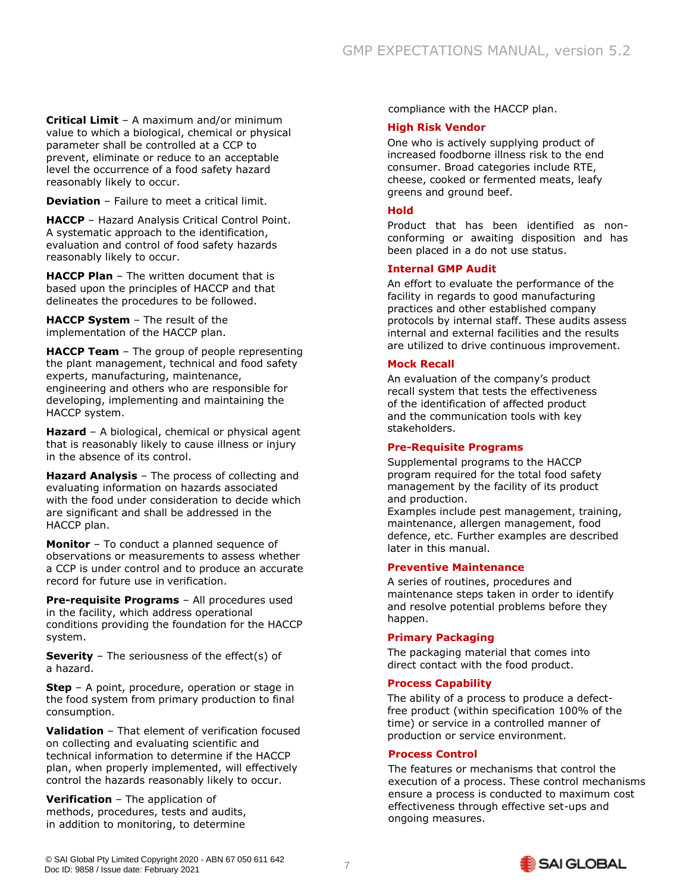**Critical Limit** – A maximum and/or minimum value to which a biological, chemical or physical parameter shall be controlled at a CCP to prevent, eliminate or reduce to an acceptable level the occurrence of a food safety hazard reasonably likely to occur.

**Deviation** – Failure to meet a critical limit.

**HACCP** – Hazard Analysis Critical Control Point. A systematic approach to the identification, evaluation and control of food safety hazards reasonably likely to occur.

**HACCP Plan** – The written document that is based upon the principles of HACCP and that delineates the procedures to be followed.

**HACCP System** – The result of the implementation of the HACCP plan.

**HACCP Team** – The group of people representing the plant management, technical and food safety experts, manufacturing, maintenance, engineering and others who are responsible for developing, implementing and maintaining the HACCP system.

**Hazard** – A biological, chemical or physical agent that is reasonably likely to cause illness or injury in the absence of its control.

**Hazard Analysis** – The process of collecting and evaluating information on hazards associated with the food under consideration to decide which are significant and shall be addressed in the HACCP plan.

**Monitor** – To conduct a planned sequence of observations or measurements to assess whether a CCP is under control and to produce an accurate record for future use in verification.

**Pre-requisite Programs** – All procedures used in the facility, which address operational conditions providing the foundation for the HACCP system.

**Severity** – The seriousness of the effect(s) of a hazard.

**Step** – A point, procedure, operation or stage in the food system from primary production to final consumption.

**Validation** – That element of verification focused on collecting and evaluating scientific and technical information to determine if the HACCP plan, when properly implemented, will effectively control the hazards reasonably likely to occur.

**Verification** – The application of methods, procedures, tests and audits, in addition to monitoring, to determine compliance with the HACCP plan.

**High Risk Vendor**

One who is actively supplying product of increased foodborne illness risk to the end consumer. Broad categories include RTE, cheese, cooked or fermented meats, leafy greens and ground beef.

**Hold**

Product that has been identified as non-conforming or awaiting disposition and has been placed in a do not use status.

**Internal GMP Audit**

An effort to evaluate the performance of the facility in regards to good manufacturing practices and other established company protocols by internal staff. These audits assess internal and external facilities and the results are utilized to drive continuous improvement.

**Mock Recall**

An evaluation of the company's product recall system that tests the effectiveness of the identification of affected product and the communication tools with key stakeholders.

**Pre-Requisite Programs**

Supplemental programs to the HACCP program required for the total food safety management by the facility of its product and production.
Examples include pest management, training, maintenance, allergen management, food defence, etc. Further examples are described later in this manual.

**Preventive Maintenance**

A series of routines, procedures and maintenance steps taken in order to identify and resolve potential problems before they happen.

**Primary Packaging**

The packaging material that comes into direct contact with the food product.

**Process Capability**

The ability of a process to produce a defect-free product (within specification 100% of the time) or service in a controlled manner of production or service environment.

**Process Control**

The features or mechanisms that control the execution of a process. These control mechanisms ensure a process is conducted to maximum cost effectiveness through effective set-ups and ongoing measures.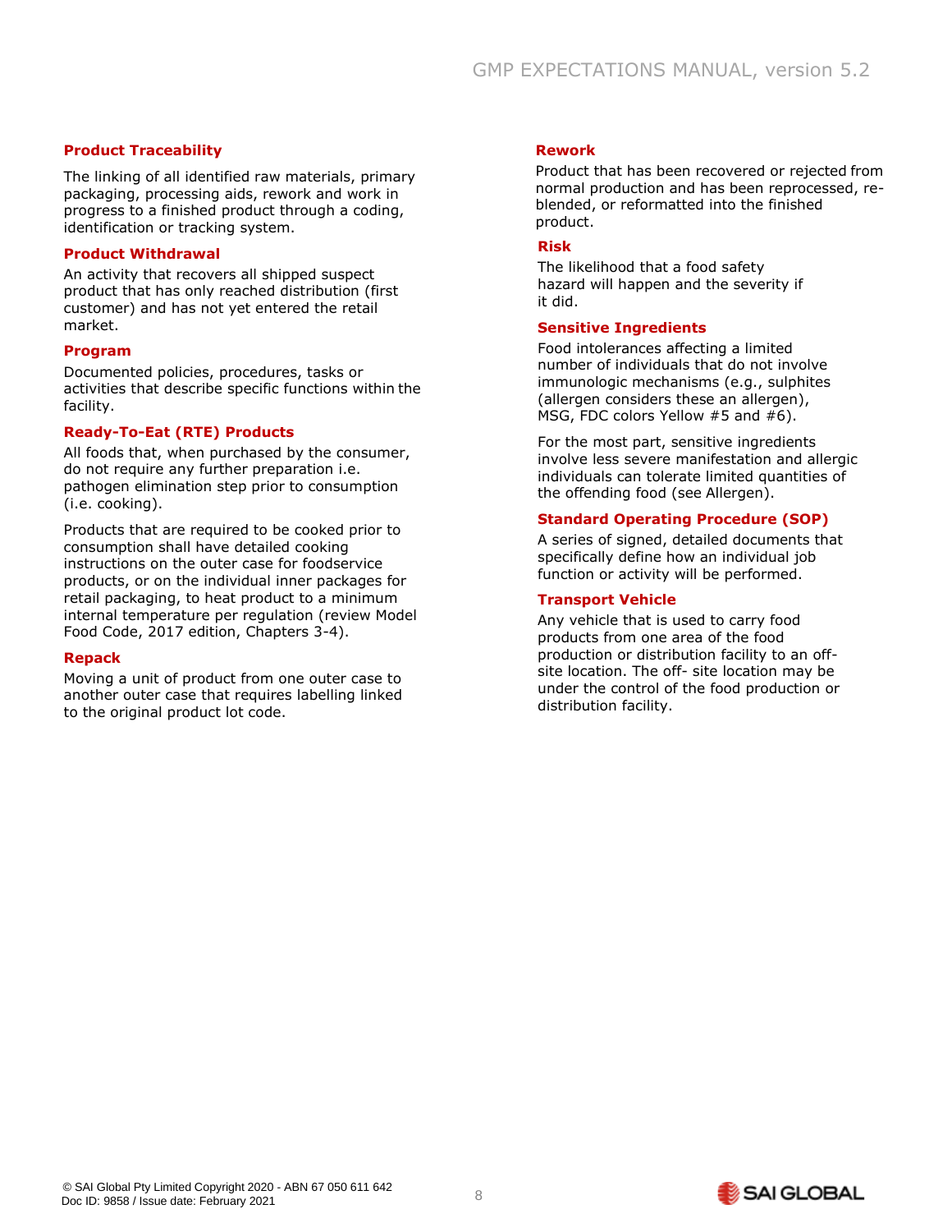### Product Traceability

The linking of all identified raw materials, primary packaging, processing aids, rework and work in progress to a finished product through a coding, identification or tracking system.

### Product Withdrawal

An activity that recovers all shipped suspect product that has only reached distribution (first customer) and has not yet entered the retail market.

### Program

Documented policies, procedures, tasks or activities that describe specific functions within the facility.

### Ready-To-Eat (RTE) Products

All foods that, when purchased by the consumer, do not require any further preparation i.e. pathogen elimination step prior to consumption (i.e. cooking).

Products that are required to be cooked prior to consumption shall have detailed cooking instructions on the outer case for foodservice products, or on the individual inner packages for retail packaging, to heat product to a minimum internal temperature per regulation (review Model Food Code, 2017 edition, Chapters 3-4).

### Repack

Moving a unit of product from one outer case to another outer case that requires labelling linked to the original product lot code.

### Rework

Product that has been recovered or rejected from normal production and has been reprocessed, re-blended, or reformatted into the finished product.

### Risk

The likelihood that a food safety hazard will happen and the severity if it did.

### Sensitive Ingredients

Food intolerances affecting a limited number of individuals that do not involve immunologic mechanisms (e.g., sulphites (allergen considers these an allergen), MSG, FDC colors Yellow #5 and #6).

For the most part, sensitive ingredients involve less severe manifestation and allergic individuals can tolerate limited quantities of the offending food (see Allergen).

### Standard Operating Procedure (SOP)

A series of signed, detailed documents that specifically define how an individual job function or activity will be performed.

### Transport Vehicle

Any vehicle that is used to carry food products from one area of the food production or distribution facility to an off-site location. The off- site location may be under the control of the food production or distribution facility.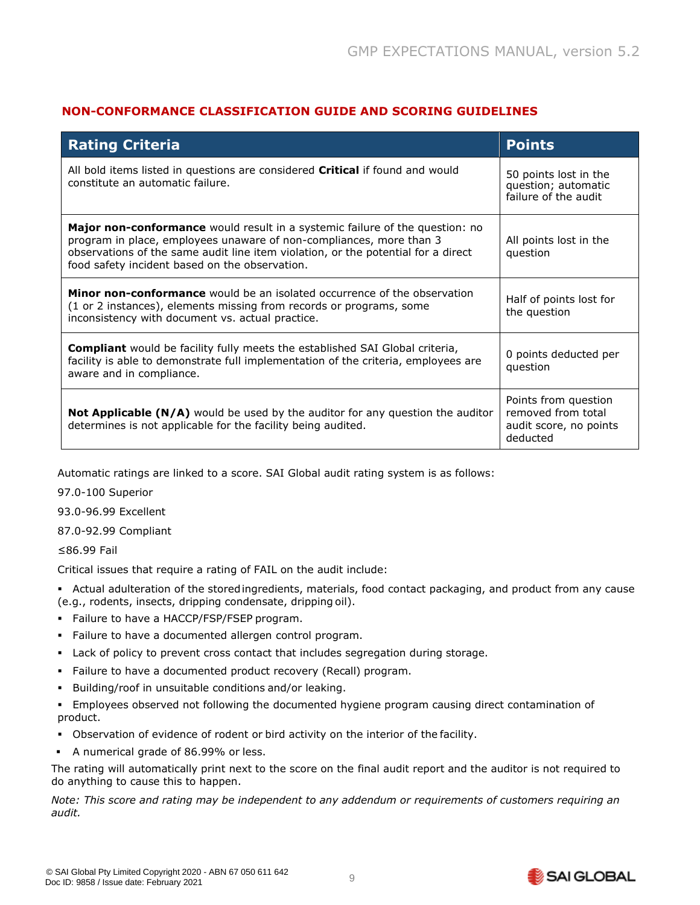## NON-CONFORMANCE CLASSIFICATION GUIDE AND SCORING GUIDELINES

| Rating Criteria | Points |
|---|---|
| All bold items listed in questions are considered **Critical** if found and would constitute an automatic failure. | 50 points lost in the question; automatic failure of the audit |
| **Major non-conformance** would result in a systemic failure of the question: no program in place, employees unaware of non-compliances, more than 3 observations of the same audit line item violation, or the potential for a direct food safety incident based on the observation. | All points lost in the question |
| **Minor non-conformance** would be an isolated occurrence of the observation (1 or 2 instances), elements missing from records or programs, some inconsistency with document vs. actual practice. | Half of points lost for the question |
| **Compliant** would be facility fully meets the established SAI Global criteria, facility is able to demonstrate full implementation of the criteria, employees are aware and in compliance. | 0 points deducted per question |
| **Not Applicable (N/A)** would be used by the auditor for any question the auditor determines is not applicable for the facility being audited. | Points from question removed from total audit score, no points deducted |

Automatic ratings are linked to a score. SAI Global audit rating system is as follows:

97.0-100 Superior

93.0-96.99 Excellent

87.0-92.99 Compliant

≤86.99 Fail

Critical issues that require a rating of FAIL on the audit include:

- Actual adulteration of the stored ingredients, materials, food contact packaging, and product from any cause (e.g., rodents, insects, dripping condensate, dripping oil).
- Failure to have a HACCP/FSP/FSEP program.
- Failure to have a documented allergen control program.
- Lack of policy to prevent cross contact that includes segregation during storage.
- Failure to have a documented product recovery (Recall) program.
- Building/roof in unsuitable conditions and/or leaking.
- Employees observed not following the documented hygiene program causing direct contamination of product.
- Observation of evidence of rodent or bird activity on the interior of the facility.
- A numerical grade of 86.99% or less.

The rating will automatically print next to the score on the final audit report and the auditor is not required to do anything to cause this to happen.

*Note: This score and rating may be independent to any addendum or requirements of customers requiring an audit.*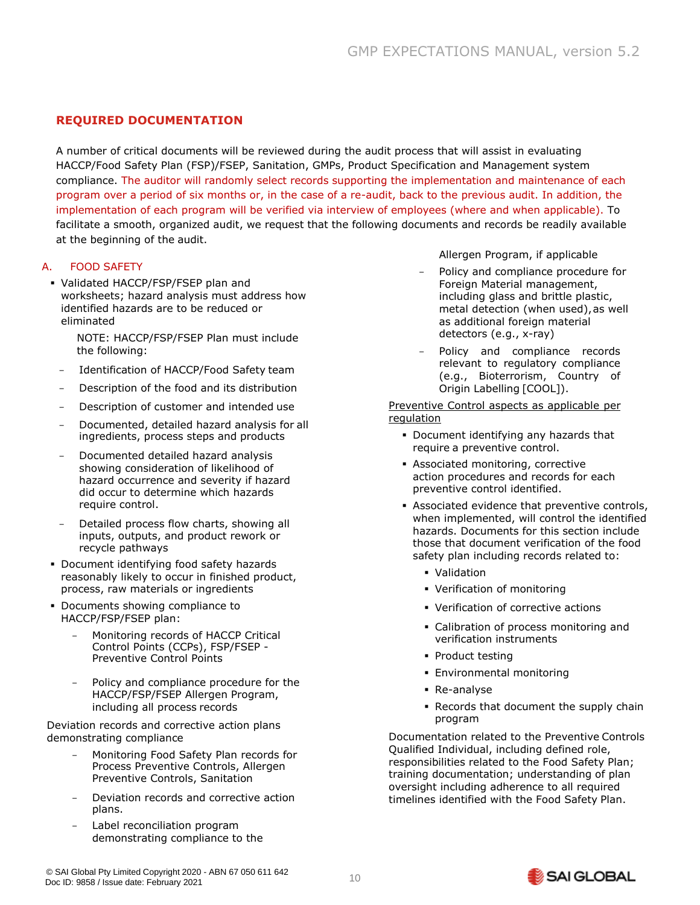## REQUIRED DOCUMENTATION

A number of critical documents will be reviewed during the audit process that will assist in evaluating HACCP/Food Safety Plan (FSP)/FSEP, Sanitation, GMPs, Product Specification and Management system compliance. The auditor will randomly select records supporting the implementation and maintenance of each program over a period of six months or, in the case of a re-audit, back to the previous audit. In addition, the implementation of each program will be verified via interview of employees (where and when applicable). To facilitate a smooth, organized audit, we request that the following documents and records be readily available at the beginning of the audit.

### A. FOOD SAFETY

- Validated HACCP/FSP/FSEP plan and worksheets; hazard analysis must address how identified hazards are to be reduced or eliminated

  NOTE: HACCP/FSP/FSEP Plan must include the following:

  - Identification of HACCP/Food Safety team
  - Description of the food and its distribution
  - Description of customer and intended use
  - Documented, detailed hazard analysis for all ingredients, process steps and products
  - Documented detailed hazard analysis showing consideration of likelihood of hazard occurrence and severity if hazard did occur to determine which hazards require control.
  - Detailed process flow charts, showing all inputs, outputs, and product rework or recycle pathways
- Document identifying food safety hazards reasonably likely to occur in finished product, process, raw materials or ingredients
- Documents showing compliance to HACCP/FSP/FSEP plan:
  - Monitoring records of HACCP Critical Control Points (CCPs), FSP/FSEP - Preventive Control Points
  - Policy and compliance procedure for the HACCP/FSP/FSEP Allergen Program, including all process records

Deviation records and corrective action plans demonstrating compliance

- Monitoring Food Safety Plan records for Process Preventive Controls, Allergen Preventive Controls, Sanitation
- Deviation records and corrective action plans.
- Label reconciliation program demonstrating compliance to the Allergen Program, if applicable
- Policy and compliance procedure for Foreign Material management, including glass and brittle plastic, metal detection (when used), as well as additional foreign material detectors (e.g., x-ray)
- Policy and compliance records relevant to regulatory compliance (e.g., Bioterrorism, Country of Origin Labelling [COOL]).

Preventive Control aspects as applicable per regulation

- Document identifying any hazards that require a preventive control.
- Associated monitoring, corrective action procedures and records for each preventive control identified.
- Associated evidence that preventive controls, when implemented, will control the identified hazards. Documents for this section include those that document verification of the food safety plan including records related to:
  - Validation
  - Verification of monitoring
  - Verification of corrective actions
  - Calibration of process monitoring and verification instruments
  - Product testing
  - Environmental monitoring
  - Re-analyse
  - Records that document the supply chain program

Documentation related to the Preventive Controls Qualified Individual, including defined role, responsibilities related to the Food Safety Plan; training documentation; understanding of plan oversight including adherence to all required timelines identified with the Food Safety Plan.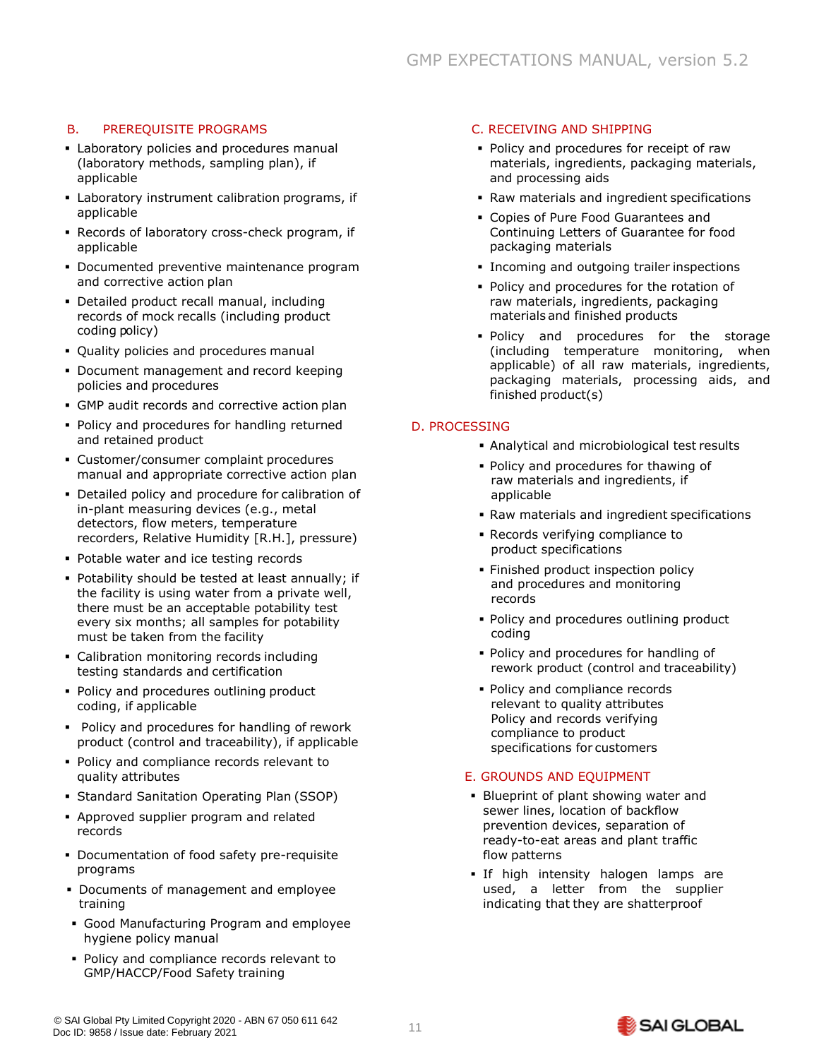## B. PREREQUISITE PROGRAMS

- Laboratory policies and procedures manual (laboratory methods, sampling plan), if applicable
- Laboratory instrument calibration programs, if applicable
- Records of laboratory cross-check program, if applicable
- Documented preventive maintenance program and corrective action plan
- Detailed product recall manual, including records of mock recalls (including product coding policy)
- Quality policies and procedures manual
- Document management and record keeping policies and procedures
- GMP audit records and corrective action plan
- Policy and procedures for handling returned and retained product
- Customer/consumer complaint procedures manual and appropriate corrective action plan
- Detailed policy and procedure for calibration of in-plant measuring devices (e.g., metal detectors, flow meters, temperature recorders, Relative Humidity [R.H.], pressure)
- Potable water and ice testing records
- Potability should be tested at least annually; if the facility is using water from a private well, there must be an acceptable potability test every six months; all samples for potability must be taken from the facility
- Calibration monitoring records including testing standards and certification
- Policy and procedures outlining product coding, if applicable
- Policy and procedures for handling of rework product (control and traceability), if applicable
- Policy and compliance records relevant to quality attributes
- Standard Sanitation Operating Plan (SSOP)
- Approved supplier program and related records
- Documentation of food safety pre-requisite programs
- Documents of management and employee training
- Good Manufacturing Program and employee hygiene policy manual
- Policy and compliance records relevant to GMP/HACCP/Food Safety training

## C. RECEIVING AND SHIPPING

- Policy and procedures for receipt of raw materials, ingredients, packaging materials, and processing aids
- Raw materials and ingredient specifications
- Copies of Pure Food Guarantees and Continuing Letters of Guarantee for food packaging materials
- Incoming and outgoing trailer inspections
- Policy and procedures for the rotation of raw materials, ingredients, packaging materials and finished products
- Policy and procedures for the storage (including temperature monitoring, when applicable) of all raw materials, ingredients, packaging materials, processing aids, and finished product(s)

## D. PROCESSING

- Analytical and microbiological test results
- Policy and procedures for thawing of raw materials and ingredients, if applicable
- Raw materials and ingredient specifications
- Records verifying compliance to product specifications
- Finished product inspection policy and procedures and monitoring records
- Policy and procedures outlining product coding
- Policy and procedures for handling of rework product (control and traceability)
- Policy and compliance records relevant to quality attributes Policy and records verifying compliance to product specifications for customers

## E. GROUNDS AND EQUIPMENT

- Blueprint of plant showing water and sewer lines, location of backflow prevention devices, separation of ready-to-eat areas and plant traffic flow patterns
- If high intensity halogen lamps are used, a letter from the supplier indicating that they are shatterproof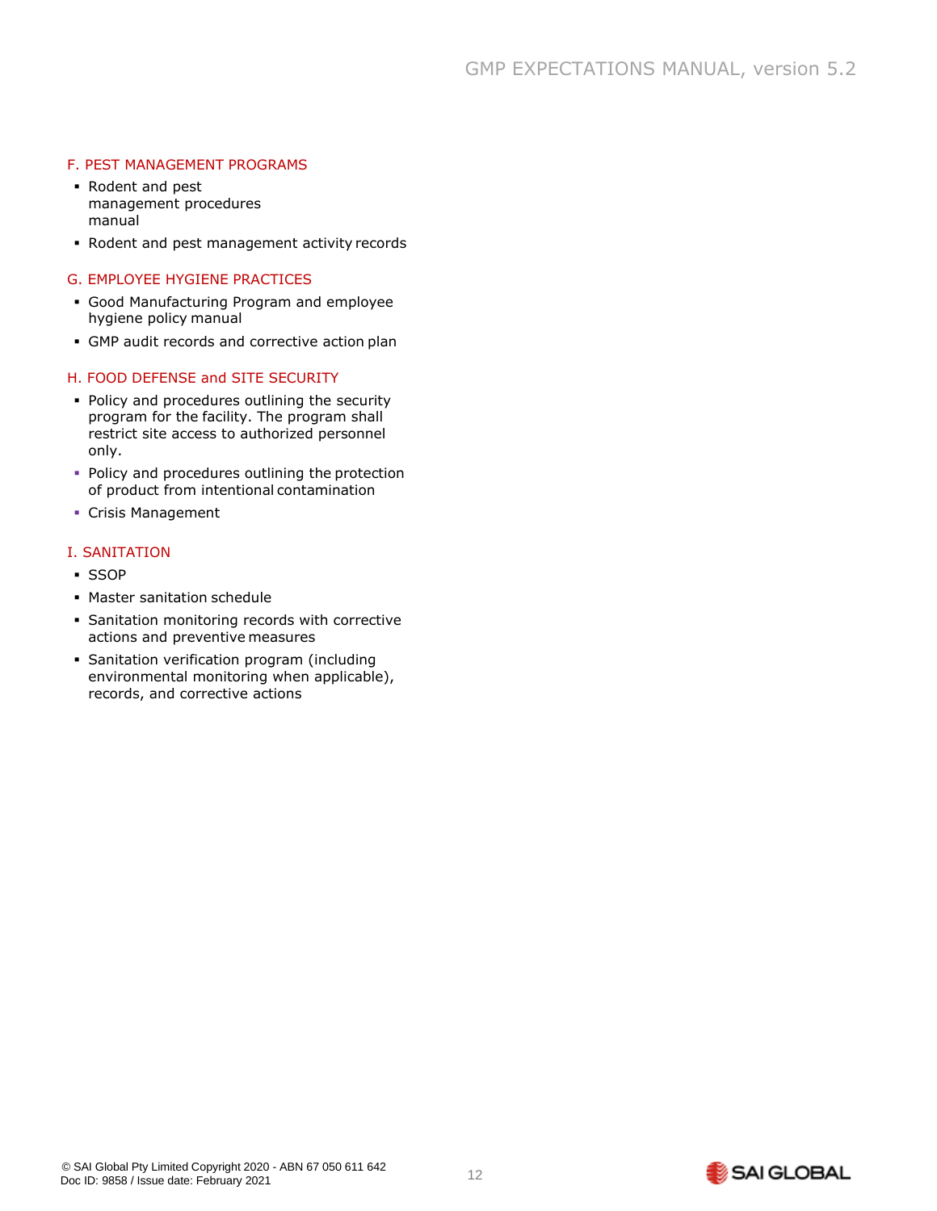### F. PEST MANAGEMENT PROGRAMS

- Rodent and pest management procedures manual
- Rodent and pest management activity records

### G. EMPLOYEE HYGIENE PRACTICES

- Good Manufacturing Program and employee hygiene policy manual
- GMP audit records and corrective action plan

### H. FOOD DEFENSE and SITE SECURITY

- Policy and procedures outlining the security program for the facility. The program shall restrict site access to authorized personnel only.
- Policy and procedures outlining the protection of product from intentional contamination
- Crisis Management

### I. SANITATION

- SSOP
- Master sanitation schedule
- Sanitation monitoring records with corrective actions and preventive measures
- Sanitation verification program (including environmental monitoring when applicable), records, and corrective actions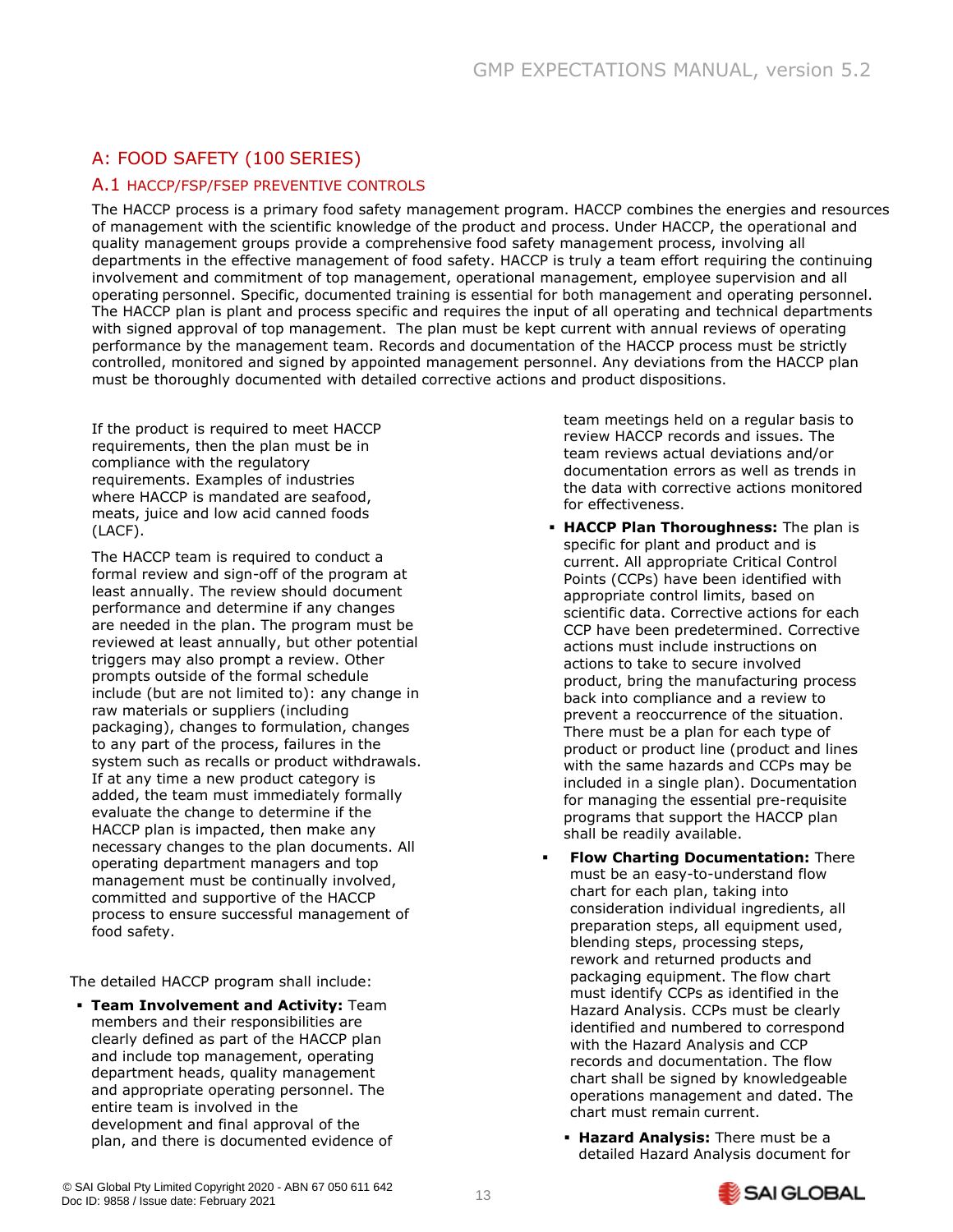## A: FOOD SAFETY (100 SERIES)

### A.1 HACCP/FSP/FSEP PREVENTIVE CONTROLS

The HACCP process is a primary food safety management program. HACCP combines the energies and resources of management with the scientific knowledge of the product and process. Under HACCP, the operational and quality management groups provide a comprehensive food safety management process, involving all departments in the effective management of food safety. HACCP is truly a team effort requiring the continuing involvement and commitment of top management, operational management, employee supervision and all operating personnel. Specific, documented training is essential for both management and operating personnel. The HACCP plan is plant and process specific and requires the input of all operating and technical departments with signed approval of top management. The plan must be kept current with annual reviews of operating performance by the management team. Records and documentation of the HACCP process must be strictly controlled, monitored and signed by appointed management personnel. Any deviations from the HACCP plan must be thoroughly documented with detailed corrective actions and product dispositions.

If the product is required to meet HACCP requirements, then the plan must be in compliance with the regulatory requirements. Examples of industries where HACCP is mandated are seafood, meats, juice and low acid canned foods (LACF).

The HACCP team is required to conduct a formal review and sign-off of the program at least annually. The review should document performance and determine if any changes are needed in the plan. The program must be reviewed at least annually, but other potential triggers may also prompt a review. Other prompts outside of the formal schedule include (but are not limited to): any change in raw materials or suppliers (including packaging), changes to formulation, changes to any part of the process, failures in the system such as recalls or product withdrawals. If at any time a new product category is added, the team must immediately formally evaluate the change to determine if the HACCP plan is impacted, then make any necessary changes to the plan documents. All operating department managers and top management must be continually involved, committed and supportive of the HACCP process to ensure successful management of food safety.

The detailed HACCP program shall include:

- **Team Involvement and Activity:** Team members and their responsibilities are clearly defined as part of the HACCP plan and include top management, operating department heads, quality management and appropriate operating personnel. The entire team is involved in the development and final approval of the plan, and there is documented evidence of team meetings held on a regular basis to review HACCP records and issues. The team reviews actual deviations and/or documentation errors as well as trends in the data with corrective actions monitored for effectiveness.
- **HACCP Plan Thoroughness:** The plan is specific for plant and product and is current. All appropriate Critical Control Points (CCPs) have been identified with appropriate control limits, based on scientific data. Corrective actions for each CCP have been predetermined. Corrective actions must include instructions on actions to take to secure involved product, bring the manufacturing process back into compliance and a review to prevent a reoccurrence of the situation. There must be a plan for each type of product or product line (product and lines with the same hazards and CCPs may be included in a single plan). Documentation for managing the essential pre-requisite programs that support the HACCP plan shall be readily available.
- **Flow Charting Documentation:** There must be an easy-to-understand flow chart for each plan, taking into consideration individual ingredients, all preparation steps, all equipment used, blending steps, processing steps, rework and returned products and packaging equipment. The flow chart must identify CCPs as identified in the Hazard Analysis. CCPs must be clearly identified and numbered to correspond with the Hazard Analysis and CCP records and documentation. The flow chart shall be signed by knowledgeable operations management and dated. The chart must remain current.
- **Hazard Analysis:** There must be a detailed Hazard Analysis document for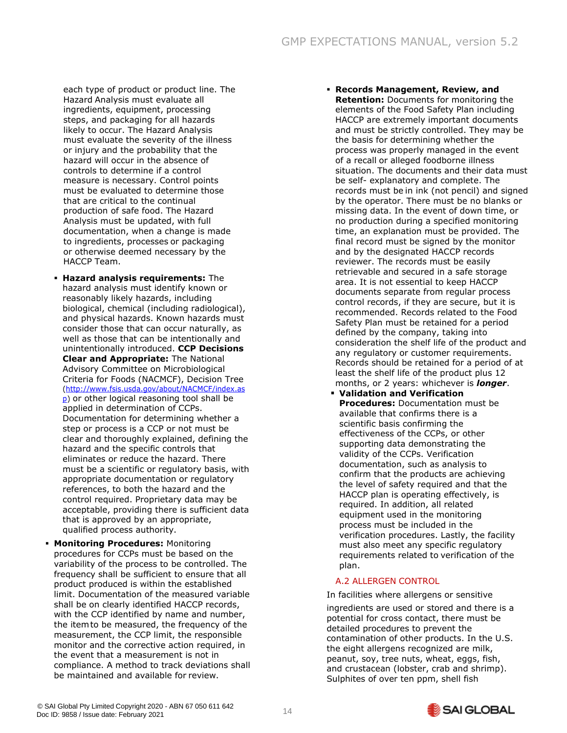each type of product or product line. The Hazard Analysis must evaluate all ingredients, equipment, processing steps, and packaging for all hazards likely to occur. The Hazard Analysis must evaluate the severity of the illness or injury and the probability that the hazard will occur in the absence of controls to determine if a control measure is necessary. Control points must be evaluated to determine those that are critical to the continual production of safe food. The Hazard Analysis must be updated, with full documentation, when a change is made to ingredients, processes or packaging or otherwise deemed necessary by the HACCP Team.

- **Hazard analysis requirements:** The hazard analysis must identify known or reasonably likely hazards, including biological, chemical (including radiological), and physical hazards. Known hazards must consider those that can occur naturally, as well as those that can be intentionally and unintentionally introduced. **CCP Decisions Clear and Appropriate:** The National Advisory Committee on Microbiological Criteria for Foods (NACMCF), Decision Tree (http://www.fsis.usda.gov/about/NACMCF/index.asp) or other logical reasoning tool shall be applied in determination of CCPs. Documentation for determining whether a step or process is a CCP or not must be clear and thoroughly explained, defining the hazard and the specific controls that eliminates or reduce the hazard. There must be a scientific or regulatory basis, with appropriate documentation or regulatory references, to both the hazard and the control required. Proprietary data may be acceptable, providing there is sufficient data that is approved by an appropriate, qualified process authority.
- **Monitoring Procedures:** Monitoring procedures for CCPs must be based on the variability of the process to be controlled. The frequency shall be sufficient to ensure that all product produced is within the established limit. Documentation of the measured variable shall be on clearly identified HACCP records, with the CCP identified by name and number, the item to be measured, the frequency of the measurement, the CCP limit, the responsible monitor and the corrective action required, in the event that a measurement is not in compliance. A method to track deviations shall be maintained and available for review.
- **Records Management, Review, and Retention:** Documents for monitoring the elements of the Food Safety Plan including HACCP are extremely important documents and must be strictly controlled. They may be the basis for determining whether the process was properly managed in the event of a recall or alleged foodborne illness situation. The documents and their data must be self- explanatory and complete. The records must be in ink (not pencil) and signed by the operator. There must be no blanks or missing data. In the event of down time, or no production during a specified monitoring time, an explanation must be provided. The final record must be signed by the monitor and by the designated HACCP records reviewer. The records must be easily retrievable and secured in a safe storage area. It is not essential to keep HACCP documents separate from regular process control records, if they are secure, but it is recommended. Records related to the Food Safety Plan must be retained for a period defined by the company, taking into consideration the shelf life of the product and any regulatory or customer requirements. Records should be retained for a period of at least the shelf life of the product plus 12 months, or 2 years: whichever is ***longer***.
- **Validation and Verification Procedures:** Documentation must be available that confirms there is a scientific basis confirming the effectiveness of the CCPs, or other supporting data demonstrating the validity of the CCPs. Verification documentation, such as analysis to confirm that the products are achieving the level of safety required and that the HACCP plan is operating effectively, is required. In addition, all related equipment used in the monitoring process must be included in the verification procedures. Lastly, the facility must also meet any specific regulatory requirements related to verification of the plan.

### A.2 ALLERGEN CONTROL

In facilities where allergens or sensitive ingredients are used or stored and there is a potential for cross contact, there must be detailed procedures to prevent the contamination of other products. In the U.S. the eight allergens recognized are milk, peanut, soy, tree nuts, wheat, eggs, fish, and crustacean (lobster, crab and shrimp). Sulphites of over ten ppm, shell fish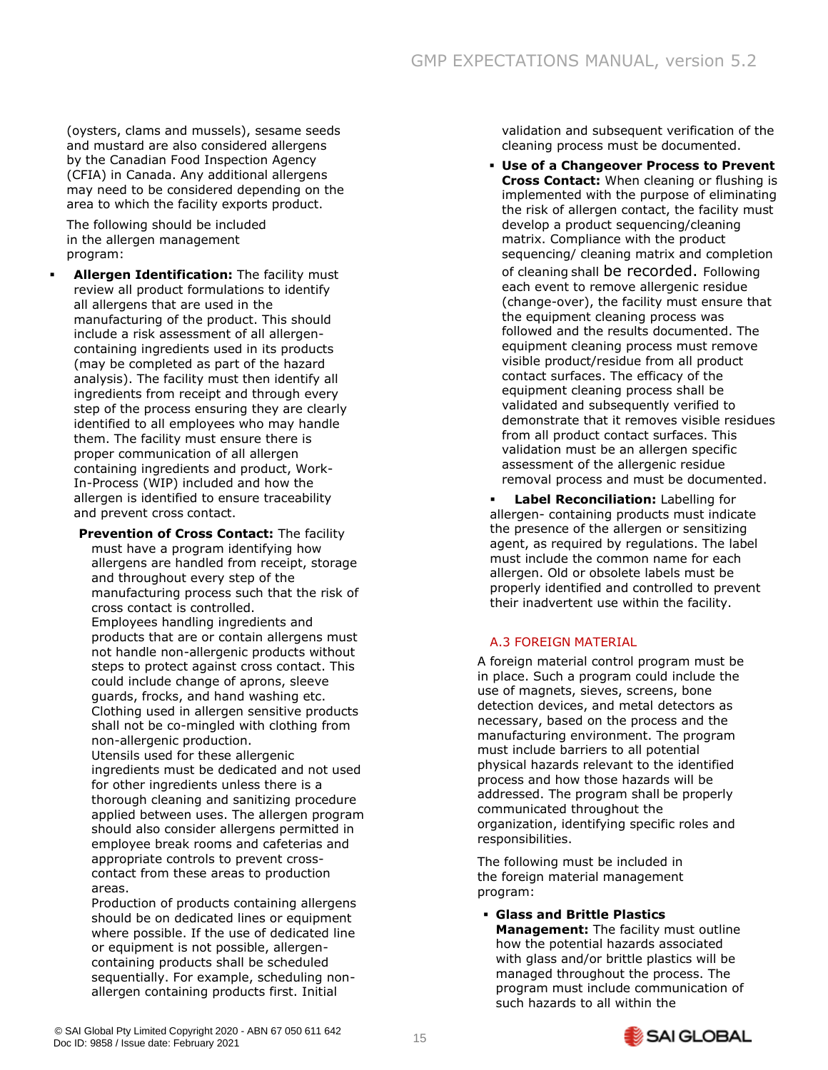(oysters, clams and mussels), sesame seeds and mustard are also considered allergens by the Canadian Food Inspection Agency (CFIA) in Canada. Any additional allergens may need to be considered depending on the area to which the facility exports product.

The following should be included in the allergen management program:

- **Allergen Identification:** The facility must review all product formulations to identify all allergens that are used in the manufacturing of the product. This should include a risk assessment of all allergen-containing ingredients used in its products (may be completed as part of the hazard analysis). The facility must then identify all ingredients from receipt and through every step of the process ensuring they are clearly identified to all employees who may handle them. The facility must ensure there is proper communication of all allergen containing ingredients and product, Work-In-Process (WIP) included and how the allergen is identified to ensure traceability and prevent cross contact.

**Prevention of Cross Contact:** The facility must have a program identifying how allergens are handled from receipt, storage and throughout every step of the manufacturing process such that the risk of cross contact is controlled.
Employees handling ingredients and products that are or contain allergens must not handle non-allergenic products without steps to protect against cross contact. This could include change of aprons, sleeve guards, frocks, and hand washing etc. Clothing used in allergen sensitive products shall not be co-mingled with clothing from non-allergenic production.
Utensils used for these allergenic ingredients must be dedicated and not used for other ingredients unless there is a thorough cleaning and sanitizing procedure applied between uses. The allergen program should also consider allergens permitted in employee break rooms and cafeterias and appropriate controls to prevent cross-contact from these areas to production areas.
Production of products containing allergens should be on dedicated lines or equipment where possible. If the use of dedicated line or equipment is not possible, allergen-containing products shall be scheduled sequentially. For example, scheduling non-allergen containing products first. Initial validation and subsequent verification of the cleaning process must be documented.

- **Use of a Changeover Process to Prevent Cross Contact:** When cleaning or flushing is implemented with the purpose of eliminating the risk of allergen contact, the facility must develop a product sequencing/cleaning matrix. Compliance with the product sequencing/ cleaning matrix and completion of cleaning shall be recorded. Following each event to remove allergenic residue (change-over), the facility must ensure that the equipment cleaning process was followed and the results documented. The equipment cleaning process must remove visible product/residue from all product contact surfaces. The efficacy of the equipment cleaning process shall be validated and subsequently verified to demonstrate that it removes visible residues from all product contact surfaces. This validation must be an allergen specific assessment of the allergenic residue removal process and must be documented.

- **Label Reconciliation:** Labelling for allergen- containing products must indicate the presence of the allergen or sensitizing agent, as required by regulations. The label must include the common name for each allergen. Old or obsolete labels must be properly identified and controlled to prevent their inadvertent use within the facility.

## A.3 FOREIGN MATERIAL

A foreign material control program must be in place. Such a program could include the use of magnets, sieves, screens, bone detection devices, and metal detectors as necessary, based on the process and the manufacturing environment. The program must include barriers to all potential physical hazards relevant to the identified process and how those hazards will be addressed. The program shall be properly communicated throughout the organization, identifying specific roles and responsibilities.

The following must be included in the foreign material management program:

- **Glass and Brittle Plastics Management:** The facility must outline how the potential hazards associated with glass and/or brittle plastics will be managed throughout the process. The program must include communication of such hazards to all within the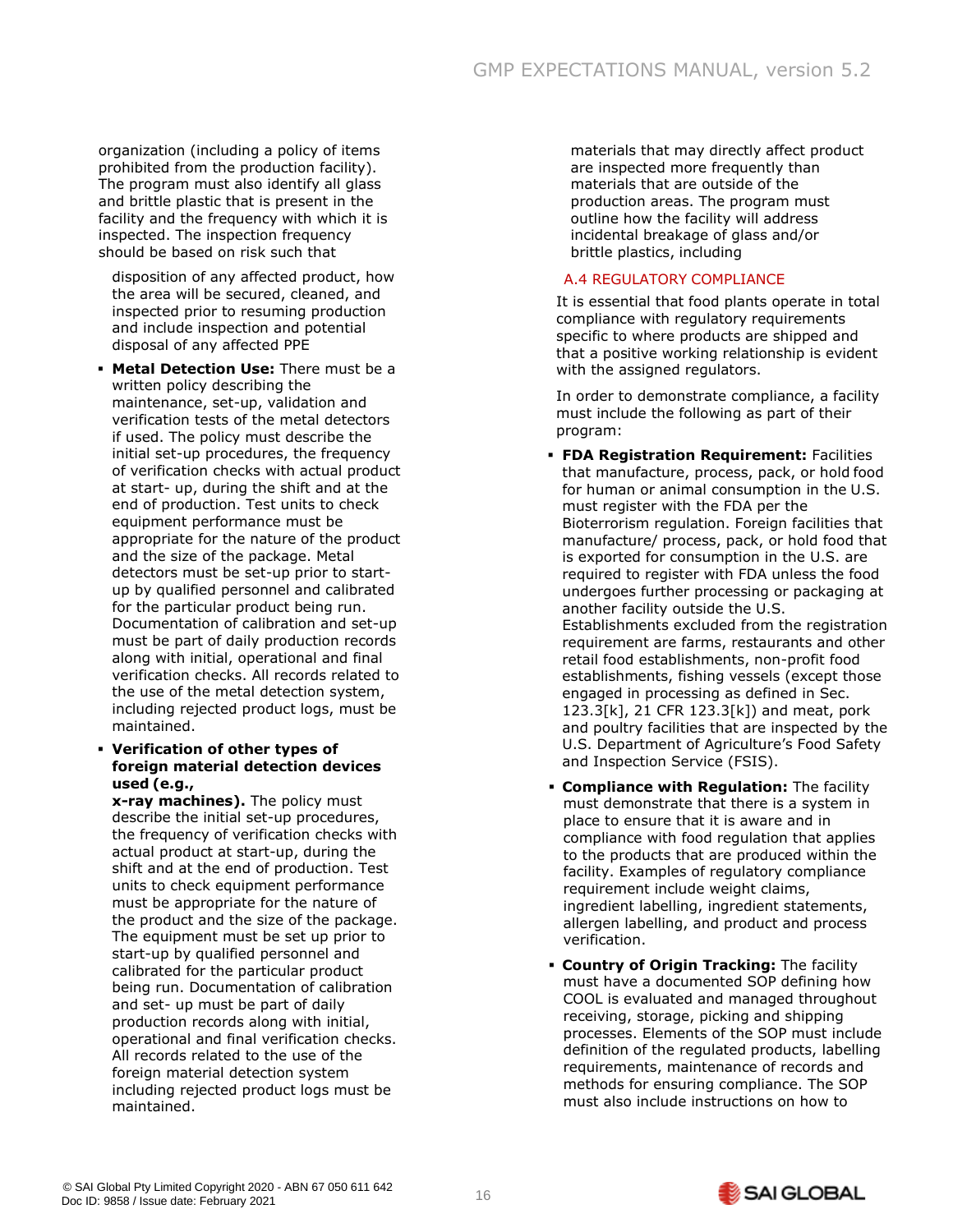organization (including a policy of items prohibited from the production facility). The program must also identify all glass and brittle plastic that is present in the facility and the frequency with which it is inspected. The inspection frequency should be based on risk such that materials that may directly affect product are inspected more frequently than materials that are outside of the production areas. The program must outline how the facility will address incidental breakage of glass and/or brittle plastics, including disposition of any affected product, how the area will be secured, cleaned, and inspected prior to resuming production and include inspection and potential disposal of any affected PPE

- **Metal Detection Use:** There must be a written policy describing the maintenance, set-up, validation and verification tests of the metal detectors if used. The policy must describe the initial set-up procedures, the frequency of verification checks with actual product at start- up, during the shift and at the end of production. Test units to check equipment performance must be appropriate for the nature of the product and the size of the package. Metal detectors must be set-up prior to start-up by qualified personnel and calibrated for the particular product being run. Documentation of calibration and set-up must be part of daily production records along with initial, operational and final verification checks. All records related to the use of the metal detection system, including rejected product logs, must be maintained.
- **Verification of other types of foreign material detection devices used (e.g., x-ray machines).** The policy must describe the initial set-up procedures, the frequency of verification checks with actual product at start-up, during the shift and at the end of production. Test units to check equipment performance must be appropriate for the nature of the product and the size of the package. The equipment must be set up prior to start-up by qualified personnel and calibrated for the particular product being run. Documentation of calibration and set- up must be part of daily production records along with initial, operational and final verification checks. All records related to the use of the foreign material detection system including rejected product logs must be maintained.

## A.4 REGULATORY COMPLIANCE

It is essential that food plants operate in total compliance with regulatory requirements specific to where products are shipped and that a positive working relationship is evident with the assigned regulators.

In order to demonstrate compliance, a facility must include the following as part of their program:

- **FDA Registration Requirement:** Facilities that manufacture, process, pack, or hold food for human or animal consumption in the U.S. must register with the FDA per the Bioterrorism regulation. Foreign facilities that manufacture/ process, pack, or hold food that is exported for consumption in the U.S. are required to register with FDA unless the food undergoes further processing or packaging at another facility outside the U.S. Establishments excluded from the registration requirement are farms, restaurants and other retail food establishments, non-profit food establishments, fishing vessels (except those engaged in processing as defined in Sec. 123.3[k], 21 CFR 123.3[k]) and meat, pork and poultry facilities that are inspected by the U.S. Department of Agriculture's Food Safety and Inspection Service (FSIS).
- **Compliance with Regulation:** The facility must demonstrate that there is a system in place to ensure that it is aware and in compliance with food regulation that applies to the products that are produced within the facility. Examples of regulatory compliance requirement include weight claims, ingredient labelling, ingredient statements, allergen labelling, and product and process verification.
- **Country of Origin Tracking:** The facility must have a documented SOP defining how COOL is evaluated and managed throughout receiving, storage, picking and shipping processes. Elements of the SOP must include definition of the regulated products, labelling requirements, maintenance of records and methods for ensuring compliance. The SOP must also include instructions on how to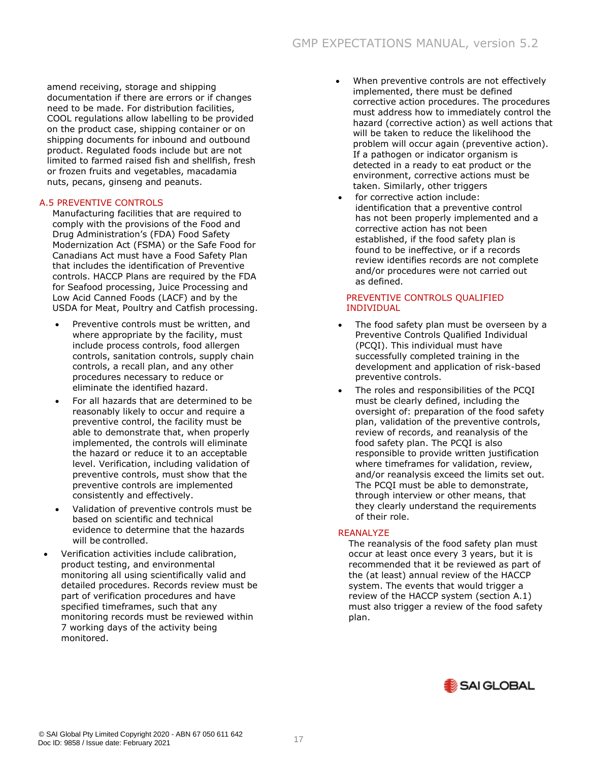amend receiving, storage and shipping documentation if there are errors or if changes need to be made. For distribution facilities, COOL regulations allow labelling to be provided on the product case, shipping container or on shipping documents for inbound and outbound product. Regulated foods include but are not limited to farmed raised fish and shellfish, fresh or frozen fruits and vegetables, macadamia nuts, pecans, ginseng and peanuts.

## A.5 PREVENTIVE CONTROLS

Manufacturing facilities that are required to comply with the provisions of the Food and Drug Administration's (FDA) Food Safety Modernization Act (FSMA) or the Safe Food for Canadians Act must have a Food Safety Plan that includes the identification of Preventive controls. HACCP Plans are required by the FDA for Seafood processing, Juice Processing and Low Acid Canned Foods (LACF) and by the USDA for Meat, Poultry and Catfish processing.

- Preventive controls must be written, and where appropriate by the facility, must include process controls, food allergen controls, sanitation controls, supply chain controls, a recall plan, and any other procedures necessary to reduce or eliminate the identified hazard.
- For all hazards that are determined to be reasonably likely to occur and require a preventive control, the facility must be able to demonstrate that, when properly implemented, the controls will eliminate the hazard or reduce it to an acceptable level. Verification, including validation of preventive controls, must show that the preventive controls are implemented consistently and effectively.
- Validation of preventive controls must be based on scientific and technical evidence to determine that the hazards will be controlled.

- Verification activities include calibration, product testing, and environmental monitoring all using scientifically valid and detailed procedures. Records review must be part of verification procedures and have specified timeframes, such that any monitoring records must be reviewed within 7 working days of the activity being monitored.
- When preventive controls are not effectively implemented, there must be defined corrective action procedures. The procedures must address how to immediately control the hazard (corrective action) as well actions that will be taken to reduce the likelihood the problem will occur again (preventive action). If a pathogen or indicator organism is detected in a ready to eat product or the environment, corrective actions must be taken. Similarly, other triggers
- for corrective action include: identification that a preventive control has not been properly implemented and a corrective action has not been established, if the food safety plan is found to be ineffective, or if a records review identifies records are not complete and/or procedures were not carried out as defined.

### PREVENTIVE CONTROLS QUALIFIED INDIVIDUAL

- The food safety plan must be overseen by a Preventive Controls Qualified Individual (PCQI). This individual must have successfully completed training in the development and application of risk-based preventive controls.
- The roles and responsibilities of the PCQI must be clearly defined, including the oversight of: preparation of the food safety plan, validation of the preventive controls, review of records, and reanalysis of the food safety plan. The PCQI is also responsible to provide written justification where timeframes for validation, review, and/or reanalysis exceed the limits set out. The PCQI must be able to demonstrate, through interview or other means, that they clearly understand the requirements of their role.

### REANALYZE

The reanalysis of the food safety plan must occur at least once every 3 years, but it is recommended that it be reviewed as part of the (at least) annual review of the HACCP system. The events that would trigger a review of the HACCP system (section A.1) must also trigger a review of the food safety plan.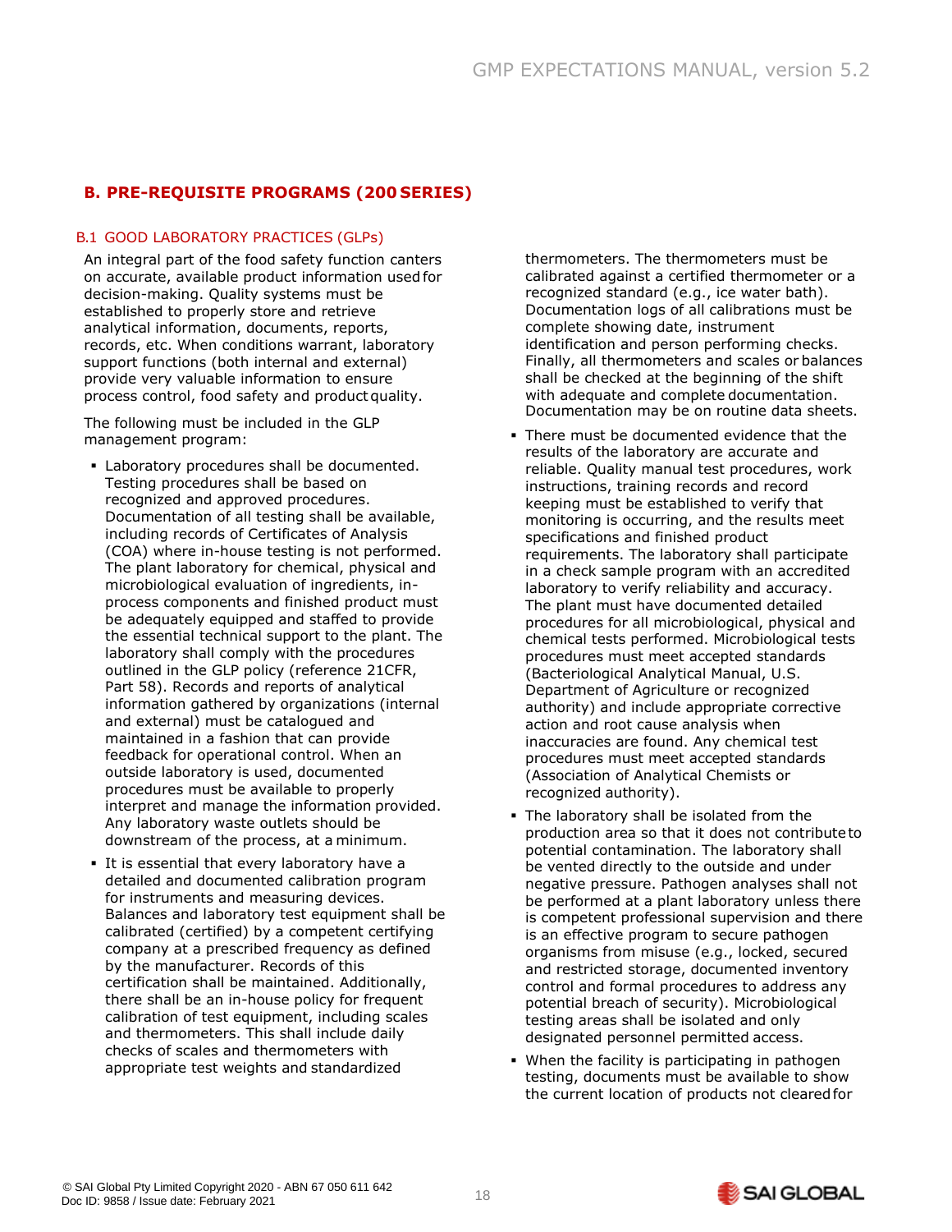## B. PRE-REQUISITE PROGRAMS (200 SERIES)

### B.1 GOOD LABORATORY PRACTICES (GLPs)

An integral part of the food safety function canters on accurate, available product information used for decision-making. Quality systems must be established to properly store and retrieve analytical information, documents, reports, records, etc. When conditions warrant, laboratory support functions (both internal and external) provide very valuable information to ensure process control, food safety and product quality.

The following must be included in the GLP management program:

- Laboratory procedures shall be documented. Testing procedures shall be based on recognized and approved procedures. Documentation of all testing shall be available, including records of Certificates of Analysis (COA) where in-house testing is not performed. The plant laboratory for chemical, physical and microbiological evaluation of ingredients, in-process components and finished product must be adequately equipped and staffed to provide the essential technical support to the plant. The laboratory shall comply with the procedures outlined in the GLP policy (reference 21CFR, Part 58). Records and reports of analytical information gathered by organizations (internal and external) must be catalogued and maintained in a fashion that can provide feedback for operational control. When an outside laboratory is used, documented procedures must be available to properly interpret and manage the information provided. Any laboratory waste outlets should be downstream of the process, at a minimum.
- It is essential that every laboratory have a detailed and documented calibration program for instruments and measuring devices. Balances and laboratory test equipment shall be calibrated (certified) by a competent certifying company at a prescribed frequency as defined by the manufacturer. Records of this certification shall be maintained. Additionally, there shall be an in-house policy for frequent calibration of test equipment, including scales and thermometers. This shall include daily checks of scales and thermometers with appropriate test weights and standardized thermometers. The thermometers must be calibrated against a certified thermometer or a recognized standard (e.g., ice water bath). Documentation logs of all calibrations must be complete showing date, instrument identification and person performing checks. Finally, all thermometers and scales or balances shall be checked at the beginning of the shift with adequate and complete documentation. Documentation may be on routine data sheets.
- There must be documented evidence that the results of the laboratory are accurate and reliable. Quality manual test procedures, work instructions, training records and record keeping must be established to verify that monitoring is occurring, and the results meet specifications and finished product requirements. The laboratory shall participate in a check sample program with an accredited laboratory to verify reliability and accuracy. The plant must have documented detailed procedures for all microbiological, physical and chemical tests performed. Microbiological tests procedures must meet accepted standards (Bacteriological Analytical Manual, U.S. Department of Agriculture or recognized authority) and include appropriate corrective action and root cause analysis when inaccuracies are found. Any chemical test procedures must meet accepted standards (Association of Analytical Chemists or recognized authority).
- The laboratory shall be isolated from the production area so that it does not contribute to potential contamination. The laboratory shall be vented directly to the outside and under negative pressure. Pathogen analyses shall not be performed at a plant laboratory unless there is competent professional supervision and there is an effective program to secure pathogen organisms from misuse (e.g., locked, secured and restricted storage, documented inventory control and formal procedures to address any potential breach of security). Microbiological testing areas shall be isolated and only designated personnel permitted access.
- When the facility is participating in pathogen testing, documents must be available to show the current location of products not cleared for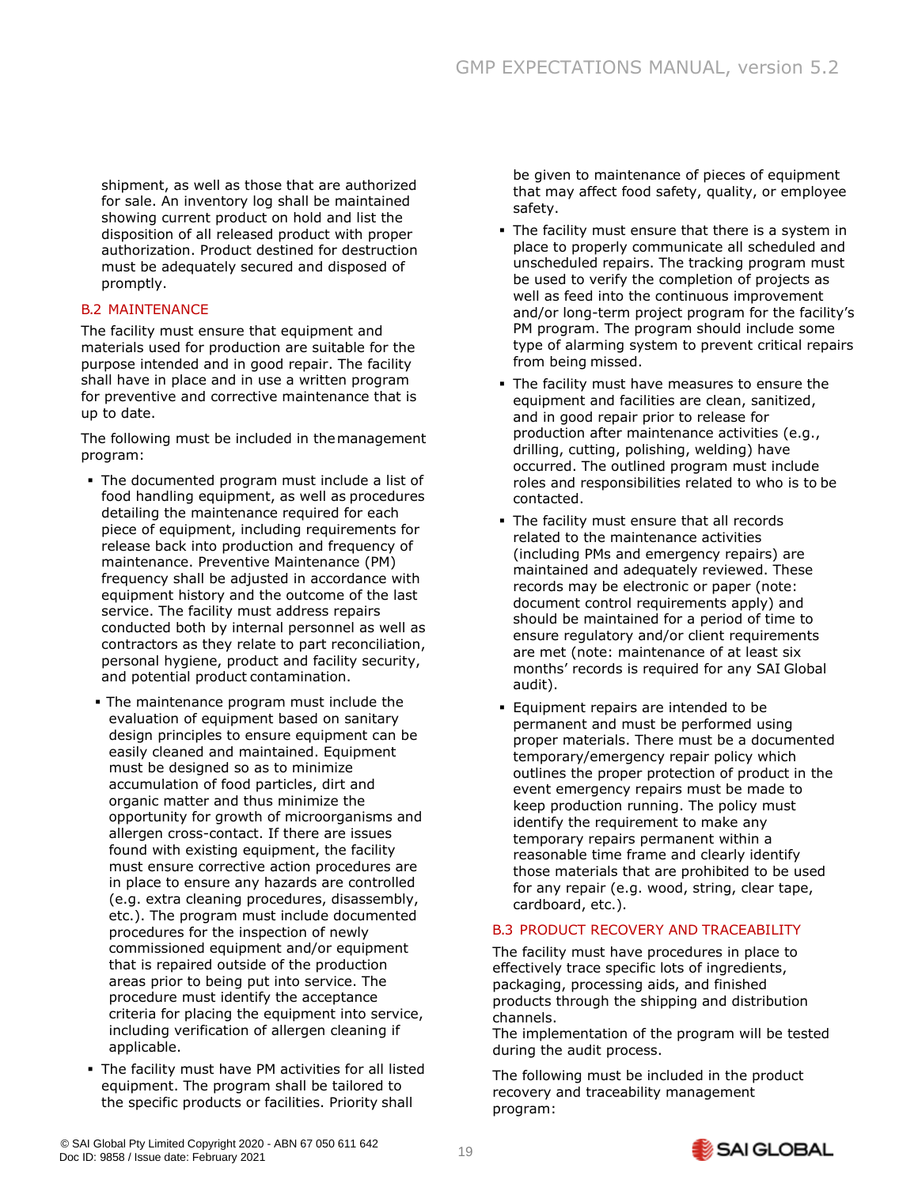shipment, as well as those that are authorized for sale. An inventory log shall be maintained showing current product on hold and list the disposition of all released product with proper authorization. Product destined for destruction must be adequately secured and disposed of promptly.

### B.2 MAINTENANCE

The facility must ensure that equipment and materials used for production are suitable for the purpose intended and in good repair. The facility shall have in place and in use a written program for preventive and corrective maintenance that is up to date.

The following must be included in the management program:

- The documented program must include a list of food handling equipment, as well as procedures detailing the maintenance required for each piece of equipment, including requirements for release back into production and frequency of maintenance. Preventive Maintenance (PM) frequency shall be adjusted in accordance with equipment history and the outcome of the last service. The facility must address repairs conducted both by internal personnel as well as contractors as they relate to part reconciliation, personal hygiene, product and facility security, and potential product contamination.
- The maintenance program must include the evaluation of equipment based on sanitary design principles to ensure equipment can be easily cleaned and maintained. Equipment must be designed so as to minimize accumulation of food particles, dirt and organic matter and thus minimize the opportunity for growth of microorganisms and allergen cross-contact. If there are issues found with existing equipment, the facility must ensure corrective action procedures are in place to ensure any hazards are controlled (e.g. extra cleaning procedures, disassembly, etc.). The program must include documented procedures for the inspection of newly commissioned equipment and/or equipment that is repaired outside of the production areas prior to being put into service. The procedure must identify the acceptance criteria for placing the equipment into service, including verification of allergen cleaning if applicable.
- The facility must have PM activities for all listed equipment. The program shall be tailored to the specific products or facilities. Priority shall be given to maintenance of pieces of equipment that may affect food safety, quality, or employee safety.
- The facility must ensure that there is a system in place to properly communicate all scheduled and unscheduled repairs. The tracking program must be used to verify the completion of projects as well as feed into the continuous improvement and/or long-term project program for the facility's PM program. The program should include some type of alarming system to prevent critical repairs from being missed.
- The facility must have measures to ensure the equipment and facilities are clean, sanitized, and in good repair prior to release for production after maintenance activities (e.g., drilling, cutting, polishing, welding) have occurred. The outlined program must include roles and responsibilities related to who is to be contacted.
- The facility must ensure that all records related to the maintenance activities (including PMs and emergency repairs) are maintained and adequately reviewed. These records may be electronic or paper (note: document control requirements apply) and should be maintained for a period of time to ensure regulatory and/or client requirements are met (note: maintenance of at least six months' records is required for any SAI Global audit).
- Equipment repairs are intended to be permanent and must be performed using proper materials. There must be a documented temporary/emergency repair policy which outlines the proper protection of product in the event emergency repairs must be made to keep production running. The policy must identify the requirement to make any temporary repairs permanent within a reasonable time frame and clearly identify those materials that are prohibited to be used for any repair (e.g. wood, string, clear tape, cardboard, etc.).

### B.3 PRODUCT RECOVERY AND TRACEABILITY

The facility must have procedures in place to effectively trace specific lots of ingredients, packaging, processing aids, and finished products through the shipping and distribution channels.
The implementation of the program will be tested during the audit process.

The following must be included in the product recovery and traceability management program: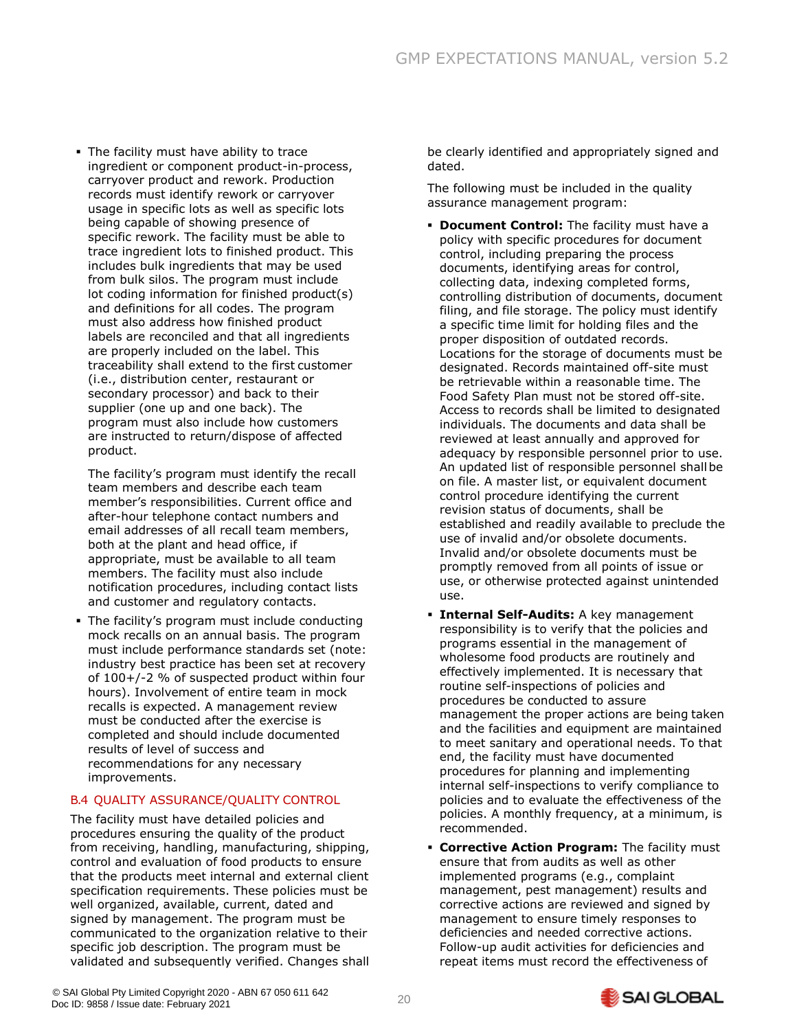- The facility must have ability to trace ingredient or component product-in-process, carryover product and rework. Production records must identify rework or carryover usage in specific lots as well as specific lots being capable of showing presence of specific rework. The facility must be able to trace ingredient lots to finished product. This includes bulk ingredients that may be used from bulk silos. The program must include lot coding information for finished product(s) and definitions for all codes. The program must also address how finished product labels are reconciled and that all ingredients are properly included on the label. This traceability shall extend to the first customer (i.e., distribution center, restaurant or secondary processor) and back to their supplier (one up and one back). The program must also include how customers are instructed to return/dispose of affected product.

  The facility's program must identify the recall team members and describe each team member's responsibilities. Current office and after-hour telephone contact numbers and email addresses of all recall team members, both at the plant and head office, if appropriate, must be available to all team members. The facility must also include notification procedures, including contact lists and customer and regulatory contacts.

- The facility's program must include conducting mock recalls on an annual basis. The program must include performance standards set (note: industry best practice has been set at recovery of 100+/-2 % of suspected product within four hours). Involvement of entire team in mock recalls is expected. A management review must be conducted after the exercise is completed and should include documented results of level of success and recommendations for any necessary improvements.

### B.4 QUALITY ASSURANCE/QUALITY CONTROL

The facility must have detailed policies and procedures ensuring the quality of the product from receiving, handling, manufacturing, shipping, control and evaluation of food products to ensure that the products meet internal and external client specification requirements. These policies must be well organized, available, current, dated and signed by management. The program must be communicated to the organization relative to their specific job description. The program must be validated and subsequently verified. Changes shall be clearly identified and appropriately signed and dated.

The following must be included in the quality assurance management program:

- **Document Control:** The facility must have a policy with specific procedures for document control, including preparing the process documents, identifying areas for control, collecting data, indexing completed forms, controlling distribution of documents, document filing, and file storage. The policy must identify a specific time limit for holding files and the proper disposition of outdated records. Locations for the storage of documents must be designated. Records maintained off-site must be retrievable within a reasonable time. The Food Safety Plan must not be stored off-site. Access to records shall be limited to designated individuals. The documents and data shall be reviewed at least annually and approved for adequacy by responsible personnel prior to use. An updated list of responsible personnel shall be on file. A master list, or equivalent document control procedure identifying the current revision status of documents, shall be established and readily available to preclude the use of invalid and/or obsolete documents. Invalid and/or obsolete documents must be promptly removed from all points of issue or use, or otherwise protected against unintended use.
- **Internal Self-Audits:** A key management responsibility is to verify that the policies and programs essential in the management of wholesome food products are routinely and effectively implemented. It is necessary that routine self-inspections of policies and procedures be conducted to assure management the proper actions are being taken and the facilities and equipment are maintained to meet sanitary and operational needs. To that end, the facility must have documented procedures for planning and implementing internal self-inspections to verify compliance to policies and to evaluate the effectiveness of the policies. A monthly frequency, at a minimum, is recommended.
- **Corrective Action Program:** The facility must ensure that from audits as well as other implemented programs (e.g., complaint management, pest management) results and corrective actions are reviewed and signed by management to ensure timely responses to deficiencies and needed corrective actions. Follow-up audit activities for deficiencies and repeat items must record the effectiveness of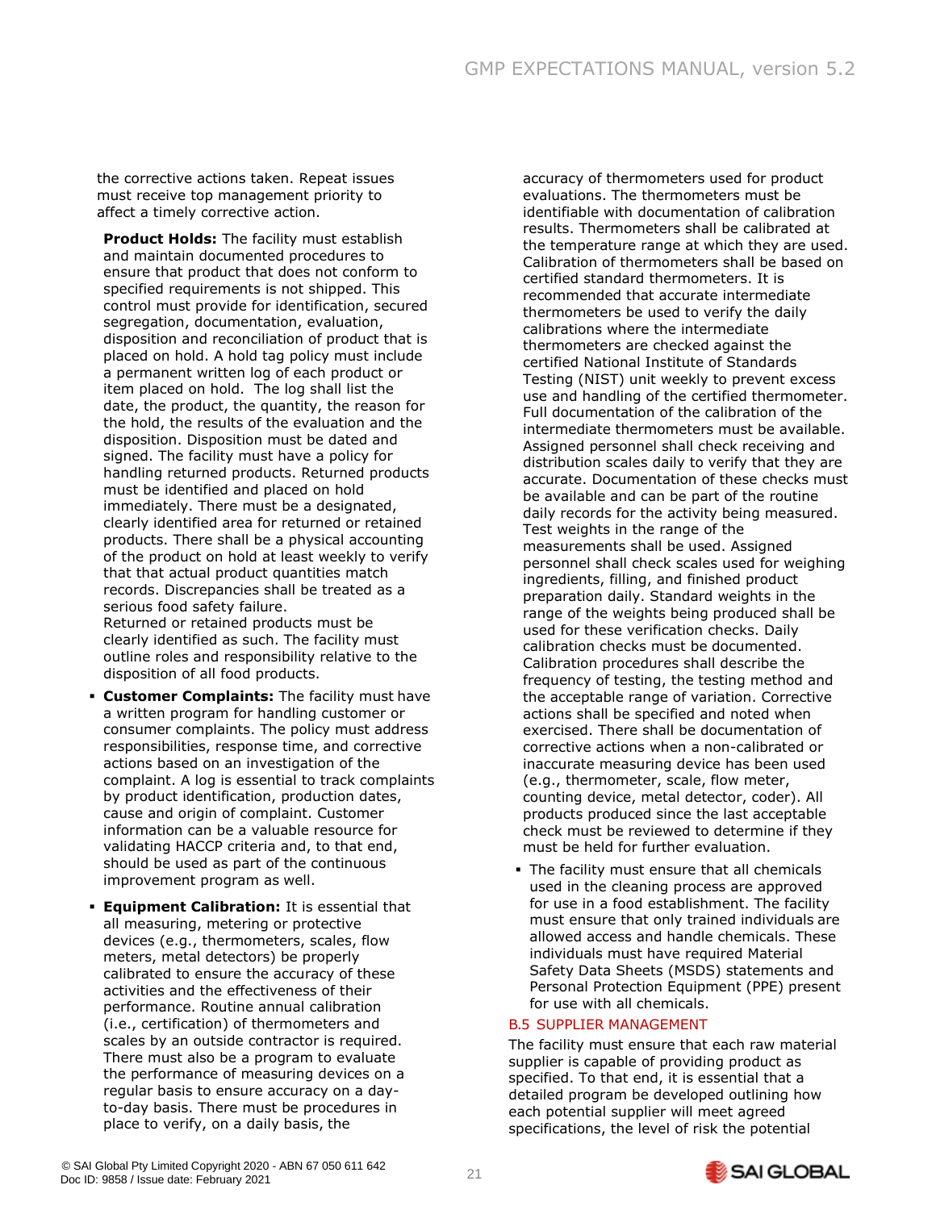the corrective actions taken. Repeat issues must receive top management priority to affect a timely corrective action.

**Product Holds:** The facility must establish and maintain documented procedures to ensure that product that does not conform to specified requirements is not shipped. This control must provide for identification, secured segregation, documentation, evaluation, disposition and reconciliation of product that is placed on hold. A hold tag policy must include a permanent written log of each product or item placed on hold. The log shall list the date, the product, the quantity, the reason for the hold, the results of the evaluation and the disposition. Disposition must be dated and signed. The facility must have a policy for handling returned products. Returned products must be identified and placed on hold immediately. There must be a designated, clearly identified area for returned or retained products. There shall be a physical accounting of the product on hold at least weekly to verify that that actual product quantities match records. Discrepancies shall be treated as a serious food safety failure.
Returned or retained products must be clearly identified as such. The facility must outline roles and responsibility relative to the disposition of all food products.

- **Customer Complaints:** The facility must have a written program for handling customer or consumer complaints. The policy must address responsibilities, response time, and corrective actions based on an investigation of the complaint. A log is essential to track complaints by product identification, production dates, cause and origin of complaint. Customer information can be a valuable resource for validating HACCP criteria and, to that end, should be used as part of the continuous improvement program as well.
- **Equipment Calibration:** It is essential that all measuring, metering or protective devices (e.g., thermometers, scales, flow meters, metal detectors) be properly calibrated to ensure the accuracy of these activities and the effectiveness of their performance. Routine annual calibration (i.e., certification) of thermometers and scales by an outside contractor is required. There must also be a program to evaluate the performance of measuring devices on a regular basis to ensure accuracy on a day-to-day basis. There must be procedures in place to verify, on a daily basis, the accuracy of thermometers used for product evaluations. The thermometers must be identifiable with documentation of calibration results. Thermometers shall be calibrated at the temperature range at which they are used. Calibration of thermometers shall be based on certified standard thermometers. It is recommended that accurate intermediate thermometers be used to verify the daily calibrations where the intermediate thermometers are checked against the certified National Institute of Standards Testing (NIST) unit weekly to prevent excess use and handling of the certified thermometer. Full documentation of the calibration of the intermediate thermometers must be available. Assigned personnel shall check receiving and distribution scales daily to verify that they are accurate. Documentation of these checks must be available and can be part of the routine daily records for the activity being measured. Test weights in the range of the measurements shall be used. Assigned personnel shall check scales used for weighing ingredients, filling, and finished product preparation daily. Standard weights in the range of the weights being produced shall be used for these verification checks. Daily calibration checks must be documented. Calibration procedures shall describe the frequency of testing, the testing method and the acceptable range of variation. Corrective actions shall be specified and noted when exercised. There shall be documentation of corrective actions when a non-calibrated or inaccurate measuring device has been used (e.g., thermometer, scale, flow meter, counting device, metal detector, coder). All products produced since the last acceptable check must be reviewed to determine if they must be held for further evaluation.
- The facility must ensure that all chemicals used in the cleaning process are approved for use in a food establishment. The facility must ensure that only trained individuals are allowed access and handle chemicals. These individuals must have required Material Safety Data Sheets (MSDS) statements and Personal Protection Equipment (PPE) present for use with all chemicals.

## B.5 SUPPLIER MANAGEMENT

The facility must ensure that each raw material supplier is capable of providing product as specified. To that end, it is essential that a detailed program be developed outlining how each potential supplier will meet agreed specifications, the level of risk the potential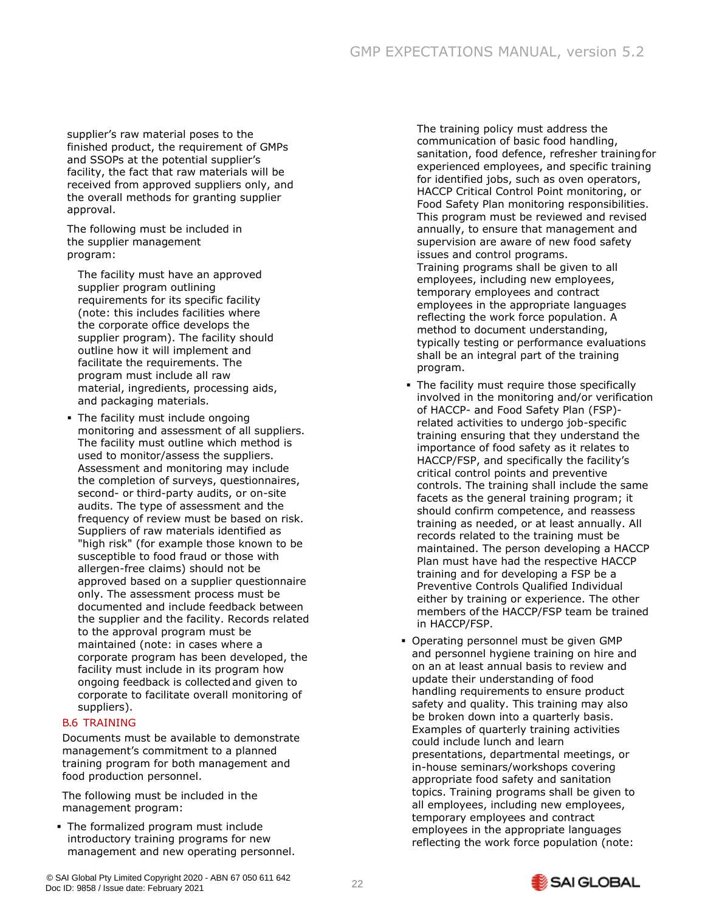supplier's raw material poses to the finished product, the requirement of GMPs and SSOPs at the potential supplier's facility, the fact that raw materials will be received from approved suppliers only, and the overall methods for granting supplier approval.

The following must be included in the supplier management program:

The facility must have an approved supplier program outlining requirements for its specific facility (note: this includes facilities where the corporate office develops the supplier program). The facility should outline how it will implement and facilitate the requirements. The program must include all raw material, ingredients, processing aids, and packaging materials.

- The facility must include ongoing monitoring and assessment of all suppliers. The facility must outline which method is used to monitor/assess the suppliers. Assessment and monitoring may include the completion of surveys, questionnaires, second- or third-party audits, or on-site audits. The type of assessment and the frequency of review must be based on risk. Suppliers of raw materials identified as "high risk" (for example those known to be susceptible to food fraud or those with allergen-free claims) should not be approved based on a supplier questionnaire only. The assessment process must be documented and include feedback between the supplier and the facility. Records related to the approval program must be maintained (note: in cases where a corporate program has been developed, the facility must include in its program how ongoing feedback is collected and given to corporate to facilitate overall monitoring of suppliers).

## B.6 TRAINING

Documents must be available to demonstrate management's commitment to a planned training program for both management and food production personnel.

The following must be included in the management program:

- The formalized program must include introductory training programs for new management and new operating personnel.

  The training policy must address the communication of basic food handling, sanitation, food defence, refresher training for experienced employees, and specific training for identified jobs, such as oven operators, HACCP Critical Control Point monitoring, or Food Safety Plan monitoring responsibilities. This program must be reviewed and revised annually, to ensure that management and supervision are aware of new food safety issues and control programs.
  Training programs shall be given to all employees, including new employees, temporary employees and contract employees in the appropriate languages reflecting the work force population. A method to document understanding, typically testing or performance evaluations shall be an integral part of the training program.

- The facility must require those specifically involved in the monitoring and/or verification of HACCP- and Food Safety Plan (FSP)-related activities to undergo job-specific training ensuring that they understand the importance of food safety as it relates to HACCP/FSP, and specifically the facility's critical control points and preventive controls. The training shall include the same facets as the general training program; it should confirm competence, and reassess training as needed, or at least annually. All records related to the training must be maintained. The person developing a HACCP Plan must have had the respective HACCP training and for developing a FSP be a Preventive Controls Qualified Individual either by training or experience. The other members of the HACCP/FSP team be trained in HACCP/FSP.
- Operating personnel must be given GMP and personnel hygiene training on hire and on an at least annual basis to review and update their understanding of food handling requirements to ensure product safety and quality. This training may also be broken down into a quarterly basis. Examples of quarterly training activities could include lunch and learn presentations, departmental meetings, or in-house seminars/workshops covering appropriate food safety and sanitation topics. Training programs shall be given to all employees, including new employees, temporary employees and contract employees in the appropriate languages reflecting the work force population (note: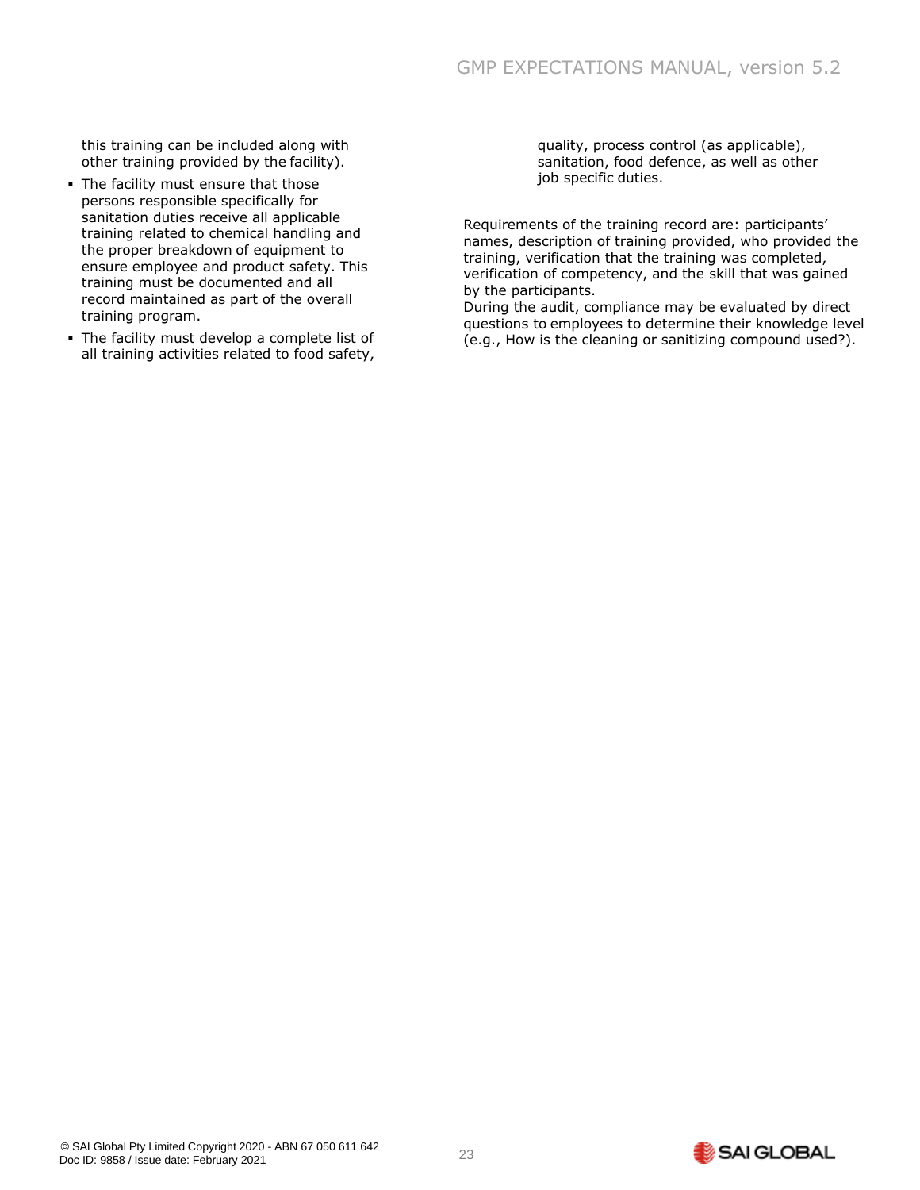this training can be included along with other training provided by the facility).

- The facility must ensure that those persons responsible specifically for sanitation duties receive all applicable training related to chemical handling and the proper breakdown of equipment to ensure employee and product safety. This training must be documented and all record maintained as part of the overall training program.
- The facility must develop a complete list of all training activities related to food safety, quality, process control (as applicable), sanitation, food defence, as well as other job specific duties.

Requirements of the training record are: participants' names, description of training provided, who provided the training, verification that the training was completed, verification of competency, and the skill that was gained by the participants.

During the audit, compliance may be evaluated by direct questions to employees to determine their knowledge level (e.g., How is the cleaning or sanitizing compound used?).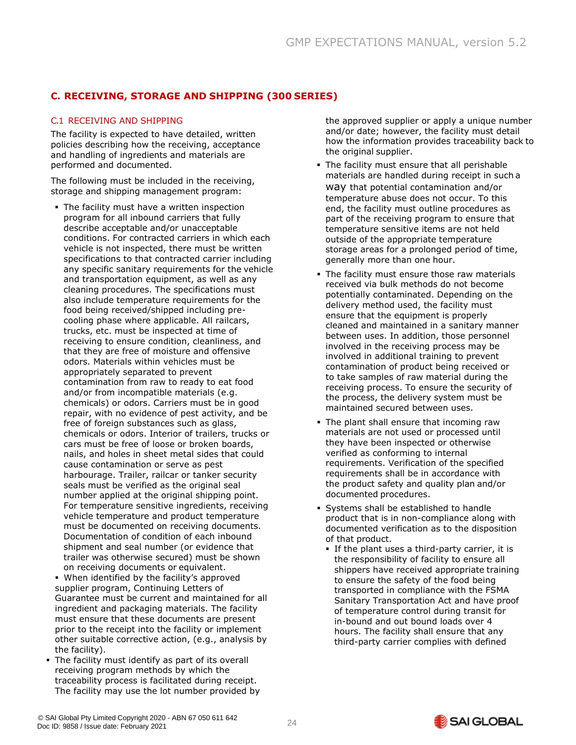## C. RECEIVING, STORAGE AND SHIPPING (300 SERIES)

### C.1 RECEIVING AND SHIPPING

The facility is expected to have detailed, written policies describing how the receiving, acceptance and handling of ingredients and materials are performed and documented.

The following must be included in the receiving, storage and shipping management program:

- The facility must have a written inspection program for all inbound carriers that fully describe acceptable and/or unacceptable conditions. For contracted carriers in which each vehicle is not inspected, there must be written specifications to that contracted carrier including any specific sanitary requirements for the vehicle and transportation equipment, as well as any cleaning procedures. The specifications must also include temperature requirements for the food being received/shipped including pre-cooling phase where applicable. All railcars, trucks, etc. must be inspected at time of receiving to ensure condition, cleanliness, and that they are free of moisture and offensive odors. Materials within vehicles must be appropriately separated to prevent contamination from raw to ready to eat food and/or from incompatible materials (e.g. chemicals) or odors. Carriers must be in good repair, with no evidence of pest activity, and be free of foreign substances such as glass, chemicals or odors. Interior of trailers, trucks or cars must be free of loose or broken boards, nails, and holes in sheet metal sides that could cause contamination or serve as pest harbourage. Trailer, railcar or tanker security seals must be verified as the original seal number applied at the original shipping point. For temperature sensitive ingredients, receiving vehicle temperature and product temperature must be documented on receiving documents. Documentation of condition of each inbound shipment and seal number (or evidence that trailer was otherwise secured) must be shown on receiving documents or equivalent.
- When identified by the facility's approved supplier program, Continuing Letters of Guarantee must be current and maintained for all ingredient and packaging materials. The facility must ensure that these documents are present prior to the receipt into the facility or implement other suitable corrective action, (e.g., analysis by the facility).
- The facility must identify as part of its overall receiving program methods by which the traceability process is facilitated during receipt. The facility may use the lot number provided by the approved supplier or apply a unique number and/or date; however, the facility must detail how the information provides traceability back to the original supplier.
- The facility must ensure that all perishable materials are handled during receipt in such a way that potential contamination and/or temperature abuse does not occur. To this end, the facility must outline procedures as part of the receiving program to ensure that temperature sensitive items are not held outside of the appropriate temperature storage areas for a prolonged period of time, generally more than one hour.
- The facility must ensure those raw materials received via bulk methods do not become potentially contaminated. Depending on the delivery method used, the facility must ensure that the equipment is properly cleaned and maintained in a sanitary manner between uses. In addition, those personnel involved in the receiving process may be involved in additional training to prevent contamination of product being received or to take samples of raw material during the receiving process. To ensure the security of the process, the delivery system must be maintained secured between uses.
- The plant shall ensure that incoming raw materials are not used or processed until they have been inspected or otherwise verified as conforming to internal requirements. Verification of the specified requirements shall be in accordance with the product safety and quality plan and/or documented procedures.
- Systems shall be established to handle product that is in non-compliance along with documented verification as to the disposition of that product.
  - If the plant uses a third-party carrier, it is the responsibility of facility to ensure all shippers have received appropriate training to ensure the safety of the food being transported in compliance with the FSMA Sanitary Transportation Act and have proof of temperature control during transit for in-bound and out bound loads over 4 hours. The facility shall ensure that any third-party carrier complies with defined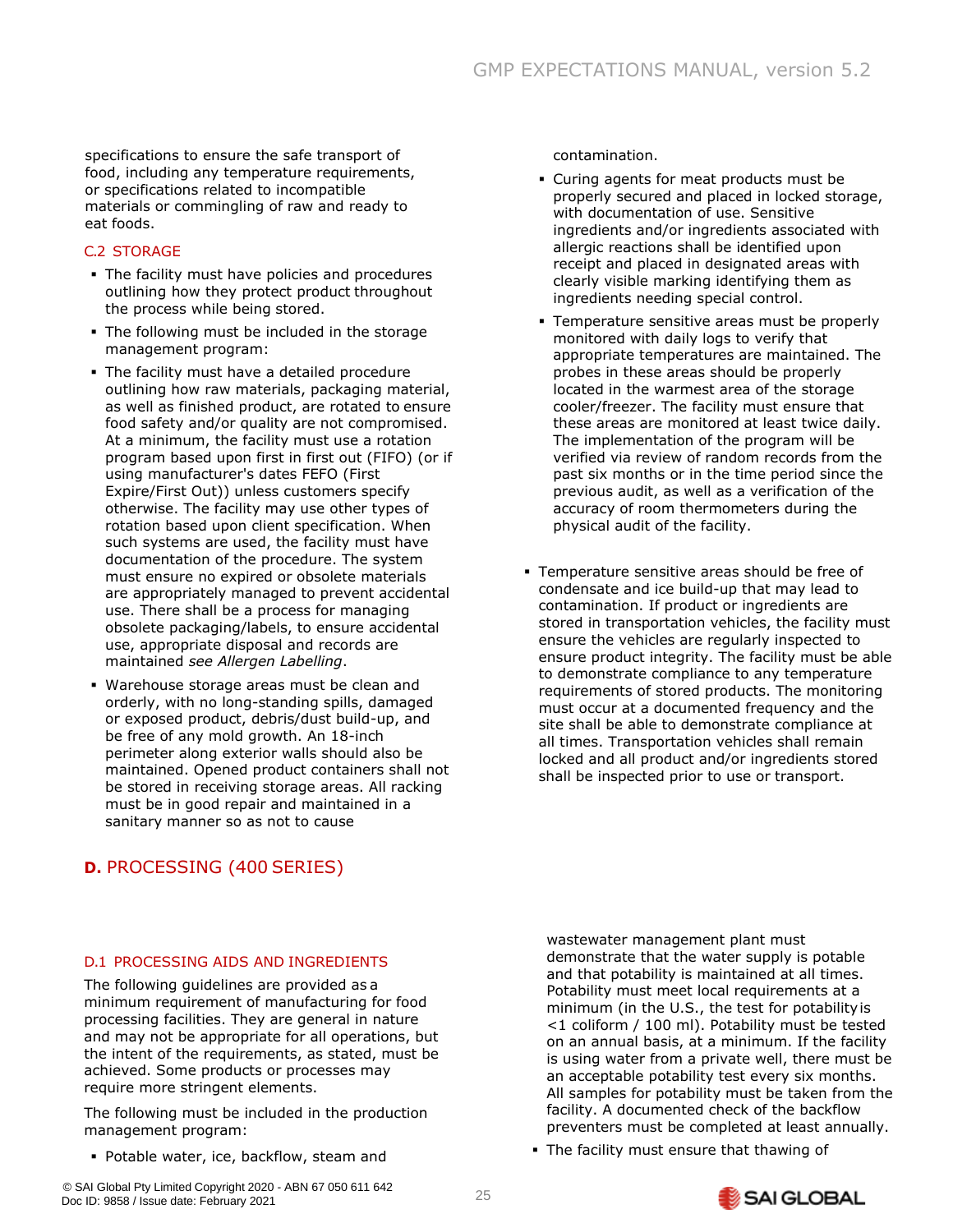specifications to ensure the safe transport of food, including any temperature requirements, or specifications related to incompatible materials or commingling of raw and ready to eat foods.

### C.2 STORAGE

- The facility must have policies and procedures outlining how they protect product throughout the process while being stored.
- The following must be included in the storage management program:
- The facility must have a detailed procedure outlining how raw materials, packaging material, as well as finished product, are rotated to ensure food safety and/or quality are not compromised. At a minimum, the facility must use a rotation program based upon first in first out (FIFO) (or if using manufacturer's dates FEFO (First Expire/First Out)) unless customers specify otherwise. The facility may use other types of rotation based upon client specification. When such systems are used, the facility must have documentation of the procedure. The system must ensure no expired or obsolete materials are appropriately managed to prevent accidental use. There shall be a process for managing obsolete packaging/labels, to ensure accidental use, appropriate disposal and records are maintained *see Allergen Labelling*.
- Warehouse storage areas must be clean and orderly, with no long-standing spills, damaged or exposed product, debris/dust build-up, and be free of any mold growth. An 18-inch perimeter along exterior walls should also be maintained. Opened product containers shall not be stored in receiving storage areas. All racking must be in good repair and maintained in a sanitary manner so as not to cause contamination.
- Curing agents for meat products must be properly secured and placed in locked storage, with documentation of use. Sensitive ingredients and/or ingredients associated with allergic reactions shall be identified upon receipt and placed in designated areas with clearly visible marking identifying them as ingredients needing special control.
- Temperature sensitive areas must be properly monitored with daily logs to verify that appropriate temperatures are maintained. The probes in these areas should be properly located in the warmest area of the storage cooler/freezer. The facility must ensure that these areas are monitored at least twice daily. The implementation of the program will be verified via review of random records from the past six months or in the time period since the previous audit, as well as a verification of the accuracy of room thermometers during the physical audit of the facility.
- Temperature sensitive areas should be free of condensate and ice build-up that may lead to contamination. If product or ingredients are stored in transportation vehicles, the facility must ensure the vehicles are regularly inspected to ensure product integrity. The facility must be able to demonstrate compliance to any temperature requirements of stored products. The monitoring must occur at a documented frequency and the site shall be able to demonstrate compliance at all times. Transportation vehicles shall remain locked and all product and/or ingredients stored shall be inspected prior to use or transport.

## D. PROCESSING (400 SERIES)

### D.1 PROCESSING AIDS AND INGREDIENTS

The following guidelines are provided as a minimum requirement of manufacturing for food processing facilities. They are general in nature and may not be appropriate for all operations, but the intent of the requirements, as stated, must be achieved. Some products or processes may require more stringent elements.

The following must be included in the production management program:

- Potable water, ice, backflow, steam and wastewater management plant must demonstrate that the water supply is potable and that potability is maintained at all times. Potability must meet local requirements at a minimum (in the U.S., the test for potability is <1 coliform / 100 ml). Potability must be tested on an annual basis, at a minimum. If the facility is using water from a private well, there must be an acceptable potability test every six months. All samples for potability must be taken from the facility. A documented check of the backflow preventers must be completed at least annually.
- The facility must ensure that thawing of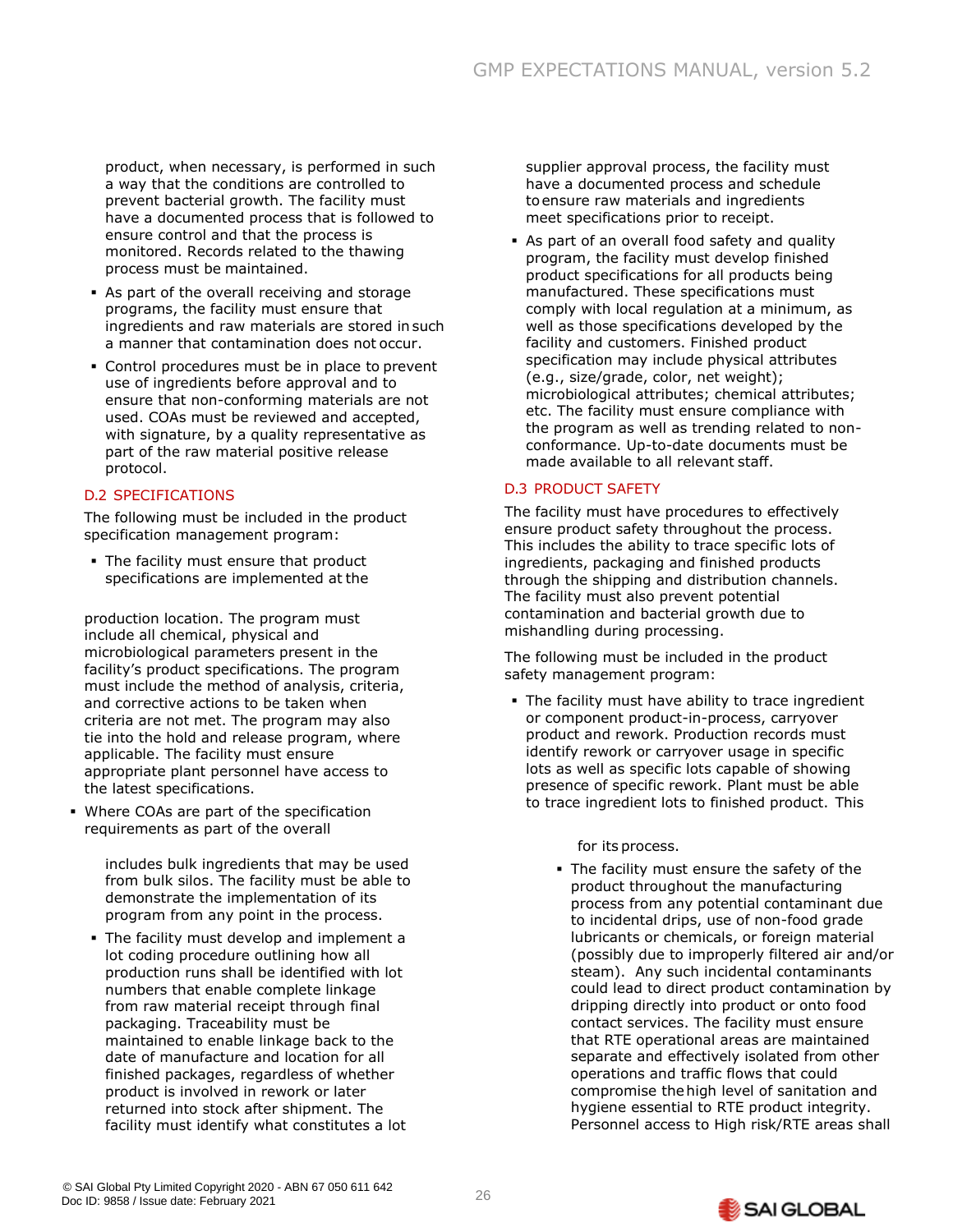product, when necessary, is performed in such a way that the conditions are controlled to prevent bacterial growth. The facility must have a documented process that is followed to ensure control and that the process is monitored. Records related to the thawing process must be maintained.

- As part of the overall receiving and storage programs, the facility must ensure that ingredients and raw materials are stored in such a manner that contamination does not occur.
- Control procedures must be in place to prevent use of ingredients before approval and to ensure that non-conforming materials are not used. COAs must be reviewed and accepted, with signature, by a quality representative as part of the raw material positive release protocol.

## D.2 SPECIFICATIONS

The following must be included in the product specification management program:

- The facility must ensure that product specifications are implemented at the production location. The program must include all chemical, physical and microbiological parameters present in the facility's product specifications. The program must include the method of analysis, criteria, and corrective actions to be taken when criteria are not met. The program may also tie into the hold and release program, where applicable. The facility must ensure appropriate plant personnel have access to the latest specifications.
- Where COAs are part of the specification requirements as part of the overall supplier approval process, the facility must have a documented process and schedule to ensure raw materials and ingredients meet specifications prior to receipt.
- As part of an overall food safety and quality program, the facility must develop finished product specifications for all products being manufactured. These specifications must comply with local regulation at a minimum, as well as those specifications developed by the facility and customers. Finished product specification may include physical attributes (e.g., size/grade, color, net weight); microbiological attributes; chemical attributes; etc. The facility must ensure compliance with the program as well as trending related to non-conformance. Up-to-date documents must be made available to all relevant staff.

## D.3 PRODUCT SAFETY

The facility must have procedures to effectively ensure product safety throughout the process. This includes the ability to trace specific lots of ingredients, packaging and finished products through the shipping and distribution channels. The facility must also prevent potential contamination and bacterial growth due to mishandling during processing.

The following must be included in the product safety management program:

- The facility must have ability to trace ingredient or component product-in-process, carryover product and rework. Production records must identify rework or carryover usage in specific lots as well as specific lots capable of showing presence of specific rework. Plant must be able to trace ingredient lots to finished product. This includes bulk ingredients that may be used from bulk silos. The facility must be able to demonstrate the implementation of its program from any point in the process.
- The facility must develop and implement a lot coding procedure outlining how all production runs shall be identified with lot numbers that enable complete linkage from raw material receipt through final packaging. Traceability must be maintained to enable linkage back to the date of manufacture and location for all finished packages, regardless of whether product is involved in rework or later returned into stock after shipment. The facility must identify what constitutes a lot for its process.
- The facility must ensure the safety of the product throughout the manufacturing process from any potential contaminant due to incidental drips, use of non-food grade lubricants or chemicals, or foreign material (possibly due to improperly filtered air and/or steam). Any such incidental contaminants could lead to direct product contamination by dripping directly into product or onto food contact services. The facility must ensure that RTE operational areas are maintained separate and effectively isolated from other operations and traffic flows that could compromise the high level of sanitation and hygiene essential to RTE product integrity. Personnel access to High risk/RTE areas shall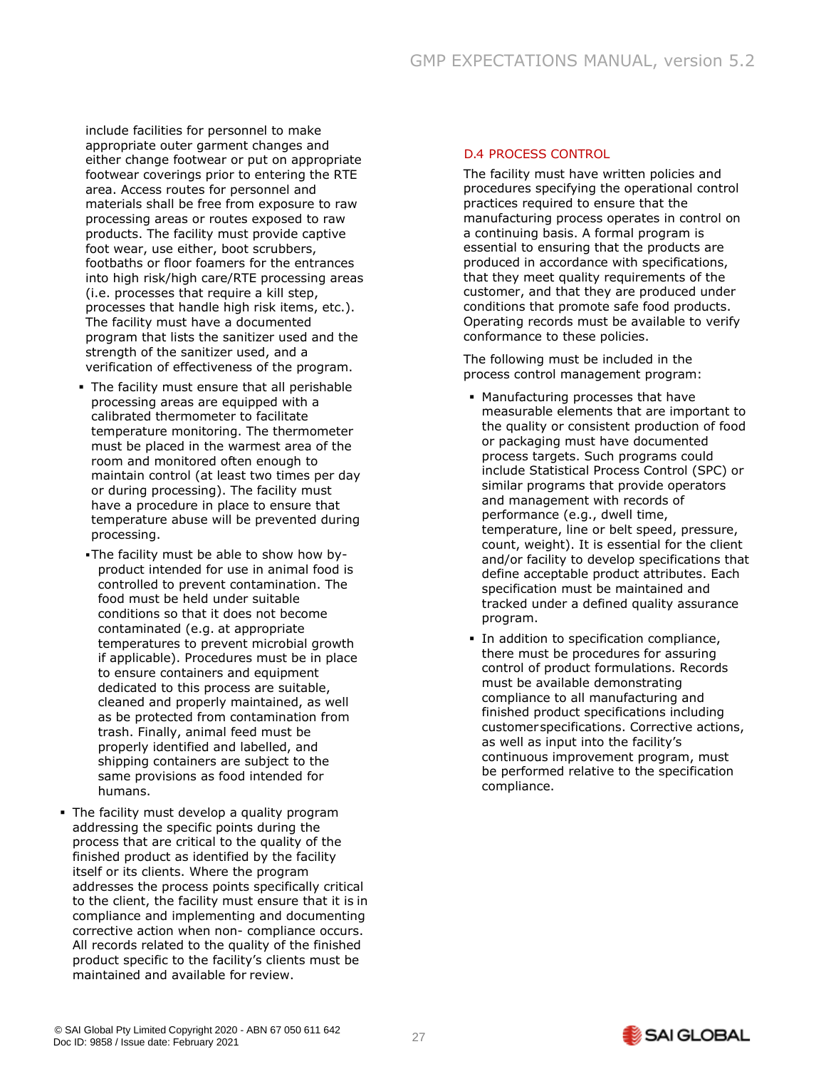include facilities for personnel to make appropriate outer garment changes and either change footwear or put on appropriate footwear coverings prior to entering the RTE area. Access routes for personnel and materials shall be free from exposure to raw processing areas or routes exposed to raw products. The facility must provide captive foot wear, use either, boot scrubbers, footbaths or floor foamers for the entrances into high risk/high care/RTE processing areas (i.e. processes that require a kill step, processes that handle high risk items, etc.). The facility must have a documented program that lists the sanitizer used and the strength of the sanitizer used, and a verification of effectiveness of the program.

- The facility must ensure that all perishable processing areas are equipped with a calibrated thermometer to facilitate temperature monitoring. The thermometer must be placed in the warmest area of the room and monitored often enough to maintain control (at least two times per day or during processing). The facility must have a procedure in place to ensure that temperature abuse will be prevented during processing.
- The facility must be able to show how by-product intended for use in animal food is controlled to prevent contamination. The food must be held under suitable conditions so that it does not become contaminated (e.g. at appropriate temperatures to prevent microbial growth if applicable). Procedures must be in place to ensure containers and equipment dedicated to this process are suitable, cleaned and properly maintained, as well as be protected from contamination from trash. Finally, animal feed must be properly identified and labelled, and shipping containers are subject to the same provisions as food intended for humans.

- The facility must develop a quality program addressing the specific points during the process that are critical to the quality of the finished product as identified by the facility itself or its clients. Where the program addresses the process points specifically critical to the client, the facility must ensure that it is in compliance and implementing and documenting corrective action when non- compliance occurs. All records related to the quality of the finished product specific to the facility's clients must be maintained and available for review.

## D.4 PROCESS CONTROL

The facility must have written policies and procedures specifying the operational control practices required to ensure that the manufacturing process operates in control on a continuing basis. A formal program is essential to ensuring that the products are produced in accordance with specifications, that they meet quality requirements of the customer, and that they are produced under conditions that promote safe food products. Operating records must be available to verify conformance to these policies.

The following must be included in the process control management program:

- Manufacturing processes that have measurable elements that are important to the quality or consistent production of food or packaging must have documented process targets. Such programs could include Statistical Process Control (SPC) or similar programs that provide operators and management with records of performance (e.g., dwell time, temperature, line or belt speed, pressure, count, weight). It is essential for the client and/or facility to develop specifications that define acceptable product attributes. Each specification must be maintained and tracked under a defined quality assurance program.
- In addition to specification compliance, there must be procedures for assuring control of product formulations. Records must be available demonstrating compliance to all manufacturing and finished product specifications including customer specifications. Corrective actions, as well as input into the facility's continuous improvement program, must be performed relative to the specification compliance.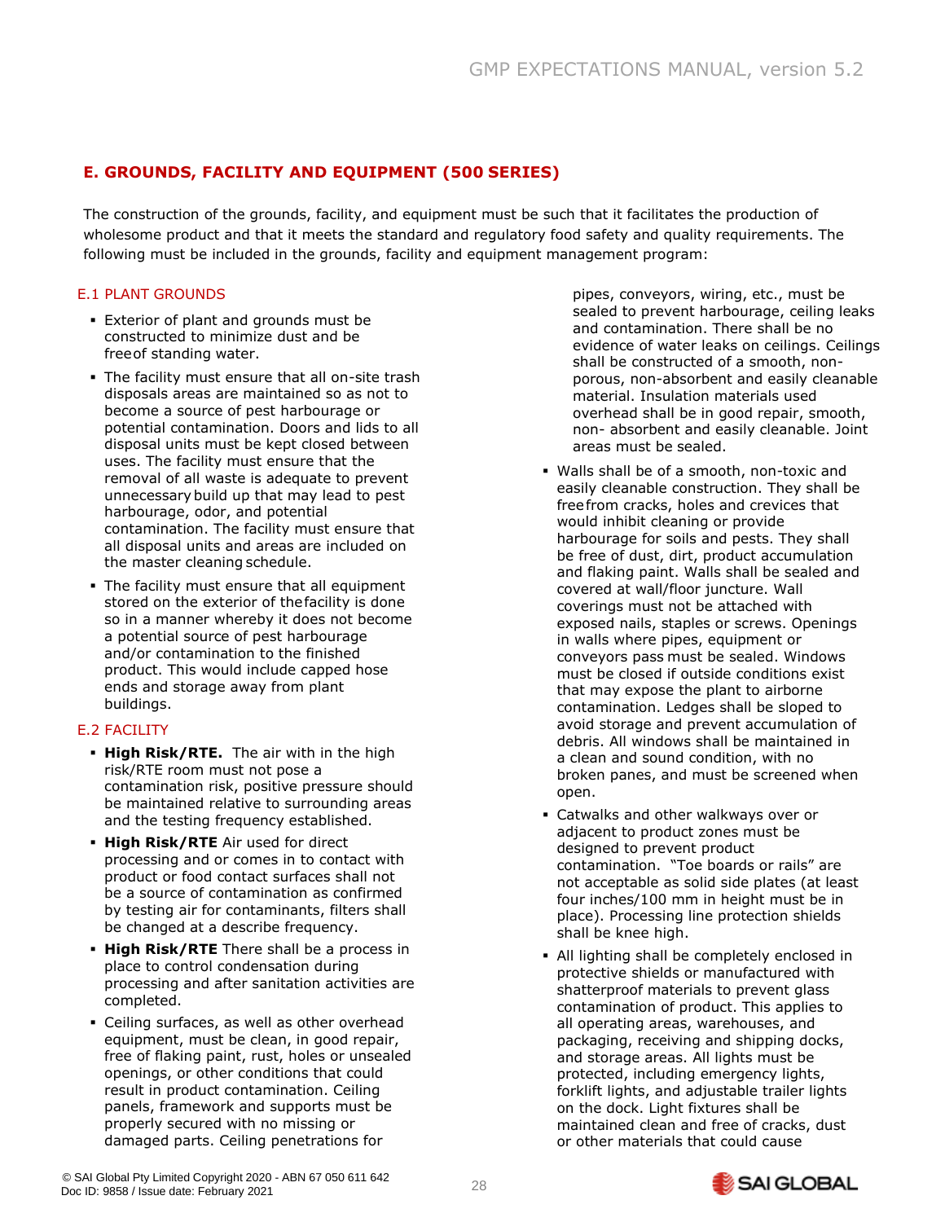## E. GROUNDS, FACILITY AND EQUIPMENT (500 SERIES)

The construction of the grounds, facility, and equipment must be such that it facilitates the production of wholesome product and that it meets the standard and regulatory food safety and quality requirements. The following must be included in the grounds, facility and equipment management program:

### E.1 PLANT GROUNDS

- Exterior of plant and grounds must be constructed to minimize dust and be freeof standing water.
- The facility must ensure that all on-site trash disposals areas are maintained so as not to become a source of pest harbourage or potential contamination. Doors and lids to all disposal units must be kept closed between uses. The facility must ensure that the removal of all waste is adequate to prevent unnecessary build up that may lead to pest harbourage, odor, and potential contamination. The facility must ensure that all disposal units and areas are included on the master cleaning schedule.
- The facility must ensure that all equipment stored on the exterior of thefacility is done so in a manner whereby it does not become a potential source of pest harbourage and/or contamination to the finished product. This would include capped hose ends and storage away from plant buildings.

### E.2 FACILITY

- **High Risk/RTE.** The air with in the high risk/RTE room must not pose a contamination risk, positive pressure should be maintained relative to surrounding areas and the testing frequency established.
- **High Risk/RTE** Air used for direct processing and or comes in to contact with product or food contact surfaces shall not be a source of contamination as confirmed by testing air for contaminants, filters shall be changed at a describe frequency.
- **High Risk/RTE** There shall be a process in place to control condensation during processing and after sanitation activities are completed.
- Ceiling surfaces, as well as other overhead equipment, must be clean, in good repair, free of flaking paint, rust, holes or unsealed openings, or other conditions that could result in product contamination. Ceiling panels, framework and supports must be properly secured with no missing or damaged parts. Ceiling penetrations for pipes, conveyors, wiring, etc., must be sealed to prevent harbourage, ceiling leaks and contamination. There shall be no evidence of water leaks on ceilings. Ceilings shall be constructed of a smooth, non-porous, non-absorbent and easily cleanable material. Insulation materials used overhead shall be in good repair, smooth, non- absorbent and easily cleanable. Joint areas must be sealed.
- Walls shall be of a smooth, non-toxic and easily cleanable construction. They shall be freefrom cracks, holes and crevices that would inhibit cleaning or provide harbourage for soils and pests. They shall be free of dust, dirt, product accumulation and flaking paint. Walls shall be sealed and covered at wall/floor juncture. Wall coverings must not be attached with exposed nails, staples or screws. Openings in walls where pipes, equipment or conveyors pass must be sealed. Windows must be closed if outside conditions exist that may expose the plant to airborne contamination. Ledges shall be sloped to avoid storage and prevent accumulation of debris. All windows shall be maintained in a clean and sound condition, with no broken panes, and must be screened when open.
- Catwalks and other walkways over or adjacent to product zones must be designed to prevent product contamination. "Toe boards or rails" are not acceptable as solid side plates (at least four inches/100 mm in height must be in place). Processing line protection shields shall be knee high.
- All lighting shall be completely enclosed in protective shields or manufactured with shatterproof materials to prevent glass contamination of product. This applies to all operating areas, warehouses, and packaging, receiving and shipping docks, and storage areas. All lights must be protected, including emergency lights, forklift lights, and adjustable trailer lights on the dock. Light fixtures shall be maintained clean and free of cracks, dust or other materials that could cause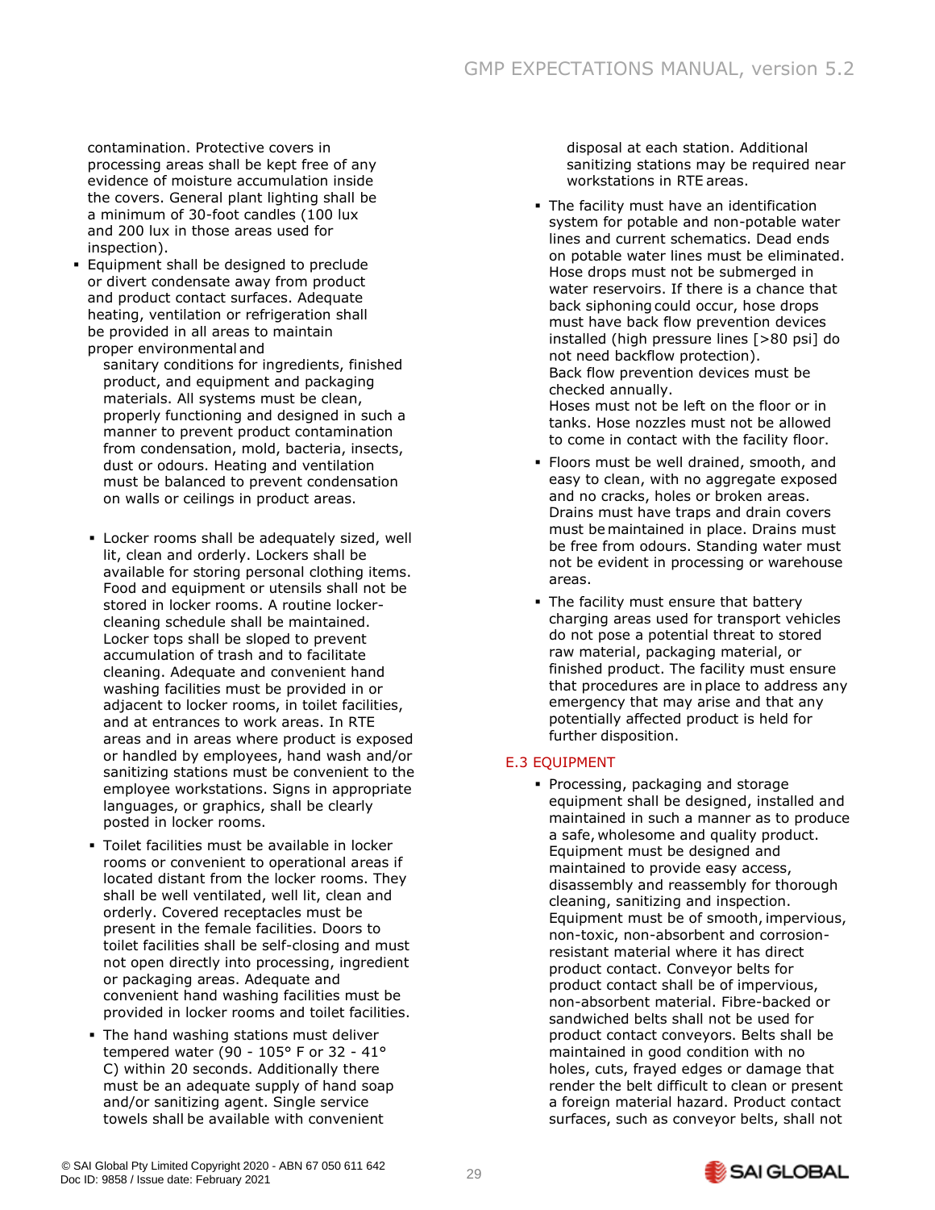contamination. Protective covers in processing areas shall be kept free of any evidence of moisture accumulation inside the covers. General plant lighting shall be a minimum of 30-foot candles (100 lux and 200 lux in those areas used for inspection).

- Equipment shall be designed to preclude or divert condensate away from product and product contact surfaces. Adequate heating, ventilation or refrigeration shall be provided in all areas to maintain proper environmental and sanitary conditions for ingredients, finished product, and equipment and packaging materials. All systems must be clean, properly functioning and designed in such a manner to prevent product contamination from condensation, mold, bacteria, insects, dust or odours. Heating and ventilation must be balanced to prevent condensation on walls or ceilings in product areas.

- Locker rooms shall be adequately sized, well lit, clean and orderly. Lockers shall be available for storing personal clothing items. Food and equipment or utensils shall not be stored in locker rooms. A routine locker-cleaning schedule shall be maintained. Locker tops shall be sloped to prevent accumulation of trash and to facilitate cleaning. Adequate and convenient hand washing facilities must be provided in or adjacent to locker rooms, in toilet facilities, and at entrances to work areas. In RTE areas and in areas where product is exposed or handled by employees, hand wash and/or sanitizing stations must be convenient to the employee workstations. Signs in appropriate languages, or graphics, shall be clearly posted in locker rooms.
- Toilet facilities must be available in locker rooms or convenient to operational areas if located distant from the locker rooms. They shall be well ventilated, well lit, clean and orderly. Covered receptacles must be present in the female facilities. Doors to toilet facilities shall be self-closing and must not open directly into processing, ingredient or packaging areas. Adequate and convenient hand washing facilities must be provided in locker rooms and toilet facilities.
- The hand washing stations must deliver tempered water (90 - 105° F or 32 - 41° C) within 20 seconds. Additionally there must be an adequate supply of hand soap and/or sanitizing agent. Single service towels shall be available with convenient disposal at each station. Additional sanitizing stations may be required near workstations in RTE areas.
- The facility must have an identification system for potable and non-potable water lines and current schematics. Dead ends on potable water lines must be eliminated. Hose drops must not be submerged in water reservoirs. If there is a chance that back siphoning could occur, hose drops must have back flow prevention devices installed (high pressure lines [>80 psi] do not need backflow protection). Back flow prevention devices must be checked annually. Hoses must not be left on the floor or in tanks. Hose nozzles must not be allowed to come in contact with the facility floor.
- Floors must be well drained, smooth, and easy to clean, with no aggregate exposed and no cracks, holes or broken areas. Drains must have traps and drain covers must be maintained in place. Drains must be free from odours. Standing water must not be evident in processing or warehouse areas.
- The facility must ensure that battery charging areas used for transport vehicles do not pose a potential threat to stored raw material, packaging material, or finished product. The facility must ensure that procedures are in place to address any emergency that may arise and that any potentially affected product is held for further disposition.

## E.3 EQUIPMENT

- Processing, packaging and storage equipment shall be designed, installed and maintained in such a manner as to produce a safe, wholesome and quality product. Equipment must be designed and maintained to provide easy access, disassembly and reassembly for thorough cleaning, sanitizing and inspection. Equipment must be of smooth, impervious, non-toxic, non-absorbent and corrosion-resistant material where it has direct product contact. Conveyor belts for product contact shall be of impervious, non-absorbent material. Fibre-backed or sandwiched belts shall not be used for product contact conveyors. Belts shall be maintained in good condition with no holes, cuts, frayed edges or damage that render the belt difficult to clean or present a foreign material hazard. Product contact surfaces, such as conveyor belts, shall not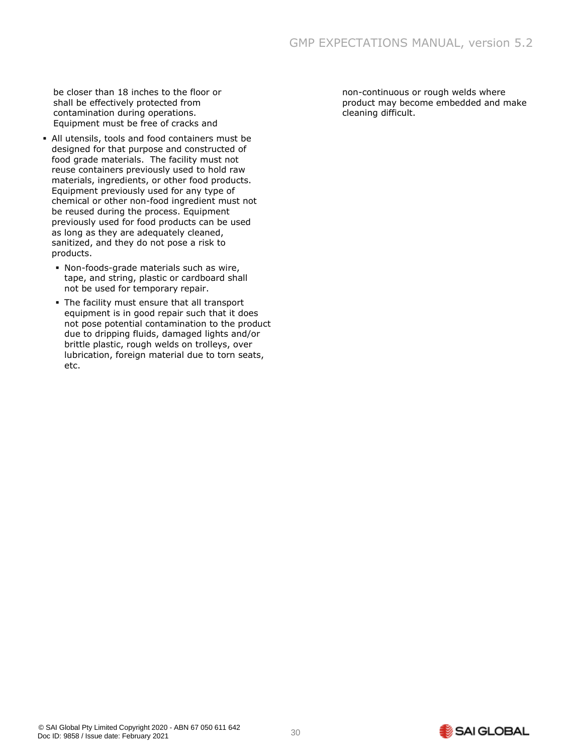be closer than 18 inches to the floor or shall be effectively protected from contamination during operations. Equipment must be free of cracks and non-continuous or rough welds where product may become embedded and make cleaning difficult.

- All utensils, tools and food containers must be designed for that purpose and constructed of food grade materials. The facility must not reuse containers previously used to hold raw materials, ingredients, or other food products. Equipment previously used for any type of chemical or other non-food ingredient must not be reused during the process. Equipment previously used for food products can be used as long as they are adequately cleaned, sanitized, and they do not pose a risk to products.
  - Non-foods-grade materials such as wire, tape, and string, plastic or cardboard shall not be used for temporary repair.
  - The facility must ensure that all transport equipment is in good repair such that it does not pose potential contamination to the product due to dripping fluids, damaged lights and/or brittle plastic, rough welds on trolleys, over lubrication, foreign material due to torn seats, etc.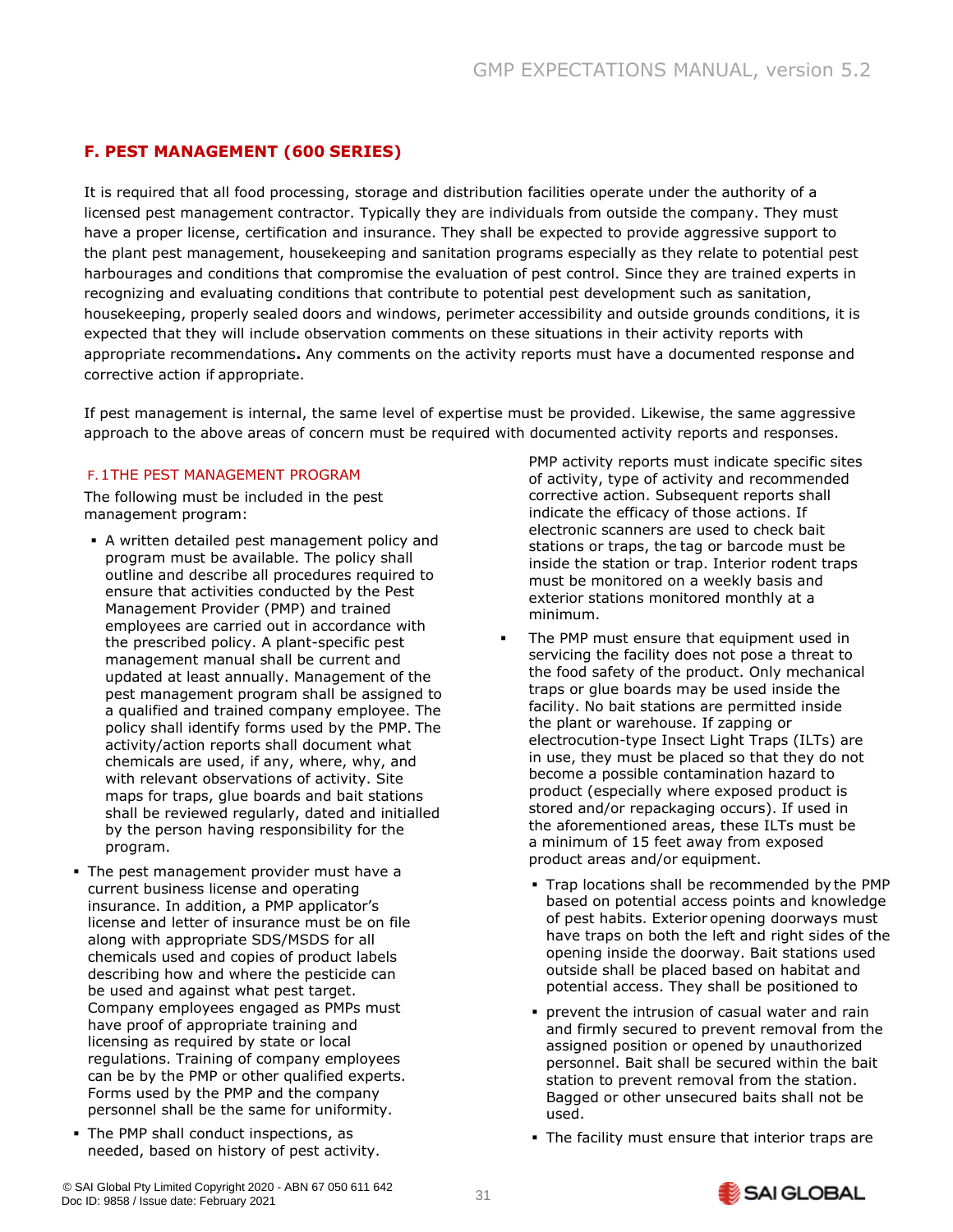## F. PEST MANAGEMENT (600 SERIES)

It is required that all food processing, storage and distribution facilities operate under the authority of a licensed pest management contractor. Typically they are individuals from outside the company. They must have a proper license, certification and insurance. They shall be expected to provide aggressive support to the plant pest management, housekeeping and sanitation programs especially as they relate to potential pest harbourages and conditions that compromise the evaluation of pest control. Since they are trained experts in recognizing and evaluating conditions that contribute to potential pest development such as sanitation, housekeeping, properly sealed doors and windows, perimeter accessibility and outside grounds conditions, it is expected that they will include observation comments on these situations in their activity reports with appropriate recommendations**.** Any comments on the activity reports must have a documented response and corrective action if appropriate.

If pest management is internal, the same level of expertise must be provided. Likewise, the same aggressive approach to the above areas of concern must be required with documented activity reports and responses.

### F. 1 THE PEST MANAGEMENT PROGRAM

The following must be included in the pest management program:

- A written detailed pest management policy and program must be available. The policy shall outline and describe all procedures required to ensure that activities conducted by the Pest Management Provider (PMP) and trained employees are carried out in accordance with the prescribed policy. A plant-specific pest management manual shall be current and updated at least annually. Management of the pest management program shall be assigned to a qualified and trained company employee. The policy shall identify forms used by the PMP. The activity/action reports shall document what chemicals are used, if any, where, why, and with relevant observations of activity. Site maps for traps, glue boards and bait stations shall be reviewed regularly, dated and initialled by the person having responsibility for the program.
- The pest management provider must have a current business license and operating insurance. In addition, a PMP applicator's license and letter of insurance must be on file along with appropriate SDS/MSDS for all chemicals used and copies of product labels describing how and where the pesticide can be used and against what pest target. Company employees engaged as PMPs must have proof of appropriate training and licensing as required by state or local regulations. Training of company employees can be by the PMP or other qualified experts. Forms used by the PMP and the company personnel shall be the same for uniformity.
- The PMP shall conduct inspections, as needed, based on history of pest activity. PMP activity reports must indicate specific sites of activity, type of activity and recommended corrective action. Subsequent reports shall indicate the efficacy of those actions. If electronic scanners are used to check bait stations or traps, the tag or barcode must be inside the station or trap. Interior rodent traps must be monitored on a weekly basis and exterior stations monitored monthly at a minimum.
- The PMP must ensure that equipment used in servicing the facility does not pose a threat to the food safety of the product. Only mechanical traps or glue boards may be used inside the facility. No bait stations are permitted inside the plant or warehouse. If zapping or electrocution-type Insect Light Traps (ILTs) are in use, they must be placed so that they do not become a possible contamination hazard to product (especially where exposed product is stored and/or repackaging occurs). If used in the aforementioned areas, these ILTs must be a minimum of 15 feet away from exposed product areas and/or equipment.
  - Trap locations shall be recommended by the PMP based on potential access points and knowledge of pest habits. Exterior opening doorways must have traps on both the left and right sides of the opening inside the doorway. Bait stations used outside shall be placed based on habitat and potential access. They shall be positioned to
  - prevent the intrusion of casual water and rain and firmly secured to prevent removal from the assigned position or opened by unauthorized personnel. Bait shall be secured within the bait station to prevent removal from the station. Bagged or other unsecured baits shall not be used.
  - The facility must ensure that interior traps are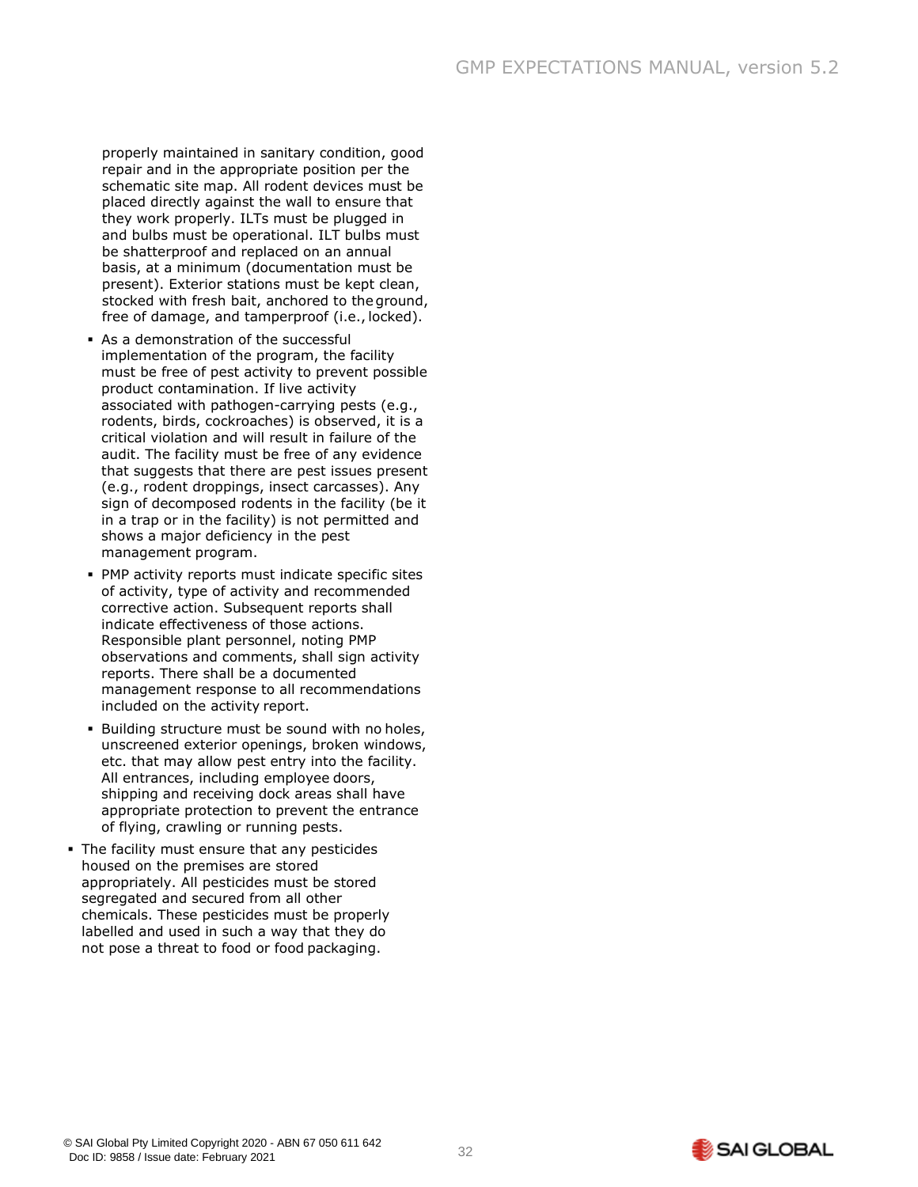properly maintained in sanitary condition, good repair and in the appropriate position per the schematic site map. All rodent devices must be placed directly against the wall to ensure that they work properly. ILTs must be plugged in and bulbs must be operational. ILT bulbs must be shatterproof and replaced on an annual basis, at a minimum (documentation must be present). Exterior stations must be kept clean, stocked with fresh bait, anchored to the ground, free of damage, and tamperproof (i.e., locked).

  - As a demonstration of the successful implementation of the program, the facility must be free of pest activity to prevent possible product contamination. If live activity associated with pathogen-carrying pests (e.g., rodents, birds, cockroaches) is observed, it is a critical violation and will result in failure of the audit. The facility must be free of any evidence that suggests that there are pest issues present (e.g., rodent droppings, insect carcasses). Any sign of decomposed rodents in the facility (be it in a trap or in the facility) is not permitted and shows a major deficiency in the pest management program.
  - PMP activity reports must indicate specific sites of activity, type of activity and recommended corrective action. Subsequent reports shall indicate effectiveness of those actions. Responsible plant personnel, noting PMP observations and comments, shall sign activity reports. There shall be a documented management response to all recommendations included on the activity report.
  - Building structure must be sound with no holes, unscreened exterior openings, broken windows, etc. that may allow pest entry into the facility. All entrances, including employee doors, shipping and receiving dock areas shall have appropriate protection to prevent the entrance of flying, crawling or running pests.

- The facility must ensure that any pesticides housed on the premises are stored appropriately. All pesticides must be stored segregated and secured from all other chemicals. These pesticides must be properly labelled and used in such a way that they do not pose a threat to food or food packaging.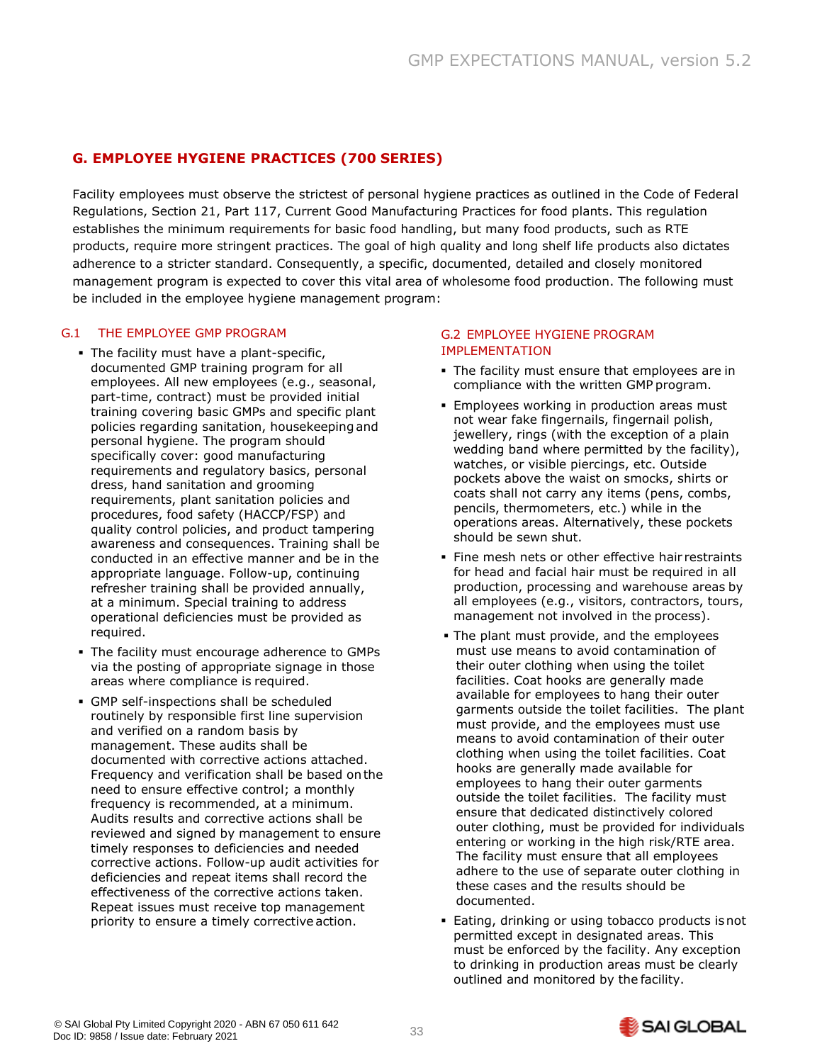## G. EMPLOYEE HYGIENE PRACTICES (700 SERIES)

Facility employees must observe the strictest of personal hygiene practices as outlined in the Code of Federal Regulations, Section 21, Part 117, Current Good Manufacturing Practices for food plants. This regulation establishes the minimum requirements for basic food handling, but many food products, such as RTE products, require more stringent practices. The goal of high quality and long shelf life products also dictates adherence to a stricter standard. Consequently, a specific, documented, detailed and closely monitored management program is expected to cover this vital area of wholesome food production. The following must be included in the employee hygiene management program:

### G.1 THE EMPLOYEE GMP PROGRAM

- The facility must have a plant-specific, documented GMP training program for all employees. All new employees (e.g., seasonal, part-time, contract) must be provided initial training covering basic GMPs and specific plant policies regarding sanitation, housekeeping and personal hygiene. The program should specifically cover: good manufacturing requirements and regulatory basics, personal dress, hand sanitation and grooming requirements, plant sanitation policies and procedures, food safety (HACCP/FSP) and quality control policies, and product tampering awareness and consequences. Training shall be conducted in an effective manner and be in the appropriate language. Follow-up, continuing refresher training shall be provided annually, at a minimum. Special training to address operational deficiencies must be provided as required.
- The facility must encourage adherence to GMPs via the posting of appropriate signage in those areas where compliance is required.
- GMP self-inspections shall be scheduled routinely by responsible first line supervision and verified on a random basis by management. These audits shall be documented with corrective actions attached. Frequency and verification shall be based on the need to ensure effective control; a monthly frequency is recommended, at a minimum. Audits results and corrective actions shall be reviewed and signed by management to ensure timely responses to deficiencies and needed corrective actions. Follow-up audit activities for deficiencies and repeat items shall record the effectiveness of the corrective actions taken. Repeat issues must receive top management priority to ensure a timely corrective action.

### G.2 EMPLOYEE HYGIENE PROGRAM IMPLEMENTATION

- The facility must ensure that employees are in compliance with the written GMP program.
- Employees working in production areas must not wear fake fingernails, fingernail polish, jewellery, rings (with the exception of a plain wedding band where permitted by the facility), watches, or visible piercings, etc. Outside pockets above the waist on smocks, shirts or coats shall not carry any items (pens, combs, pencils, thermometers, etc.) while in the operations areas. Alternatively, these pockets should be sewn shut.
- Fine mesh nets or other effective hair restraints for head and facial hair must be required in all production, processing and warehouse areas by all employees (e.g., visitors, contractors, tours, management not involved in the process).
- The plant must provide, and the employees must use means to avoid contamination of their outer clothing when using the toilet facilities. Coat hooks are generally made available for employees to hang their outer garments outside the toilet facilities. The plant must provide, and the employees must use means to avoid contamination of their outer clothing when using the toilet facilities. Coat hooks are generally made available for employees to hang their outer garments outside the toilet facilities. The facility must ensure that dedicated distinctively colored outer clothing, must be provided for individuals entering or working in the high risk/RTE area. The facility must ensure that all employees adhere to the use of separate outer clothing in these cases and the results should be documented.
- Eating, drinking or using tobacco products is not permitted except in designated areas. This must be enforced by the facility. Any exception to drinking in production areas must be clearly outlined and monitored by the facility.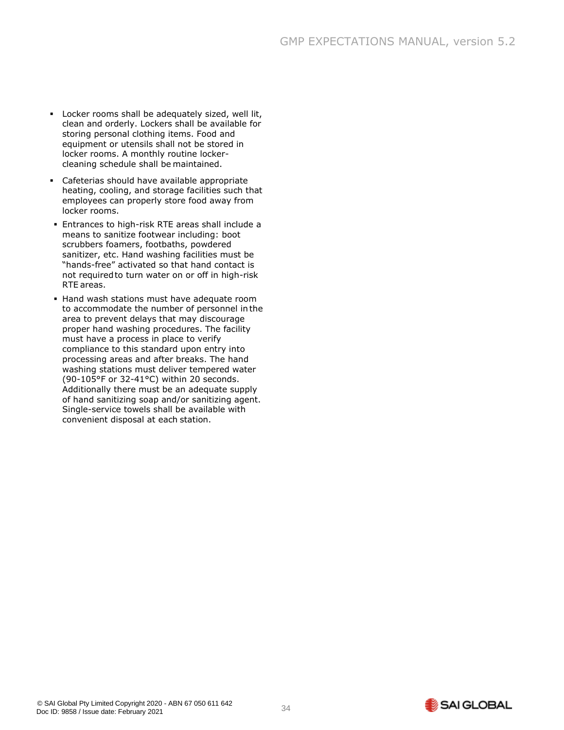- Locker rooms shall be adequately sized, well lit, clean and orderly. Lockers shall be available for storing personal clothing items. Food and equipment or utensils shall not be stored in locker rooms. A monthly routine locker-cleaning schedule shall be maintained.
- Cafeterias should have available appropriate heating, cooling, and storage facilities such that employees can properly store food away from locker rooms.
- Entrances to high-risk RTE areas shall include a means to sanitize footwear including: boot scrubbers foamers, footbaths, powdered sanitizer, etc. Hand washing facilities must be "hands-free" activated so that hand contact is not required to turn water on or off in high-risk RTE areas.
- Hand wash stations must have adequate room to accommodate the number of personnel in the area to prevent delays that may discourage proper hand washing procedures. The facility must have a process in place to verify compliance to this standard upon entry into processing areas and after breaks. The hand washing stations must deliver tempered water (90-105°F or 32-41°C) within 20 seconds. Additionally there must be an adequate supply of hand sanitizing soap and/or sanitizing agent. Single-service towels shall be available with convenient disposal at each station.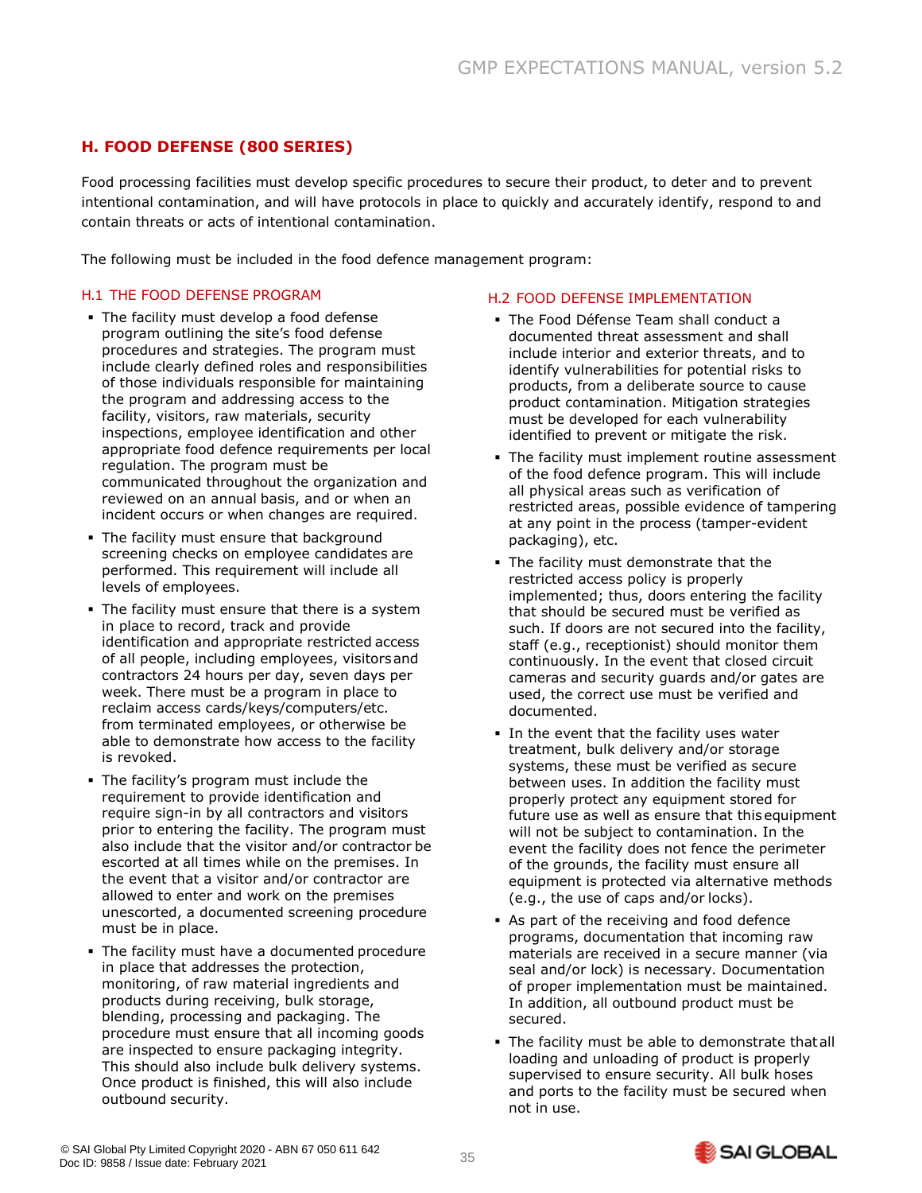## H. FOOD DEFENSE (800 SERIES)

Food processing facilities must develop specific procedures to secure their product, to deter and to prevent intentional contamination, and will have protocols in place to quickly and accurately identify, respond to and contain threats or acts of intentional contamination.

The following must be included in the food defence management program:

### H.1 THE FOOD DEFENSE PROGRAM

- The facility must develop a food defense program outlining the site's food defense procedures and strategies. The program must include clearly defined roles and responsibilities of those individuals responsible for maintaining the program and addressing access to the facility, visitors, raw materials, security inspections, employee identification and other appropriate food defence requirements per local regulation. The program must be communicated throughout the organization and reviewed on an annual basis, and or when an incident occurs or when changes are required.
- The facility must ensure that background screening checks on employee candidates are performed. This requirement will include all levels of employees.
- The facility must ensure that there is a system in place to record, track and provide identification and appropriate restricted access of all people, including employees, visitors and contractors 24 hours per day, seven days per week. There must be a program in place to reclaim access cards/keys/computers/etc. from terminated employees, or otherwise be able to demonstrate how access to the facility is revoked.
- The facility's program must include the requirement to provide identification and require sign-in by all contractors and visitors prior to entering the facility. The program must also include that the visitor and/or contractor be escorted at all times while on the premises. In the event that a visitor and/or contractor are allowed to enter and work on the premises unescorted, a documented screening procedure must be in place.
- The facility must have a documented procedure in place that addresses the protection, monitoring, of raw material ingredients and products during receiving, bulk storage, blending, processing and packaging. The procedure must ensure that all incoming goods are inspected to ensure packaging integrity. This should also include bulk delivery systems. Once product is finished, this will also include outbound security.

### H.2 FOOD DEFENSE IMPLEMENTATION

- The Food Défense Team shall conduct a documented threat assessment and shall include interior and exterior threats, and to identify vulnerabilities for potential risks to products, from a deliberate source to cause product contamination. Mitigation strategies must be developed for each vulnerability identified to prevent or mitigate the risk.
- The facility must implement routine assessment of the food defence program. This will include all physical areas such as verification of restricted areas, possible evidence of tampering at any point in the process (tamper-evident packaging), etc.
- The facility must demonstrate that the restricted access policy is properly implemented; thus, doors entering the facility that should be secured must be verified as such. If doors are not secured into the facility, staff (e.g., receptionist) should monitor them continuously. In the event that closed circuit cameras and security guards and/or gates are used, the correct use must be verified and documented.
- In the event that the facility uses water treatment, bulk delivery and/or storage systems, these must be verified as secure between uses. In addition the facility must properly protect any equipment stored for future use as well as ensure that this equipment will not be subject to contamination. In the event the facility does not fence the perimeter of the grounds, the facility must ensure all equipment is protected via alternative methods (e.g., the use of caps and/or locks).
- As part of the receiving and food defence programs, documentation that incoming raw materials are received in a secure manner (via seal and/or lock) is necessary. Documentation of proper implementation must be maintained. In addition, all outbound product must be secured.
- The facility must be able to demonstrate that all loading and unloading of product is properly supervised to ensure security. All bulk hoses and ports to the facility must be secured when not in use.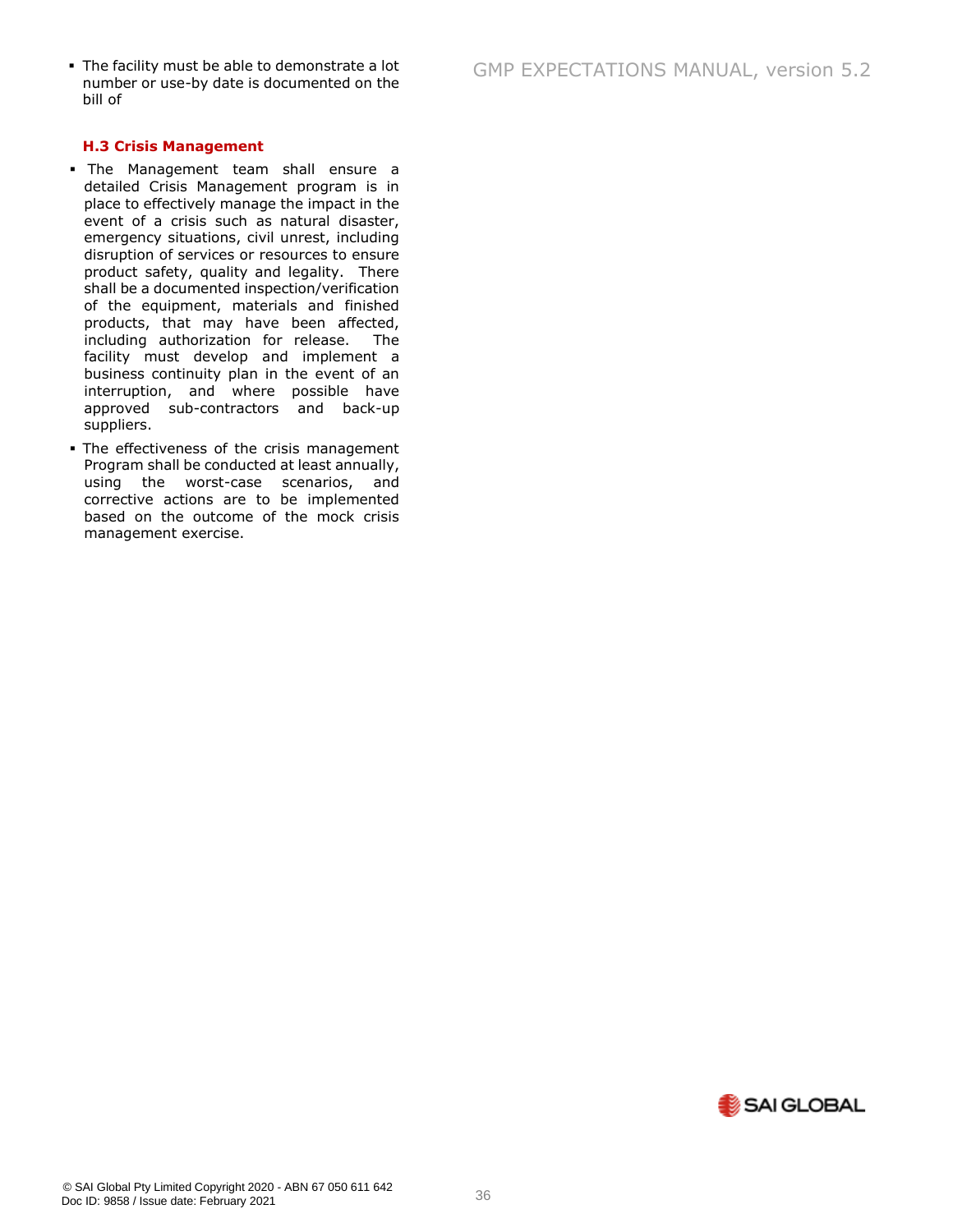- The facility must be able to demonstrate a lot number or use-by date is documented on the bill of

### H.3 Crisis Management

- The Management team shall ensure a detailed Crisis Management program is in place to effectively manage the impact in the event of a crisis such as natural disaster, emergency situations, civil unrest, including disruption of services or resources to ensure product safety, quality and legality. There shall be a documented inspection/verification of the equipment, materials and finished products, that may have been affected, including authorization for release. The facility must develop and implement a business continuity plan in the event of an interruption, and where possible have approved sub-contractors and back-up suppliers.
- The effectiveness of the crisis management Program shall be conducted at least annually, using the worst-case scenarios, and corrective actions are to be implemented based on the outcome of the mock crisis management exercise.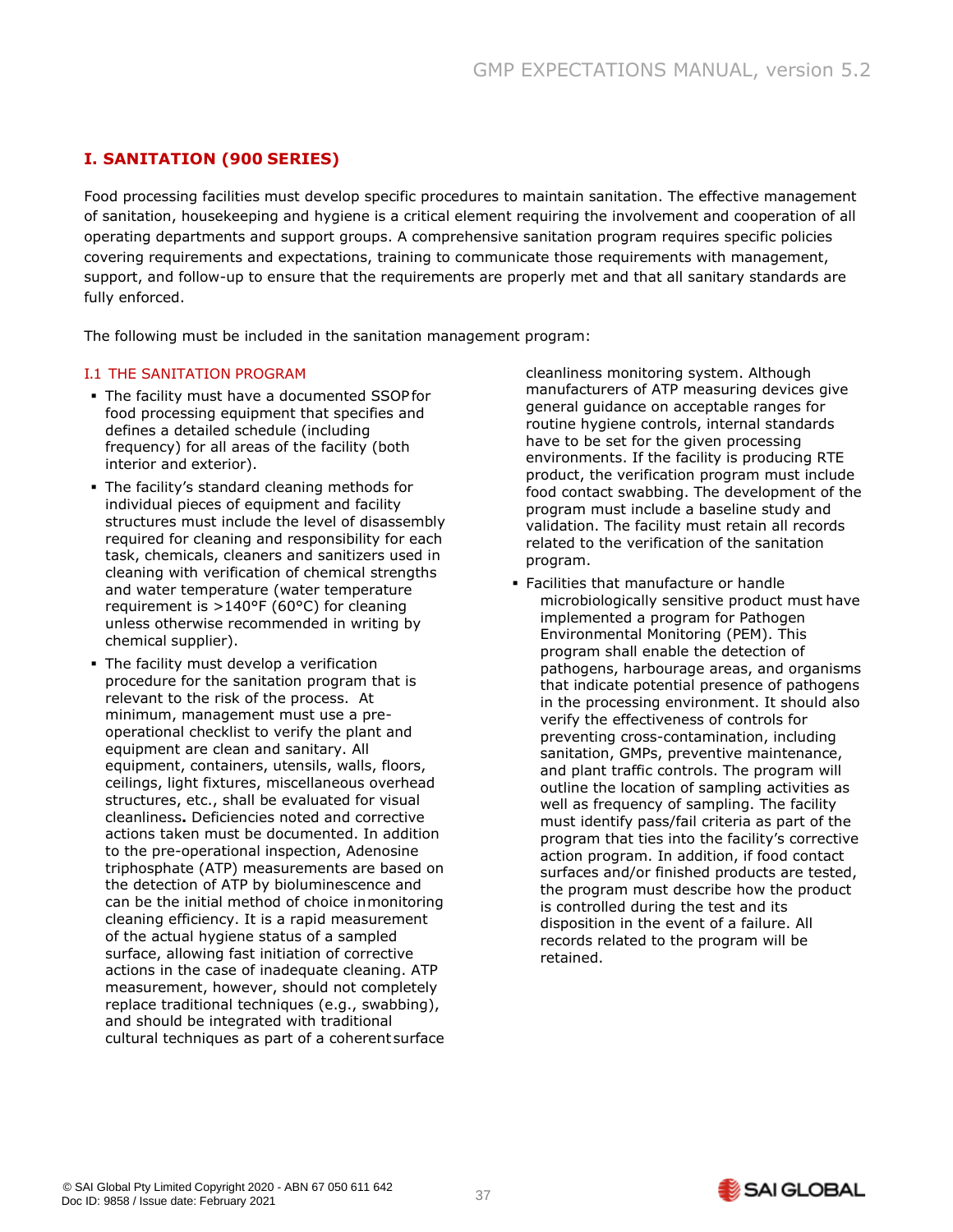## I. SANITATION (900 SERIES)

Food processing facilities must develop specific procedures to maintain sanitation. The effective management of sanitation, housekeeping and hygiene is a critical element requiring the involvement and cooperation of all operating departments and support groups. A comprehensive sanitation program requires specific policies covering requirements and expectations, training to communicate those requirements with management, support, and follow-up to ensure that the requirements are properly met and that all sanitary standards are fully enforced.

The following must be included in the sanitation management program:

### I.1 THE SANITATION PROGRAM

- The facility must have a documented SSOP for food processing equipment that specifies and defines a detailed schedule (including frequency) for all areas of the facility (both interior and exterior).
- The facility's standard cleaning methods for individual pieces of equipment and facility structures must include the level of disassembly required for cleaning and responsibility for each task, chemicals, cleaners and sanitizers used in cleaning with verification of chemical strengths and water temperature (water temperature requirement is >140°F (60°C) for cleaning unless otherwise recommended in writing by chemical supplier).
- The facility must develop a verification procedure for the sanitation program that is relevant to the risk of the process. At minimum, management must use a pre-operational checklist to verify the plant and equipment are clean and sanitary. All equipment, containers, utensils, walls, floors, ceilings, light fixtures, miscellaneous overhead structures, etc., shall be evaluated for visual cleanliness**.** Deficiencies noted and corrective actions taken must be documented. In addition to the pre-operational inspection, Adenosine triphosphate (ATP) measurements are based on the detection of ATP by bioluminescence and can be the initial method of choice in monitoring cleaning efficiency. It is a rapid measurement of the actual hygiene status of a sampled surface, allowing fast initiation of corrective actions in the case of inadequate cleaning. ATP measurement, however, should not completely replace traditional techniques (e.g., swabbing), and should be integrated with traditional cultural techniques as part of a coherent surface cleanliness monitoring system. Although manufacturers of ATP measuring devices give general guidance on acceptable ranges for routine hygiene controls, internal standards have to be set for the given processing environments. If the facility is producing RTE product, the verification program must include food contact swabbing. The development of the program must include a baseline study and validation. The facility must retain all records related to the verification of the sanitation program.
- Facilities that manufacture or handle microbiologically sensitive product must have implemented a program for Pathogen Environmental Monitoring (PEM). This program shall enable the detection of pathogens, harbourage areas, and organisms that indicate potential presence of pathogens in the processing environment. It should also verify the effectiveness of controls for preventing cross-contamination, including sanitation, GMPs, preventive maintenance, and plant traffic controls. The program will outline the location of sampling activities as well as frequency of sampling. The facility must identify pass/fail criteria as part of the program that ties into the facility's corrective action program. In addition, if food contact surfaces and/or finished products are tested, the program must describe how the product is controlled during the test and its disposition in the event of a failure. All records related to the program will be retained.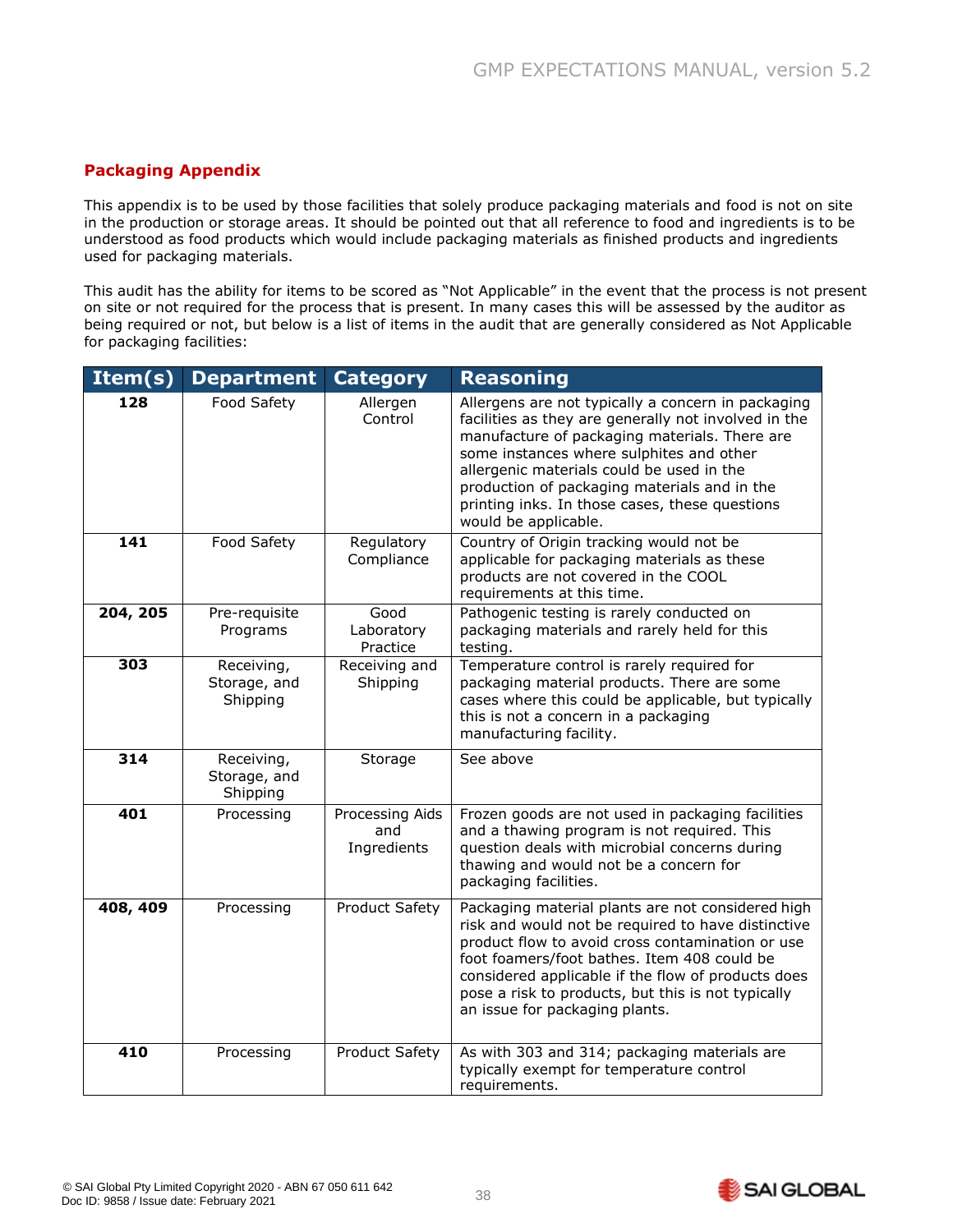## Packaging Appendix

This appendix is to be used by those facilities that solely produce packaging materials and food is not on site in the production or storage areas. It should be pointed out that all reference to food and ingredients is to be understood as food products which would include packaging materials as finished products and ingredients used for packaging materials.

This audit has the ability for items to be scored as "Not Applicable" in the event that the process is not present on site or not required for the process that is present. In many cases this will be assessed by the auditor as being required or not, but below is a list of items in the audit that are generally considered as Not Applicable for packaging facilities:

| Item(s) | Department | Category | Reasoning |
|---|---|---|---|
| **128** | Food Safety | Allergen Control | Allergens are not typically a concern in packaging facilities as they are generally not involved in the manufacture of packaging materials. There are some instances where sulphites and other allergenic materials could be used in the production of packaging materials and in the printing inks. In those cases, these questions would be applicable. |
| **141** | Food Safety | Regulatory Compliance | Country of Origin tracking would not be applicable for packaging materials as these products are not covered in the COOL requirements at this time. |
| **204, 205** | Pre-requisite Programs | Good Laboratory Practice | Pathogenic testing is rarely conducted on packaging materials and rarely held for this testing. |
| **303** | Receiving, Storage, and Shipping | Receiving and Shipping | Temperature control is rarely required for packaging material products. There are some cases where this could be applicable, but typically this is not a concern in a packaging manufacturing facility. |
| **314** | Receiving, Storage, and Shipping | Storage | See above |
| **401** | Processing | Processing Aids and Ingredients | Frozen goods are not used in packaging facilities and a thawing program is not required. This question deals with microbial concerns during thawing and would not be a concern for packaging facilities. |
| **408, 409** | Processing | Product Safety | Packaging material plants are not considered high risk and would not be required to have distinctive product flow to avoid cross contamination or use foot foamers/foot bathes. Item 408 could be considered applicable if the flow of products does pose a risk to products, but this is not typically an issue for packaging plants. |
| **410** | Processing | Product Safety | As with 303 and 314; packaging materials are typically exempt for temperature control requirements. |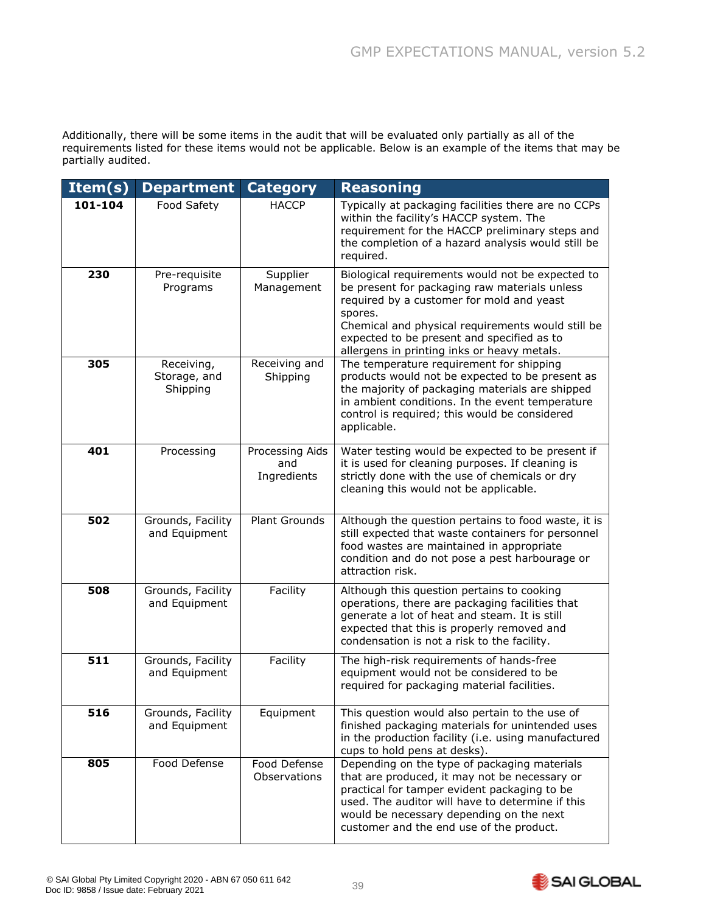Additionally, there will be some items in the audit that will be evaluated only partially as all of the requirements listed for these items would not be applicable. Below is an example of the items that may be partially audited.

| Item(s) | Department | Category | Reasoning |
|---|---|---|---|
| **101-104** | Food Safety | HACCP | Typically at packaging facilities there are no CCPs within the facility's HACCP system. The requirement for the HACCP preliminary steps and the completion of a hazard analysis would still be required. |
| **230** | Pre-requisite Programs | Supplier Management | Biological requirements would not be expected to be present for packaging raw materials unless required by a customer for mold and yeast spores.<br>Chemical and physical requirements would still be expected to be present and specified as to allergens in printing inks or heavy metals. |
| **305** | Receiving, Storage, and Shipping | Receiving and Shipping | The temperature requirement for shipping products would not be expected to be present as the majority of packaging materials are shipped in ambient conditions. In the event temperature control is required; this would be considered applicable. |
| **401** | Processing | Processing Aids and Ingredients | Water testing would be expected to be present if it is used for cleaning purposes. If cleaning is strictly done with the use of chemicals or dry cleaning this would not be applicable. |
| **502** | Grounds, Facility and Equipment | Plant Grounds | Although the question pertains to food waste, it is still expected that waste containers for personnel food wastes are maintained in appropriate condition and do not pose a pest harbourage or attraction risk. |
| **508** | Grounds, Facility and Equipment | Facility | Although this question pertains to cooking operations, there are packaging facilities that generate a lot of heat and steam. It is still expected that this is properly removed and condensation is not a risk to the facility. |
| **511** | Grounds, Facility and Equipment | Facility | The high-risk requirements of hands-free equipment would not be considered to be required for packaging material facilities. |
| **516** | Grounds, Facility and Equipment | Equipment | This question would also pertain to the use of finished packaging materials for unintended uses in the production facility (i.e. using manufactured cups to hold pens at desks). |
| **805** | Food Defense | Food Defense Observations | Depending on the type of packaging materials that are produced, it may not be necessary or practical for tamper evident packaging to be used. The auditor will have to determine if this would be necessary depending on the next customer and the end use of the product. |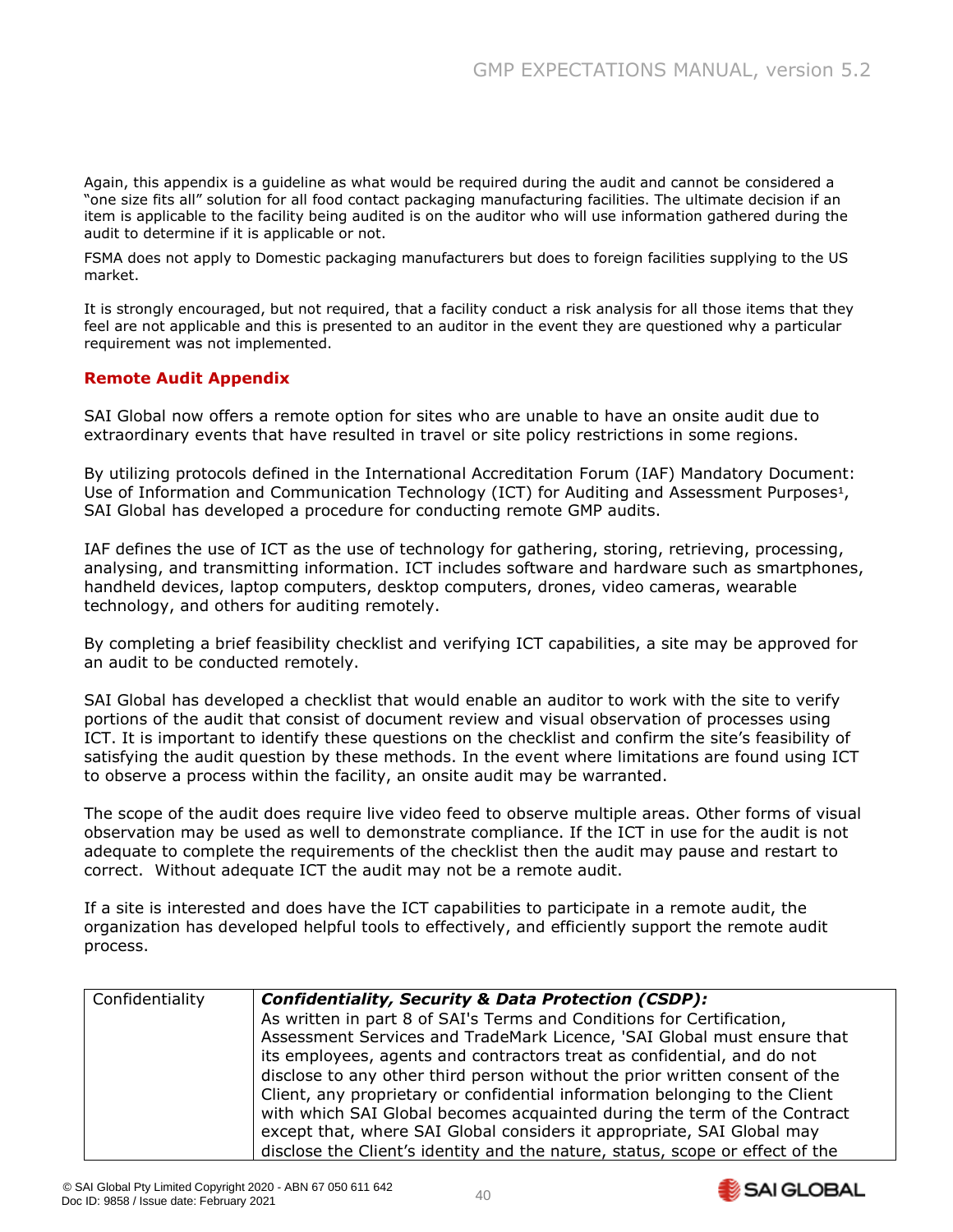Again, this appendix is a guideline as what would be required during the audit and cannot be considered a "one size fits all" solution for all food contact packaging manufacturing facilities. The ultimate decision if an item is applicable to the facility being audited is on the auditor who will use information gathered during the audit to determine if it is applicable or not.

FSMA does not apply to Domestic packaging manufacturers but does to foreign facilities supplying to the US market.

It is strongly encouraged, but not required, that a facility conduct a risk analysis for all those items that they feel are not applicable and this is presented to an auditor in the event they are questioned why a particular requirement was not implemented.

## Remote Audit Appendix

SAI Global now offers a remote option for sites who are unable to have an onsite audit due to extraordinary events that have resulted in travel or site policy restrictions in some regions.

By utilizing protocols defined in the International Accreditation Forum (IAF) Mandatory Document: Use of Information and Communication Technology (ICT) for Auditing and Assessment Purposes[1], SAI Global has developed a procedure for conducting remote GMP audits.

IAF defines the use of ICT as the use of technology for gathering, storing, retrieving, processing, analysing, and transmitting information. ICT includes software and hardware such as smartphones, handheld devices, laptop computers, desktop computers, drones, video cameras, wearable technology, and others for auditing remotely.

By completing a brief feasibility checklist and verifying ICT capabilities, a site may be approved for an audit to be conducted remotely.

SAI Global has developed a checklist that would enable an auditor to work with the site to verify portions of the audit that consist of document review and visual observation of processes using ICT. It is important to identify these questions on the checklist and confirm the site's feasibility of satisfying the audit question by these methods. In the event where limitations are found using ICT to observe a process within the facility, an onsite audit may be warranted.

The scope of the audit does require live video feed to observe multiple areas. Other forms of visual observation may be used as well to demonstrate compliance. If the ICT in use for the audit is not adequate to complete the requirements of the checklist then the audit may pause and restart to correct. Without adequate ICT the audit may not be a remote audit.

If a site is interested and does have the ICT capabilities to participate in a remote audit, the organization has developed helpful tools to effectively, and efficiently support the remote audit process.

| | |
|---|---|
| Confidentiality | ***Confidentiality, Security & Data Protection (CSDP):*** As written in part 8 of SAI's Terms and Conditions for Certification, Assessment Services and TradeMark Licence, 'SAI Global must ensure that its employees, agents and contractors treat as confidential, and do not disclose to any other third person without the prior written consent of the Client, any proprietary or confidential information belonging to the Client with which SAI Global becomes acquainted during the term of the Contract except that, where SAI Global considers it appropriate, SAI Global may disclose the Client's identity and the nature, status, scope or effect of the |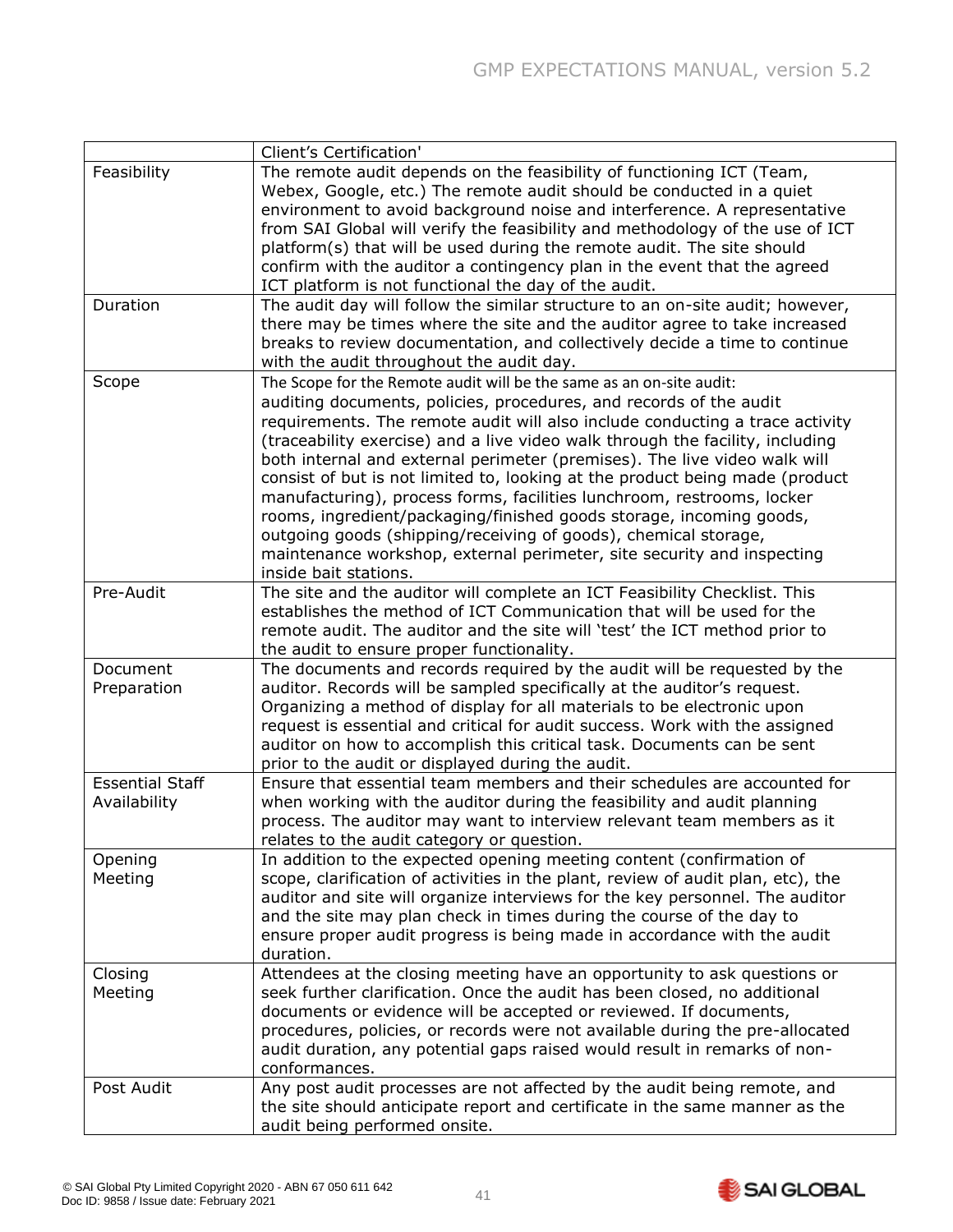| | Client's Certification' |
|---|---|
| Feasibility | The remote audit depends on the feasibility of functioning ICT (Team, Webex, Google, etc.) The remote audit should be conducted in a quiet environment to avoid background noise and interference. A representative from SAI Global will verify the feasibility and methodology of the use of ICT platform(s) that will be used during the remote audit. The site should confirm with the auditor a contingency plan in the event that the agreed ICT platform is not functional the day of the audit. |
| Duration | The audit day will follow the similar structure to an on-site audit; however, there may be times where the site and the auditor agree to take increased breaks to review documentation, and collectively decide a time to continue with the audit throughout the audit day. |
| Scope | The Scope for the Remote audit will be the same as an on-site audit: auditing documents, policies, procedures, and records of the audit requirements. The remote audit will also include conducting a trace activity (traceability exercise) and a live video walk through the facility, including both internal and external perimeter (premises). The live video walk will consist of but is not limited to, looking at the product being made (product manufacturing), process forms, facilities lunchroom, restrooms, locker rooms, ingredient/packaging/finished goods storage, incoming goods, outgoing goods (shipping/receiving of goods), chemical storage, maintenance workshop, external perimeter, site security and inspecting inside bait stations. |
| Pre-Audit | The site and the auditor will complete an ICT Feasibility Checklist. This establishes the method of ICT Communication that will be used for the remote audit. The auditor and the site will 'test' the ICT method prior to the audit to ensure proper functionality. |
| Document Preparation | The documents and records required by the audit will be requested by the auditor. Records will be sampled specifically at the auditor's request. Organizing a method of display for all materials to be electronic upon request is essential and critical for audit success. Work with the assigned auditor on how to accomplish this critical task. Documents can be sent prior to the audit or displayed during the audit. |
| Essential Staff Availability | Ensure that essential team members and their schedules are accounted for when working with the auditor during the feasibility and audit planning process. The auditor may want to interview relevant team members as it relates to the audit category or question. |
| Opening Meeting | In addition to the expected opening meeting content (confirmation of scope, clarification of activities in the plant, review of audit plan, etc), the auditor and site will organize interviews for the key personnel. The auditor and the site may plan check in times during the course of the day to ensure proper audit progress is being made in accordance with the audit duration. |
| Closing Meeting | Attendees at the closing meeting have an opportunity to ask questions or seek further clarification. Once the audit has been closed, no additional documents or evidence will be accepted or reviewed. If documents, procedures, policies, or records were not available during the pre-allocated audit duration, any potential gaps raised would result in remarks of non-conformances. |
| Post Audit | Any post audit processes are not affected by the audit being remote, and the site should anticipate report and certificate in the same manner as the audit being performed onsite. |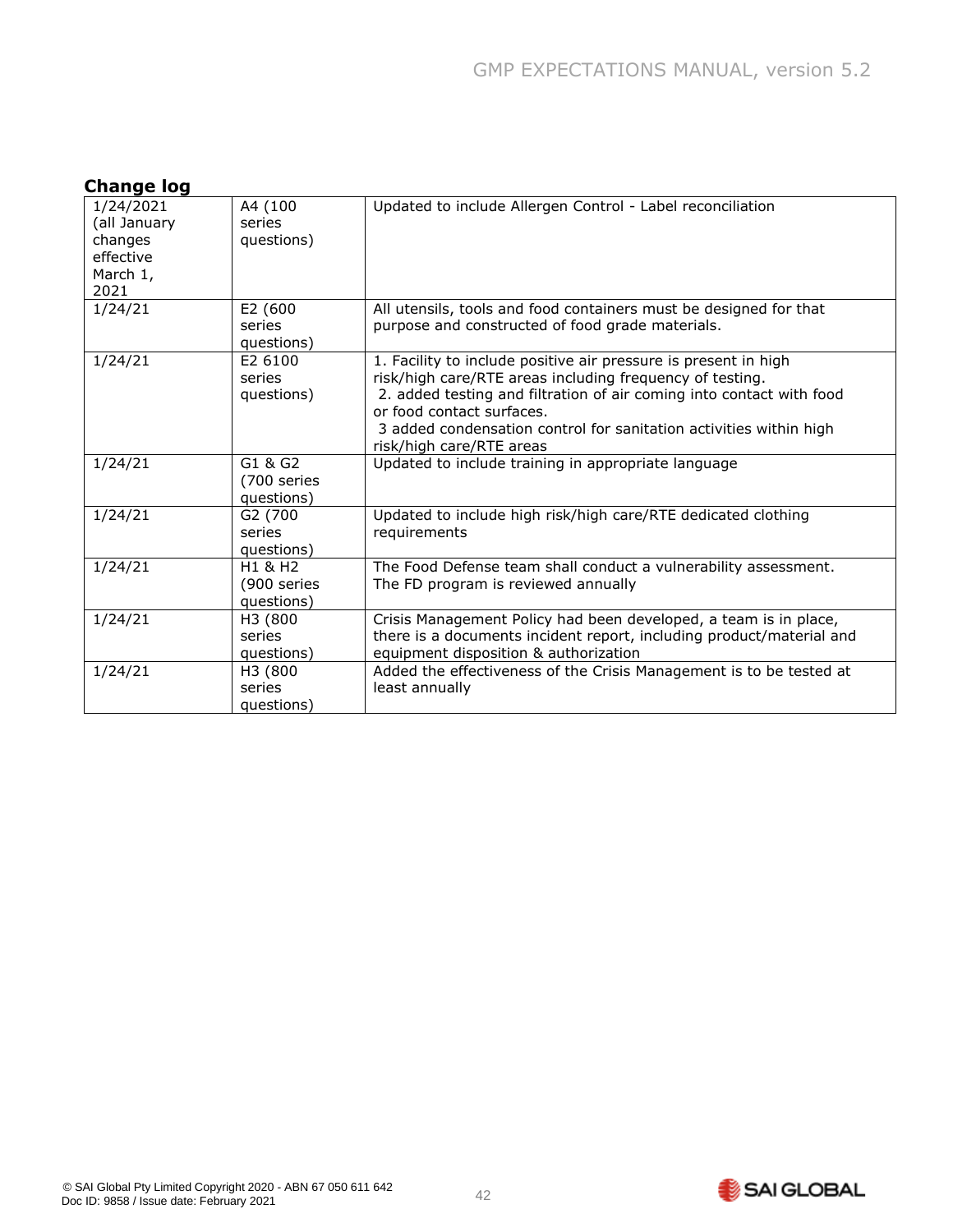## Change log

| | | |
|---|---|---|
| 1/24/2021 (all January changes effective March 1, 2021 | A4 (100 series questions) | Updated to include Allergen Control - Label reconciliation |
| 1/24/21 | E2 (600 series questions) | All utensils, tools and food containers must be designed for that purpose and constructed of food grade materials. |
| 1/24/21 | E2 6100 series questions) | 1. Facility to include positive air pressure is present in high risk/high care/RTE areas including frequency of testing. 2. added testing and filtration of air coming into contact with food or food contact surfaces. 3 added condensation control for sanitation activities within high risk/high care/RTE areas |
| 1/24/21 | G1 & G2 (700 series questions) | Updated to include training in appropriate language |
| 1/24/21 | G2 (700 series questions) | Updated to include high risk/high care/RTE dedicated clothing requirements |
| 1/24/21 | H1 & H2 (900 series questions) | The Food Defense team shall conduct a vulnerability assessment. The FD program is reviewed annually |
| 1/24/21 | H3 (800 series questions) | Crisis Management Policy had been developed, a team is in place, there is a documents incident report, including product/material and equipment disposition & authorization |
| 1/24/21 | H3 (800 series questions) | Added the effectiveness of the Crisis Management is to be tested at least annually |